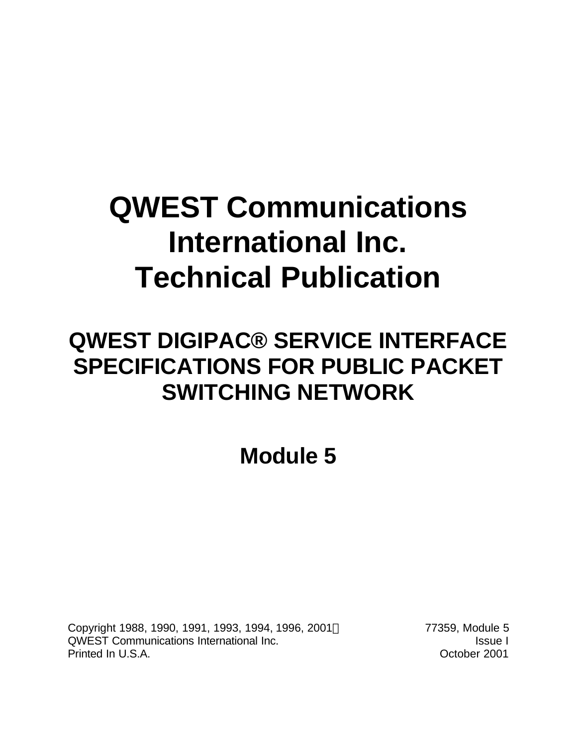# QWEST Communications International Inc. Technical Publication

## QWEST DIGIPAC® SERVICE INTERFACE SPECIFICATIONS FOR PUBLIC PACKET SWITCHING NETWORK

## Module 5

Copyright 1988, 1990, 1991, 1993, 1994, 1996, 2001©
QWEST Communications International Inc.
Printed In U.S.A.

77359, Module 5
Issue I
October 2001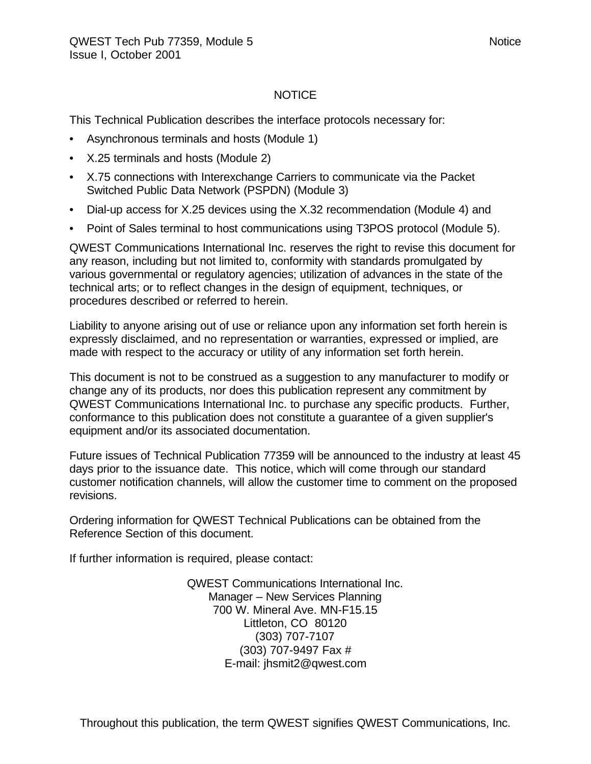# NOTICE

This Technical Publication describes the interface protocols necessary for:

- Asynchronous terminals and hosts (Module 1)
- X.25 terminals and hosts (Module 2)
- X.75 connections with Interexchange Carriers to communicate via the Packet Switched Public Data Network (PSPDN) (Module 3)
- Dial-up access for X.25 devices using the X.32 recommendation (Module 4) and
- Point of Sales terminal to host communications using T3POS protocol (Module 5).

QWEST Communications International Inc. reserves the right to revise this document for any reason, including but not limited to, conformity with standards promulgated by various governmental or regulatory agencies; utilization of advances in the state of the technical arts; or to reflect changes in the design of equipment, techniques, or procedures described or referred to herein.

Liability to anyone arising out of use or reliance upon any information set forth herein is expressly disclaimed, and no representation or warranties, expressed or implied, are made with respect to the accuracy or utility of any information set forth herein.

This document is not to be construed as a suggestion to any manufacturer to modify or change any of its products, nor does this publication represent any commitment by QWEST Communications International Inc. to purchase any specific products. Further, conformance to this publication does not constitute a guarantee of a given supplier's equipment and/or its associated documentation.

Future issues of Technical Publication 77359 will be announced to the industry at least 45 days prior to the issuance date. This notice, which will come through our standard customer notification channels, will allow the customer time to comment on the proposed revisions.

Ordering information for QWEST Technical Publications can be obtained from the Reference Section of this document.

If further information is required, please contact:

QWEST Communications International Inc.
Manager – New Services Planning
700 W. Mineral Ave. MN-F15.15
Littleton, CO 80120
(303) 707-7107
(303) 707-9497 Fax #
E-mail: jhsmit2@qwest.com

Throughout this publication, the term QWEST signifies QWEST Communications, Inc.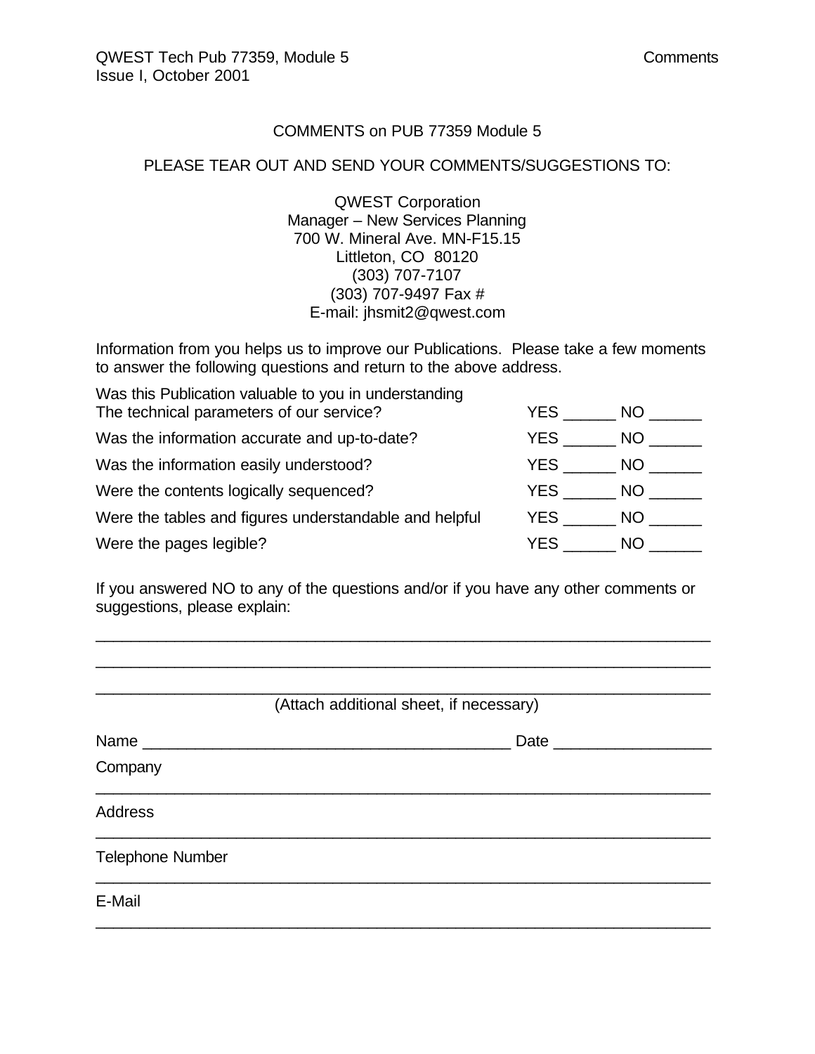## COMMENTS on PUB 77359 Module 5

PLEASE TEAR OUT AND SEND YOUR COMMENTS/SUGGESTIONS TO:

QWEST Corporation
Manager – New Services Planning
700 W. Mineral Ave. MN-F15.15
Littleton, CO 80120
(303) 707-7107
(303) 707-9497 Fax #
E-mail: jhsmit2@qwest.com

Information from you helps us to improve our Publications. Please take a few moments to answer the following questions and return to the above address.

| | |
|---|---|
| Was this Publication valuable to you in understanding The technical parameters of our service? | YES ______ NO ______ |
| Was the information accurate and up-to-date? | YES ______ NO ______ |
| Was the information easily understood? | YES ______ NO ______ |
| Were the contents logically sequenced? | YES ______ NO ______ |
| Were the tables and figures understandable and helpful | YES ______ NO ______ |
| Were the pages legible? | YES ______ NO ______ |

If you answered NO to any of the questions and/or if you have any other comments or suggestions, please explain:

______________________________________________________________________

______________________________________________________________________

______________________________________________________________________

(Attach additional sheet, if necessary)

Name ________________________________________ Date _________________

Company

______________________________________________________________________

Address

______________________________________________________________________

Telephone Number

______________________________________________________________________

E-Mail

______________________________________________________________________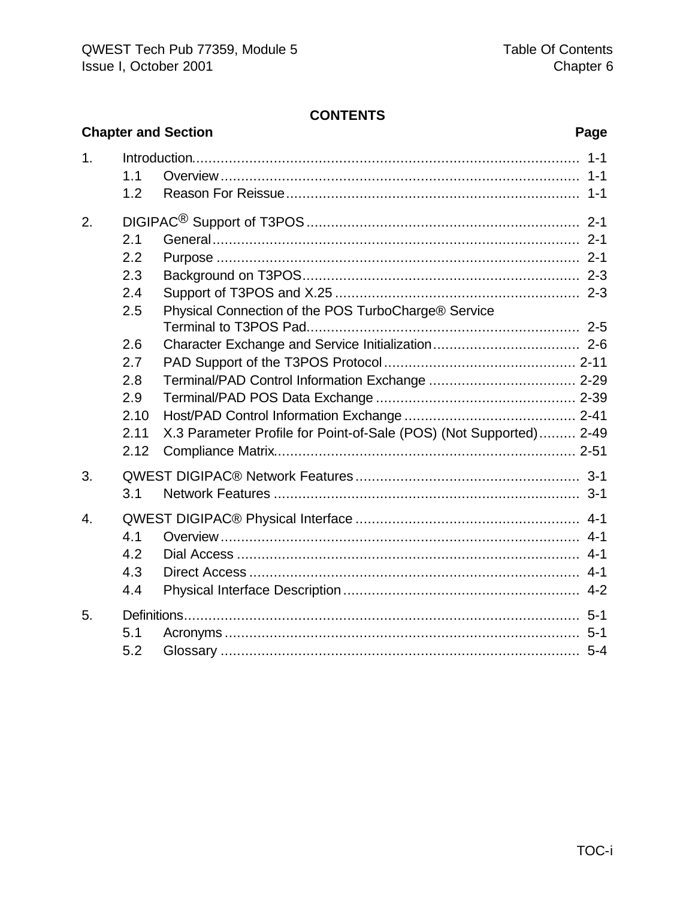# CONTENTS

| Chapter and Section | | Page |
|---|---|---|
| 1. | Introduction | 1-1 |
| | 1.1 Overview | 1-1 |
| | 1.2 Reason For Reissue | 1-1 |
| 2. | DIGIPAC® Support of T3POS | 2-1 |
| | 2.1 General | 2-1 |
| | 2.2 Purpose | 2-1 |
| | 2.3 Background on T3POS | 2-3 |
| | 2.4 Support of T3POS and X.25 | 2-3 |
| | 2.5 Physical Connection of the POS TurboCharge® Service Terminal to T3POS Pad | 2-5 |
| | 2.6 Character Exchange and Service Initialization | 2-6 |
| | 2.7 PAD Support of the T3POS Protocol | 2-11 |
| | 2.8 Terminal/PAD Control Information Exchange | 2-29 |
| | 2.9 Terminal/PAD POS Data Exchange | 2-39 |
| | 2.10 Host/PAD Control Information Exchange | 2-41 |
| | 2.11 X.3 Parameter Profile for Point-of-Sale (POS) (Not Supported) | 2-49 |
| | 2.12 Compliance Matrix | 2-51 |
| 3. | QWEST DIGIPAC® Network Features | 3-1 |
| | 3.1 Network Features | 3-1 |
| 4. | QWEST DIGIPAC® Physical Interface | 4-1 |
| | 4.1 Overview | 4-1 |
| | 4.2 Dial Access | 4-1 |
| | 4.3 Direct Access | 4-1 |
| | 4.4 Physical Interface Description | 4-2 |
| 5. | Definitions | 5-1 |
| | 5.1 Acronyms | 5-1 |
| | 5.2 Glossary | 5-4 |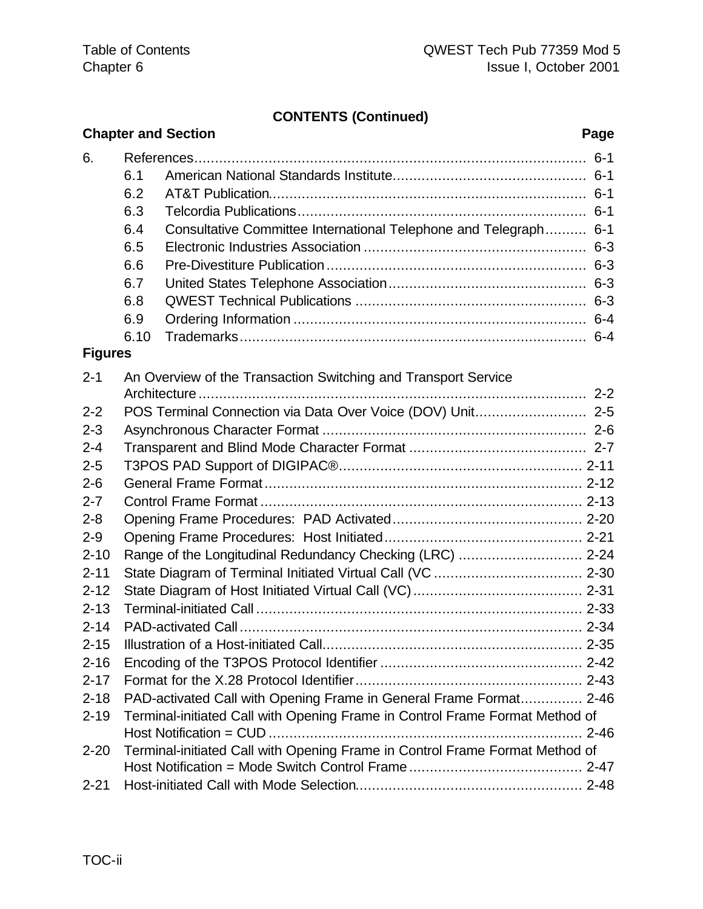**CONTENTS (Continued)**

| Chapter and Section | | | Page |
|---|---|---|---|
| 6. | | References | 6-1 |
| | 6.1 | American National Standards Institute | 6-1 |
| | 6.2 | AT&T Publication | 6-1 |
| | 6.3 | Telcordia Publications | 6-1 |
| | 6.4 | Consultative Committee International Telephone and Telegraph | 6-1 |
| | 6.5 | Electronic Industries Association | 6-3 |
| | 6.6 | Pre-Divestiture Publication | 6-3 |
| | 6.7 | United States Telephone Association | 6-3 |
| | 6.8 | QWEST Technical Publications | 6-3 |
| | 6.9 | Ordering Information | 6-4 |
| | 6.10 | Trademarks | 6-4 |

**Figures**

| | | |
|---|---|---|
| 2-1 | An Overview of the Transaction Switching and Transport Service Architecture | 2-2 |
| 2-2 | POS Terminal Connection via Data Over Voice (DOV) Unit | 2-5 |
| 2-3 | Asynchronous Character Format | 2-6 |
| 2-4 | Transparent and Blind Mode Character Format | 2-7 |
| 2-5 | T3POS PAD Support of DIGIPAC® | 2-11 |
| 2-6 | General Frame Format | 2-12 |
| 2-7 | Control Frame Format | 2-13 |
| 2-8 | Opening Frame Procedures: PAD Activated | 2-20 |
| 2-9 | Opening Frame Procedures: Host Initiated | 2-21 |
| 2-10 | Range of the Longitudinal Redundancy Checking (LRC) | 2-24 |
| 2-11 | State Diagram of Terminal Initiated Virtual Call (VC | 2-30 |
| 2-12 | State Diagram of Host Initiated Virtual Call (VC) | 2-31 |
| 2-13 | Terminal-initiated Call | 2-33 |
| 2-14 | PAD-activated Call | 2-34 |
| 2-15 | Illustration of a Host-initiated Call | 2-35 |
| 2-16 | Encoding of the T3POS Protocol Identifier | 2-42 |
| 2-17 | Format for the X.28 Protocol Identifier | 2-43 |
| 2-18 | PAD-activated Call with Opening Frame in General Frame Format | 2-46 |
| 2-19 | Terminal-initiated Call with Opening Frame in Control Frame Format Method of Host Notification = CUD | 2-46 |
| 2-20 | Terminal-initiated Call with Opening Frame in Control Frame Format Method of Host Notification = Mode Switch Control Frame | 2-47 |
| 2-21 | Host-initiated Call with Mode Selection | 2-48 |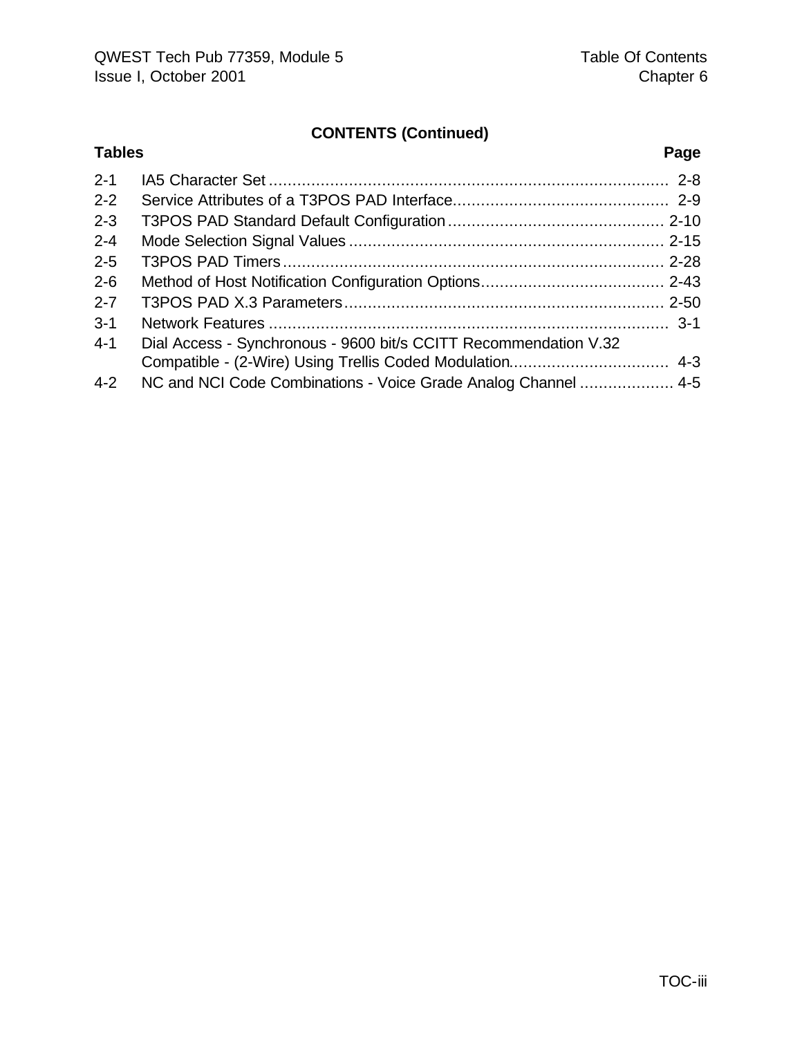## CONTENTS (Continued)

| Tables | | Page |
|---|---|---|
| 2-1 | IA5 Character Set | 2-8 |
| 2-2 | Service Attributes of a T3POS PAD Interface | 2-9 |
| 2-3 | T3POS PAD Standard Default Configuration | 2-10 |
| 2-4 | Mode Selection Signal Values | 2-15 |
| 2-5 | T3POS PAD Timers | 2-28 |
| 2-6 | Method of Host Notification Configuration Options | 2-43 |
| 2-7 | T3POS PAD X.3 Parameters | 2-50 |
| 3-1 | Network Features | 3-1 |
| 4-1 | Dial Access - Synchronous - 9600 bit/s CCITT Recommendation V.32 Compatible - (2-Wire) Using Trellis Coded Modulation | 4-3 |
| 4-2 | NC and NCI Code Combinations - Voice Grade Analog Channel | 4-5 |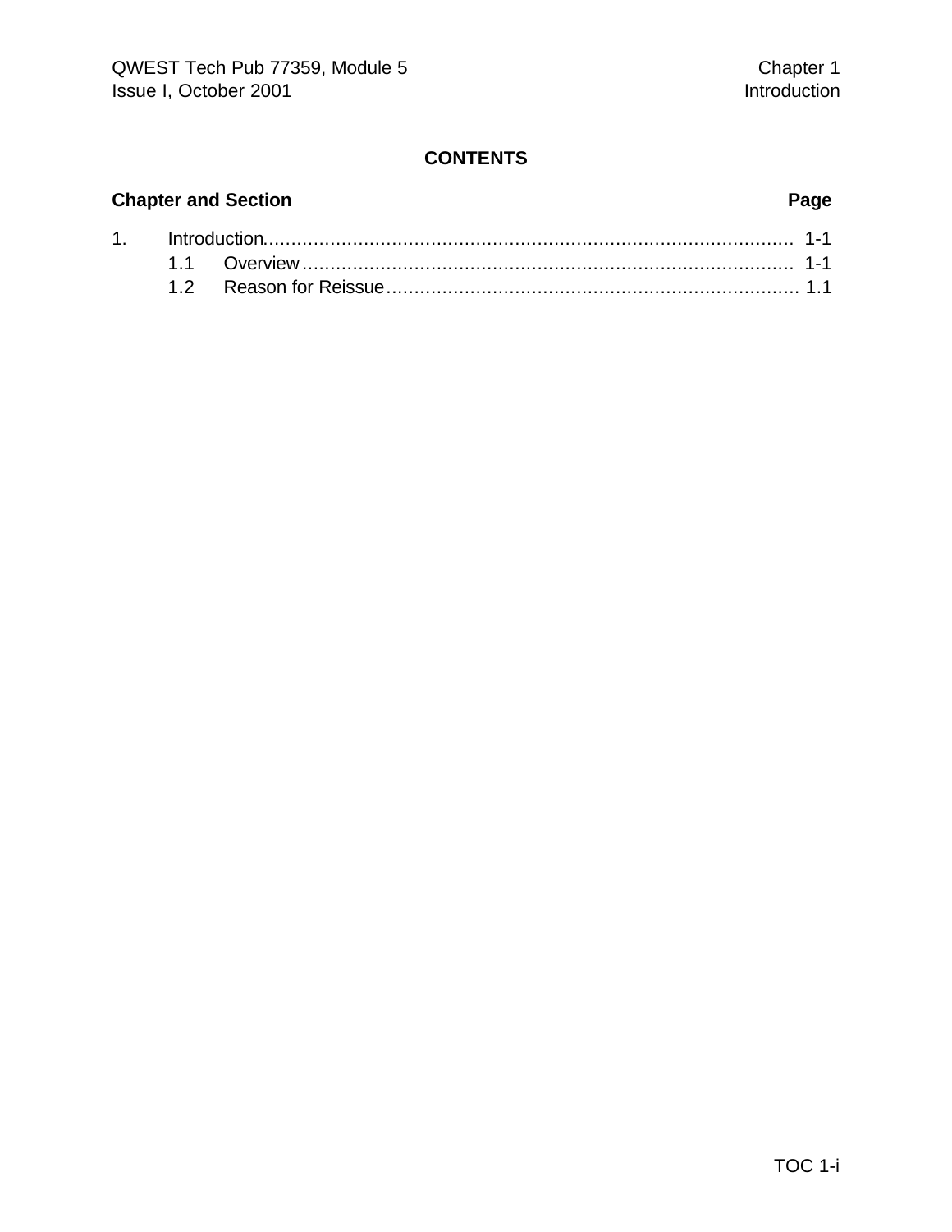# CONTENTS

| Chapter and Section | | Page |
|---|---|---|
| 1. | Introduction | 1-1 |
| | 1.1 Overview | 1-1 |
| | 1.2 Reason for Reissue | 1.1 |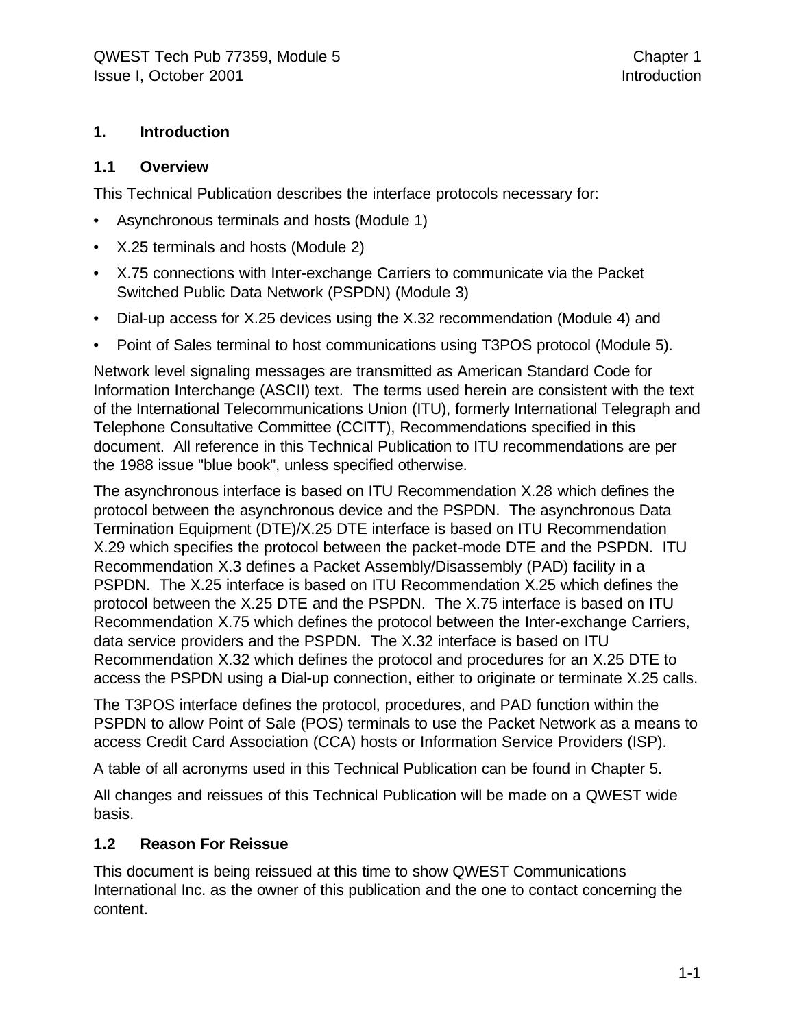# 1. Introduction

## 1.1 Overview

This Technical Publication describes the interface protocols necessary for:

- Asynchronous terminals and hosts (Module 1)
- X.25 terminals and hosts (Module 2)
- X.75 connections with Inter-exchange Carriers to communicate via the Packet Switched Public Data Network (PSPDN) (Module 3)
- Dial-up access for X.25 devices using the X.32 recommendation (Module 4) and
- Point of Sales terminal to host communications using T3POS protocol (Module 5).

Network level signaling messages are transmitted as American Standard Code for Information Interchange (ASCII) text. The terms used herein are consistent with the text of the International Telecommunications Union (ITU), formerly International Telegraph and Telephone Consultative Committee (CCITT), Recommendations specified in this document. All reference in this Technical Publication to ITU recommendations are per the 1988 issue "blue book", unless specified otherwise.

The asynchronous interface is based on ITU Recommendation X.28 which defines the protocol between the asynchronous device and the PSPDN. The asynchronous Data Termination Equipment (DTE)/X.25 DTE interface is based on ITU Recommendation X.29 which specifies the protocol between the packet-mode DTE and the PSPDN. ITU Recommendation X.3 defines a Packet Assembly/Disassembly (PAD) facility in a PSPDN. The X.25 interface is based on ITU Recommendation X.25 which defines the protocol between the X.25 DTE and the PSPDN. The X.75 interface is based on ITU Recommendation X.75 which defines the protocol between the Inter-exchange Carriers, data service providers and the PSPDN. The X.32 interface is based on ITU Recommendation X.32 which defines the protocol and procedures for an X.25 DTE to access the PSPDN using a Dial-up connection, either to originate or terminate X.25 calls.

The T3POS interface defines the protocol, procedures, and PAD function within the PSPDN to allow Point of Sale (POS) terminals to use the Packet Network as a means to access Credit Card Association (CCA) hosts or Information Service Providers (ISP).

A table of all acronyms used in this Technical Publication can be found in Chapter 5.

All changes and reissues of this Technical Publication will be made on a QWEST wide basis.

## 1.2 Reason For Reissue

This document is being reissued at this time to show QWEST Communications International Inc. as the owner of this publication and the one to contact concerning the content.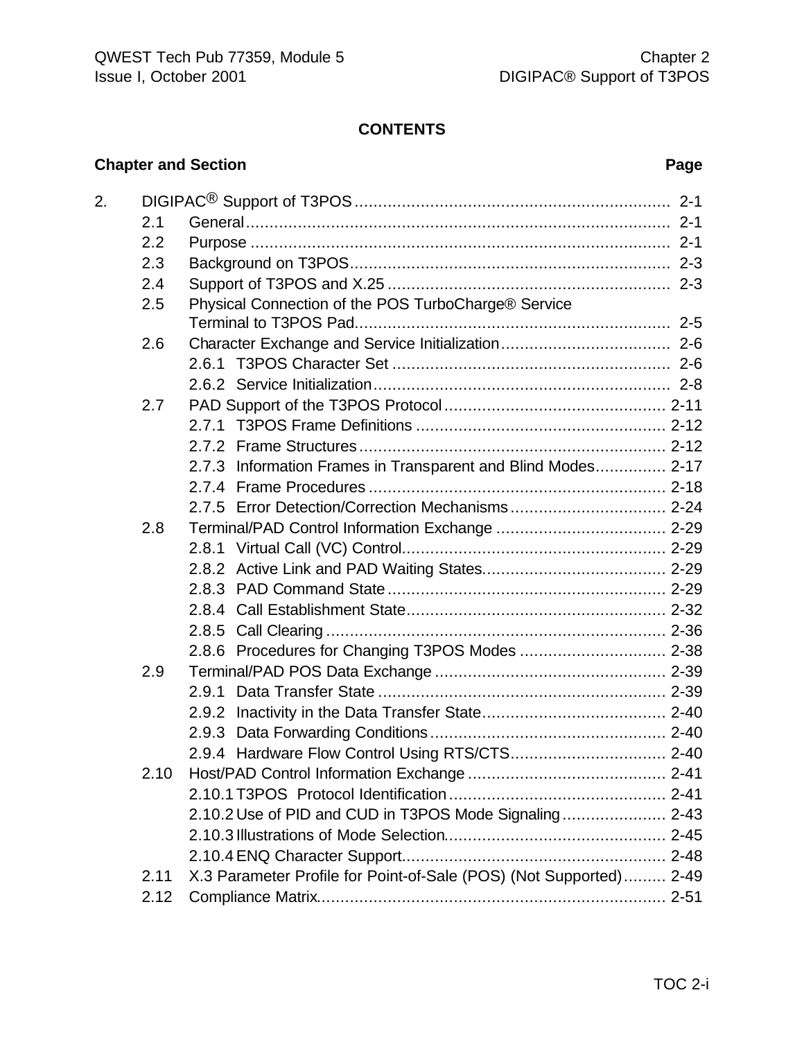## CONTENTS

| Chapter and Section | | | Page |
|---|---|---|---|
| 2. | DIGIPAC® Support of T3POS | | 2-1 |
| | 2.1 | General | 2-1 |
| | 2.2 | Purpose | 2-1 |
| | 2.3 | Background on T3POS | 2-3 |
| | 2.4 | Support of T3POS and X.25 | 2-3 |
| | 2.5 | Physical Connection of the POS TurboCharge® Service Terminal to T3POS Pad | 2-5 |
| | 2.6 | Character Exchange and Service Initialization | 2-6 |
| | | 2.6.1 T3POS Character Set | 2-6 |
| | | 2.6.2 Service Initialization | 2-8 |
| | 2.7 | PAD Support of the T3POS Protocol | 2-11 |
| | | 2.7.1 T3POS Frame Definitions | 2-12 |
| | | 2.7.2 Frame Structures | 2-12 |
| | | 2.7.3 Information Frames in Transparent and Blind Modes | 2-17 |
| | | 2.7.4 Frame Procedures | 2-18 |
| | | 2.7.5 Error Detection/Correction Mechanisms | 2-24 |
| | 2.8 | Terminal/PAD Control Information Exchange | 2-29 |
| | | 2.8.1 Virtual Call (VC) Control | 2-29 |
| | | 2.8.2 Active Link and PAD Waiting States | 2-29 |
| | | 2.8.3 PAD Command State | 2-29 |
| | | 2.8.4 Call Establishment State | 2-32 |
| | | 2.8.5 Call Clearing | 2-36 |
| | | 2.8.6 Procedures for Changing T3POS Modes | 2-38 |
| | 2.9 | Terminal/PAD POS Data Exchange | 2-39 |
| | | 2.9.1 Data Transfer State | 2-39 |
| | | 2.9.2 Inactivity in the Data Transfer State | 2-40 |
| | | 2.9.3 Data Forwarding Conditions | 2-40 |
| | | 2.9.4 Hardware Flow Control Using RTS/CTS | 2-40 |
| | 2.10 | Host/PAD Control Information Exchange | 2-41 |
| | | 2.10.1 T3POS Protocol Identification | 2-41 |
| | | 2.10.2 Use of PID and CUD in T3POS Mode Signaling | 2-43 |
| | | 2.10.3 Illustrations of Mode Selection | 2-45 |
| | | 2.10.4 ENQ Character Support | 2-48 |
| | 2.11 | X.3 Parameter Profile for Point-of-Sale (POS) (Not Supported) | 2-49 |
| | 2.12 | Compliance Matrix | 2-51 |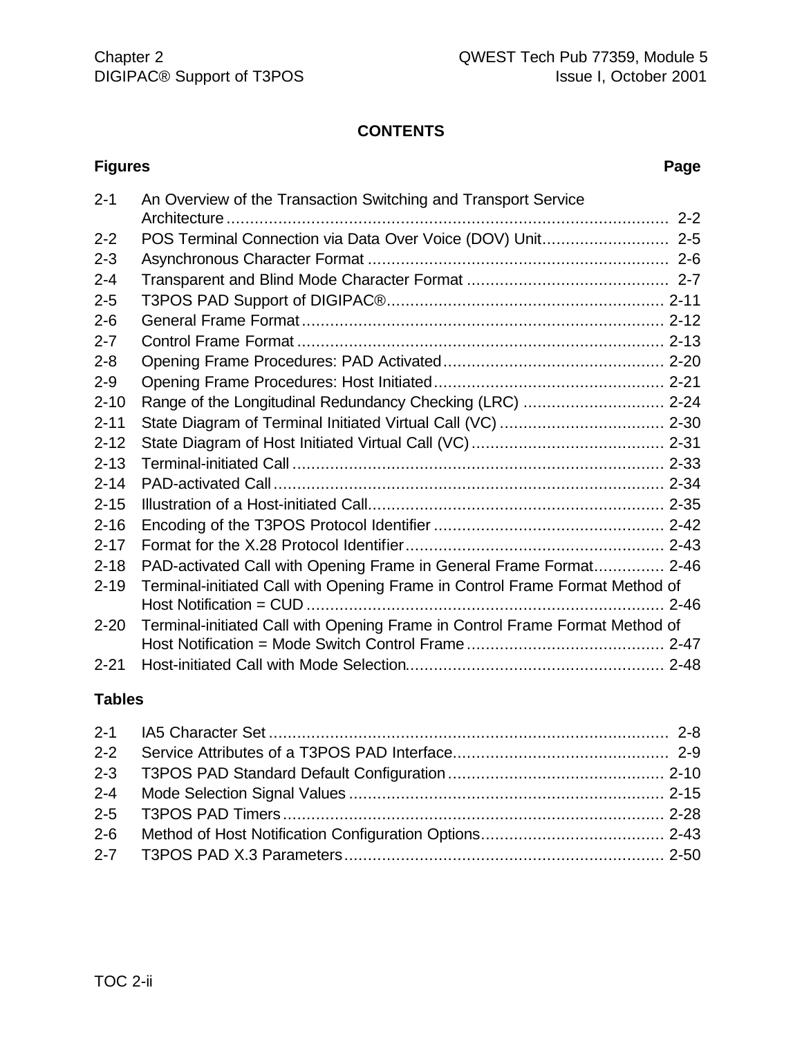## CONTENTS

### Figures

| | | Page |
|---|---|---|
| 2-1 | An Overview of the Transaction Switching and Transport Service Architecture | 2-2 |
| 2-2 | POS Terminal Connection via Data Over Voice (DOV) Unit | 2-5 |
| 2-3 | Asynchronous Character Format | 2-6 |
| 2-4 | Transparent and Blind Mode Character Format | 2-7 |
| 2-5 | T3POS PAD Support of DIGIPAC® | 2-11 |
| 2-6 | General Frame Format | 2-12 |
| 2-7 | Control Frame Format | 2-13 |
| 2-8 | Opening Frame Procedures: PAD Activated | 2-20 |
| 2-9 | Opening Frame Procedures: Host Initiated | 2-21 |
| 2-10 | Range of the Longitudinal Redundancy Checking (LRC) | 2-24 |
| 2-11 | State Diagram of Terminal Initiated Virtual Call (VC) | 2-30 |
| 2-12 | State Diagram of Host Initiated Virtual Call (VC) | 2-31 |
| 2-13 | Terminal-initiated Call | 2-33 |
| 2-14 | PAD-activated Call | 2-34 |
| 2-15 | Illustration of a Host-initiated Call | 2-35 |
| 2-16 | Encoding of the T3POS Protocol Identifier | 2-42 |
| 2-17 | Format for the X.28 Protocol Identifier | 2-43 |
| 2-18 | PAD-activated Call with Opening Frame in General Frame Format | 2-46 |
| 2-19 | Terminal-initiated Call with Opening Frame in Control Frame Format Method of Host Notification = CUD | 2-46 |
| 2-20 | Terminal-initiated Call with Opening Frame in Control Frame Format Method of Host Notification = Mode Switch Control Frame | 2-47 |
| 2-21 | Host-initiated Call with Mode Selection | 2-48 |

### Tables

| | | Page |
|---|---|---|
| 2-1 | IA5 Character Set | 2-8 |
| 2-2 | Service Attributes of a T3POS PAD Interface | 2-9 |
| 2-3 | T3POS PAD Standard Default Configuration | 2-10 |
| 2-4 | Mode Selection Signal Values | 2-15 |
| 2-5 | T3POS PAD Timers | 2-28 |
| 2-6 | Method of Host Notification Configuration Options | 2-43 |
| 2-7 | T3POS PAD X.3 Parameters | 2-50 |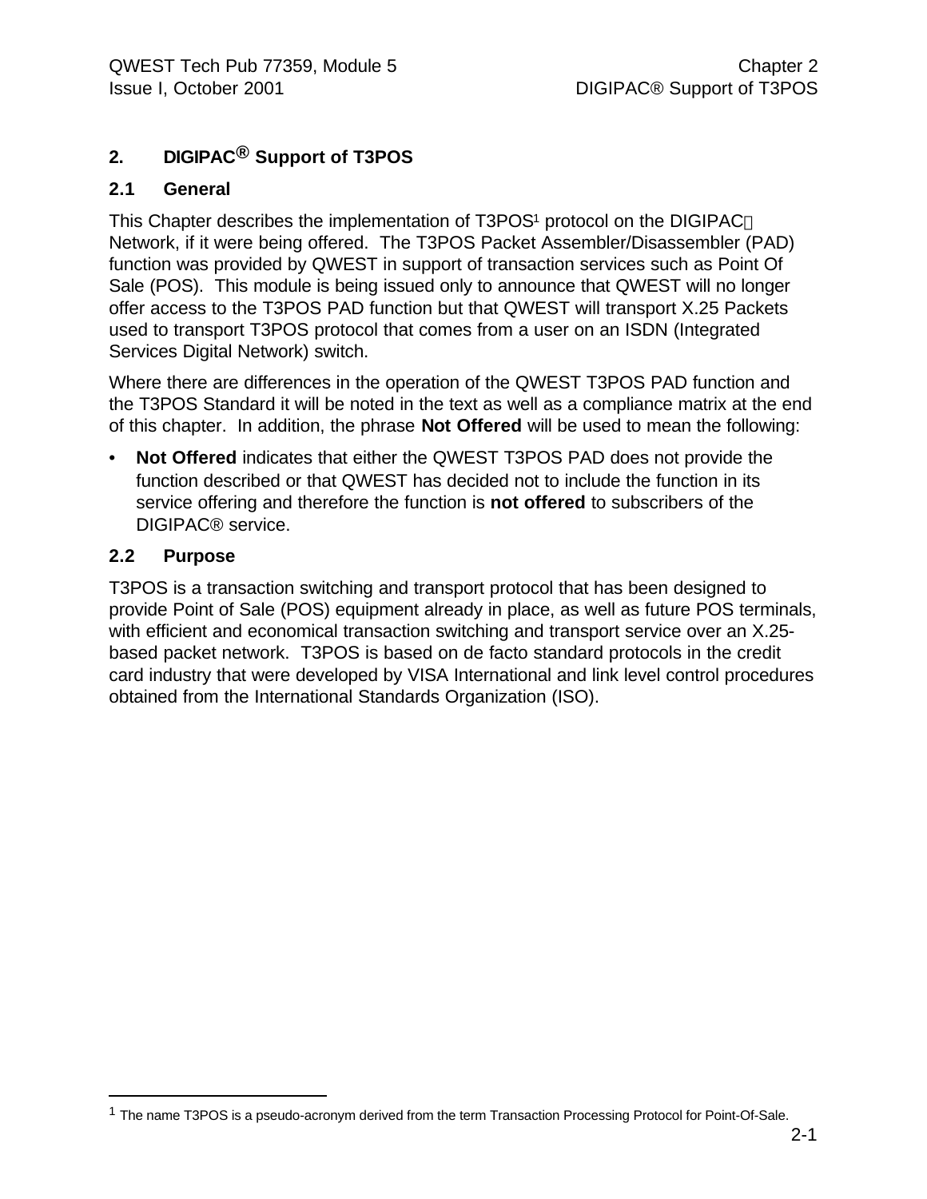## 2. DIGIPAC® Support of T3POS

### 2.1 General

This Chapter describes the implementation of T3POS[1] protocol on the DIGIPAC Network, if it were being offered. The T3POS Packet Assembler/Disassembler (PAD) function was provided by QWEST in support of transaction services such as Point Of Sale (POS). This module is being issued only to announce that QWEST will no longer offer access to the T3POS PAD function but that QWEST will transport X.25 Packets used to transport T3POS protocol that comes from a user on an ISDN (Integrated Services Digital Network) switch.

Where there are differences in the operation of the QWEST T3POS PAD function and the T3POS Standard it will be noted in the text as well as a compliance matrix at the end of this chapter. In addition, the phrase **Not Offered** will be used to mean the following:

- **Not Offered** indicates that either the QWEST T3POS PAD does not provide the function described or that QWEST has decided not to include the function in its service offering and therefore the function is **not offered** to subscribers of the DIGIPAC® service.

### 2.2 Purpose

T3POS is a transaction switching and transport protocol that has been designed to provide Point of Sale (POS) equipment already in place, as well as future POS terminals, with efficient and economical transaction switching and transport service over an X.25-based packet network. T3POS is based on de facto standard protocols in the credit card industry that were developed by VISA International and link level control procedures obtained from the International Standards Organization (ISO).

---

[1] The name T3POS is a pseudo-acronym derived from the term Transaction Processing Protocol for Point-Of-Sale.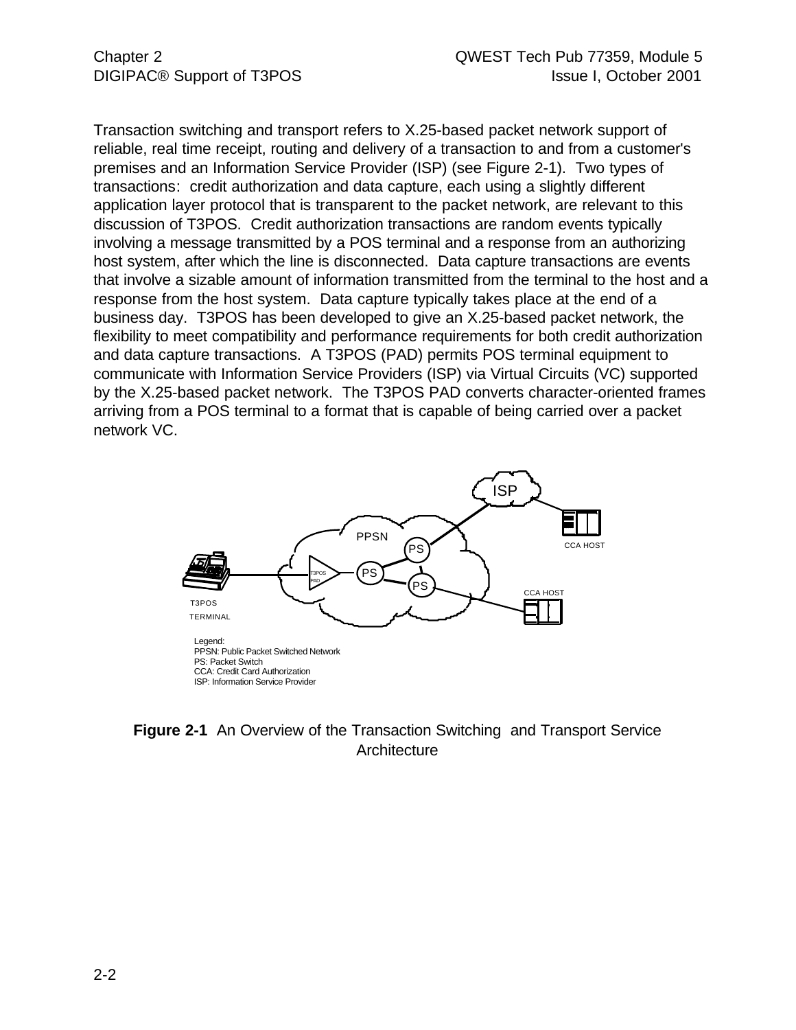Transaction switching and transport refers to X.25-based packet network support of reliable, real time receipt, routing and delivery of a transaction to and from a customer's premises and an Information Service Provider (ISP) (see Figure 2-1). Two types of transactions: credit authorization and data capture, each using a slightly different application layer protocol that is transparent to the packet network, are relevant to this discussion of T3POS. Credit authorization transactions are random events typically involving a message transmitted by a POS terminal and a response from an authorizing host system, after which the line is disconnected. Data capture transactions are events that involve a sizable amount of information transmitted from the terminal to the host and a response from the host system. Data capture typically takes place at the end of a business day. T3POS has been developed to give an X.25-based packet network, the flexibility to meet compatibility and performance requirements for both credit authorization and data capture transactions. A T3POS (PAD) permits POS terminal equipment to communicate with Information Service Providers (ISP) via Virtual Circuits (VC) supported by the X.25-based packet network. The T3POS PAD converts character-oriented frames arriving from a POS terminal to a format that is capable of being carried over a packet network VC.

ISP

PPSN

PS

PS

PS

T3POS PAD

CCA HOST

CCA HOST

T3POS TERMINAL

Legend:
PPSN: Public Packet Switched Network
PS: Packet Switch
CCA: Credit Card Authorization
ISP: Information Service Provider

**Figure 2-1** An Overview of the Transaction Switching and Transport Service Architecture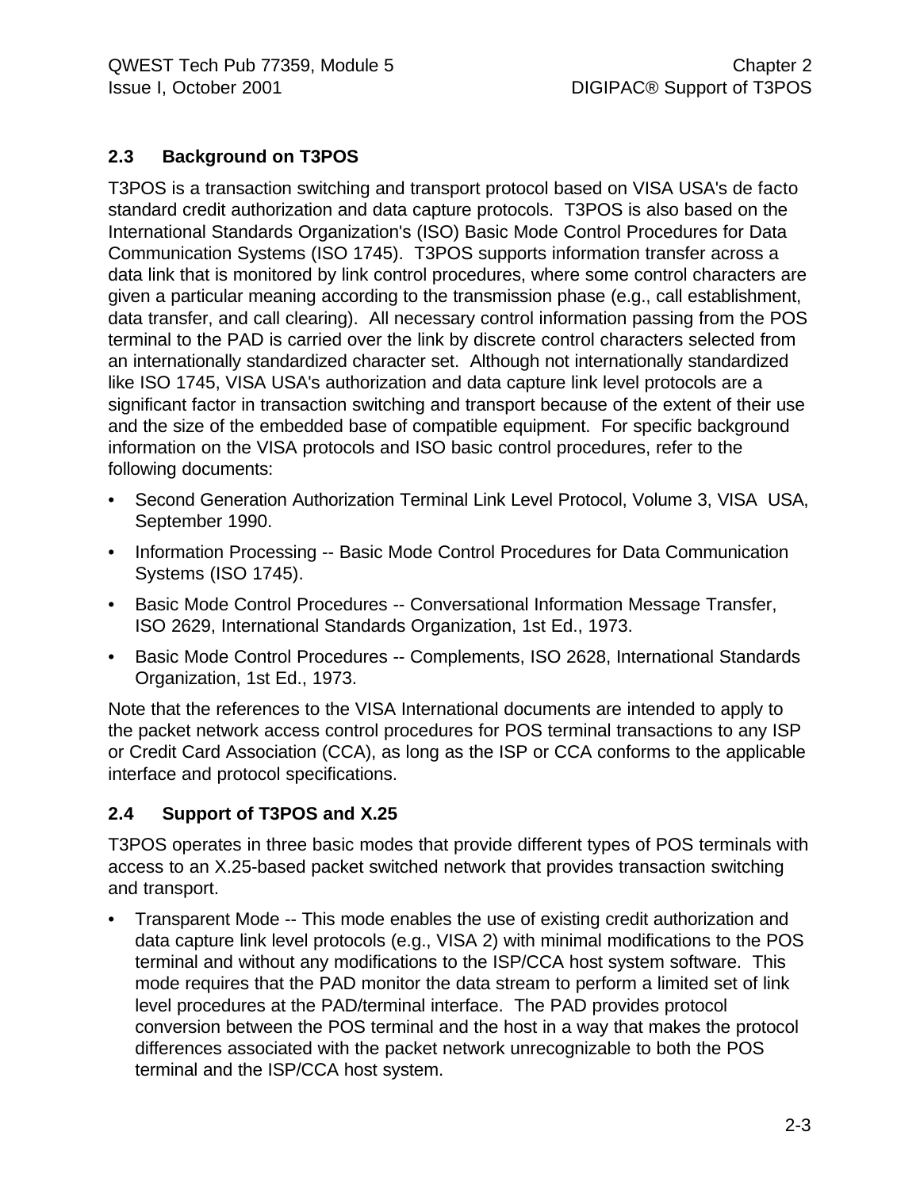## 2.3 Background on T3POS

T3POS is a transaction switching and transport protocol based on VISA USA's de facto standard credit authorization and data capture protocols. T3POS is also based on the International Standards Organization's (ISO) Basic Mode Control Procedures for Data Communication Systems (ISO 1745). T3POS supports information transfer across a data link that is monitored by link control procedures, where some control characters are given a particular meaning according to the transmission phase (e.g., call establishment, data transfer, and call clearing). All necessary control information passing from the POS terminal to the PAD is carried over the link by discrete control characters selected from an internationally standardized character set. Although not internationally standardized like ISO 1745, VISA USA's authorization and data capture link level protocols are a significant factor in transaction switching and transport because of the extent of their use and the size of the embedded base of compatible equipment. For specific background information on the VISA protocols and ISO basic control procedures, refer to the following documents:

- Second Generation Authorization Terminal Link Level Protocol, Volume 3, VISA USA, September 1990.
- Information Processing -- Basic Mode Control Procedures for Data Communication Systems (ISO 1745).
- Basic Mode Control Procedures -- Conversational Information Message Transfer, ISO 2629, International Standards Organization, 1st Ed., 1973.
- Basic Mode Control Procedures -- Complements, ISO 2628, International Standards Organization, 1st Ed., 1973.

Note that the references to the VISA International documents are intended to apply to the packet network access control procedures for POS terminal transactions to any ISP or Credit Card Association (CCA), as long as the ISP or CCA conforms to the applicable interface and protocol specifications.

## 2.4 Support of T3POS and X.25

T3POS operates in three basic modes that provide different types of POS terminals with access to an X.25-based packet switched network that provides transaction switching and transport.

- Transparent Mode -- This mode enables the use of existing credit authorization and data capture link level protocols (e.g., VISA 2) with minimal modifications to the POS terminal and without any modifications to the ISP/CCA host system software. This mode requires that the PAD monitor the data stream to perform a limited set of link level procedures at the PAD/terminal interface. The PAD provides protocol conversion between the POS terminal and the host in a way that makes the protocol differences associated with the packet network unrecognizable to both the POS terminal and the ISP/CCA host system.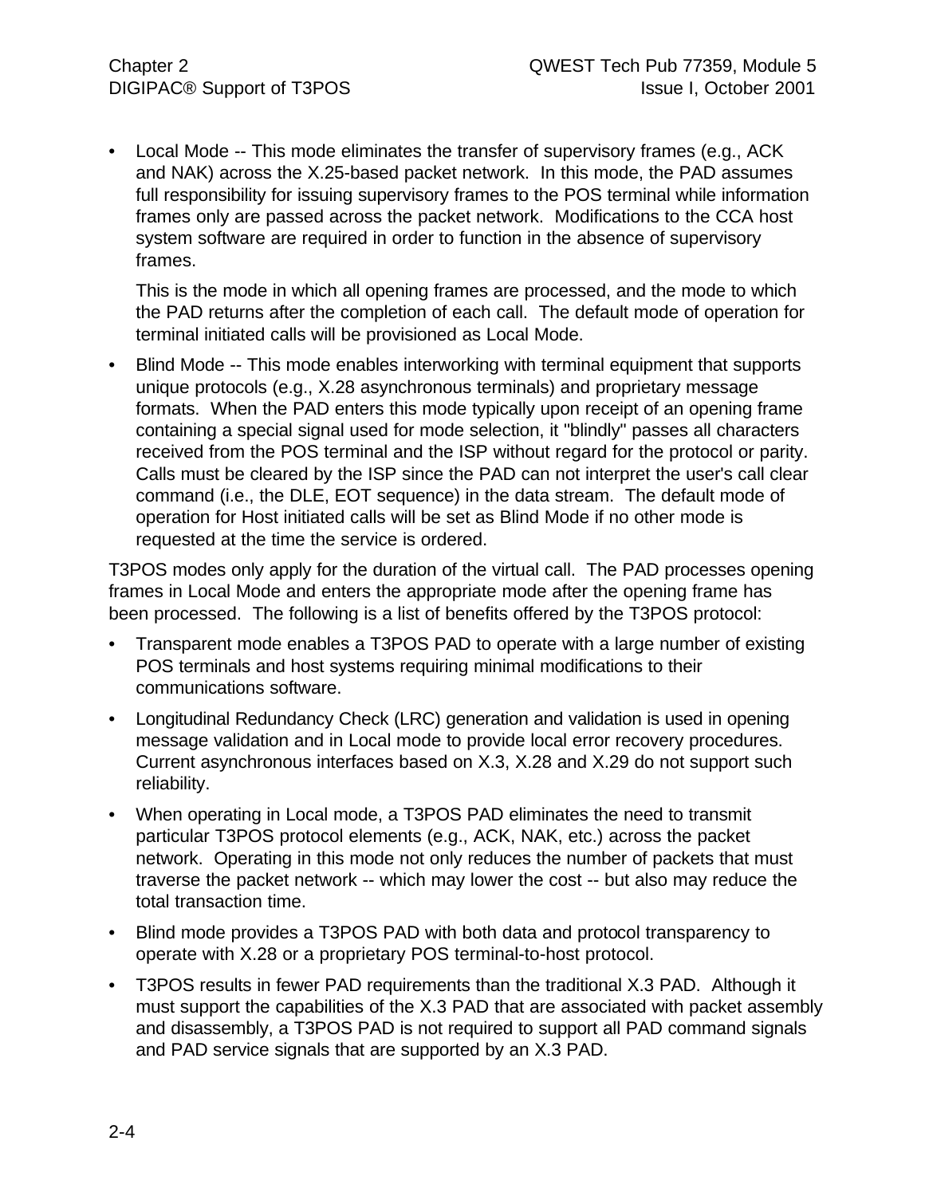- Local Mode -- This mode eliminates the transfer of supervisory frames (e.g., ACK and NAK) across the X.25-based packet network. In this mode, the PAD assumes full responsibility for issuing supervisory frames to the POS terminal while information frames only are passed across the packet network. Modifications to the CCA host system software are required in order to function in the absence of supervisory frames.

  This is the mode in which all opening frames are processed, and the mode to which the PAD returns after the completion of each call. The default mode of operation for terminal initiated calls will be provisioned as Local Mode.

- Blind Mode -- This mode enables interworking with terminal equipment that supports unique protocols (e.g., X.28 asynchronous terminals) and proprietary message formats. When the PAD enters this mode typically upon receipt of an opening frame containing a special signal used for mode selection, it "blindly" passes all characters received from the POS terminal and the ISP without regard for the protocol or parity. Calls must be cleared by the ISP since the PAD can not interpret the user's call clear command (i.e., the DLE, EOT sequence) in the data stream. The default mode of operation for Host initiated calls will be set as Blind Mode if no other mode is requested at the time the service is ordered.

T3POS modes only apply for the duration of the virtual call. The PAD processes opening frames in Local Mode and enters the appropriate mode after the opening frame has been processed. The following is a list of benefits offered by the T3POS protocol:

- Transparent mode enables a T3POS PAD to operate with a large number of existing POS terminals and host systems requiring minimal modifications to their communications software.
- Longitudinal Redundancy Check (LRC) generation and validation is used in opening message validation and in Local mode to provide local error recovery procedures. Current asynchronous interfaces based on X.3, X.28 and X.29 do not support such reliability.
- When operating in Local mode, a T3POS PAD eliminates the need to transmit particular T3POS protocol elements (e.g., ACK, NAK, etc.) across the packet network. Operating in this mode not only reduces the number of packets that must traverse the packet network -- which may lower the cost -- but also may reduce the total transaction time.
- Blind mode provides a T3POS PAD with both data and protocol transparency to operate with X.28 or a proprietary POS terminal-to-host protocol.
- T3POS results in fewer PAD requirements than the traditional X.3 PAD. Although it must support the capabilities of the X.3 PAD that are associated with packet assembly and disassembly, a T3POS PAD is not required to support all PAD command signals and PAD service signals that are supported by an X.3 PAD.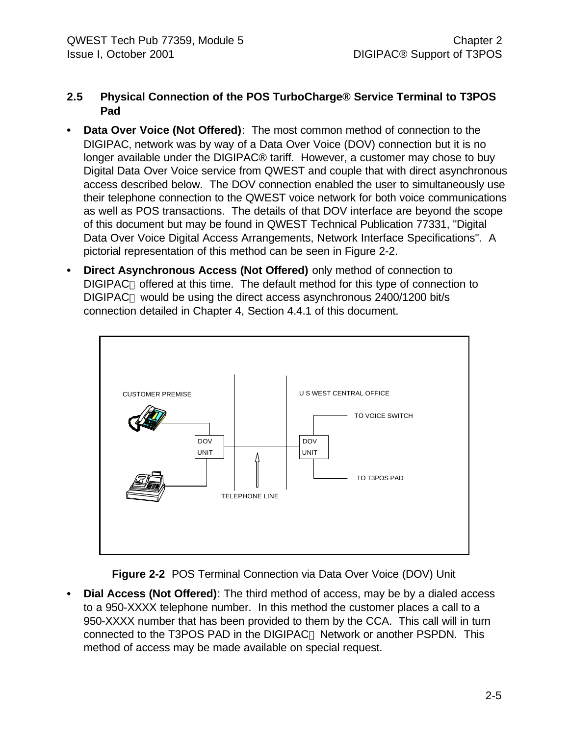## 2.5 Physical Connection of the POS TurboCharge® Service Terminal to T3POS Pad

- **Data Over Voice (Not Offered)**: The most common method of connection to the DIGIPAC, network was by way of a Data Over Voice (DOV) connection but it is no longer available under the DIGIPAC® tariff. However, a customer may chose to buy Digital Data Over Voice service from QWEST and couple that with direct asynchronous access described below. The DOV connection enabled the user to simultaneously use their telephone connection to the QWEST voice network for both voice communications as well as POS transactions. The details of that DOV interface are beyond the scope of this document but may be found in QWEST Technical Publication 77331, "Digital Data Over Voice Digital Access Arrangements, Network Interface Specifications". A pictorial representation of this method can be seen in Figure 2-2.

- **Direct Asynchronous Access (Not Offered)** only method of connection to DIGIPAC® offered at this time. The default method for this type of connection to DIGIPAC® would be using the direct access asynchronous 2400/1200 bit/s connection detailed in Chapter 4, Section 4.4.1 of this document.

CUSTOMER PREMISE | U S WEST CENTRAL OFFICE | DOV UNIT | DOV UNIT | TO VOICE SWITCH | TO T3POS PAD | TELEPHONE LINE

**Figure 2-2** POS Terminal Connection via Data Over Voice (DOV) Unit

- **Dial Access (Not Offered)**: The third method of access, may be by a dialed access to a 950-XXXX telephone number. In this method the customer places a call to a 950-XXXX number that has been provided to them by the CCA. This call will in turn connected to the T3POS PAD in the DIGIPAC® Network or another PSPDN. This method of access may be made available on special request.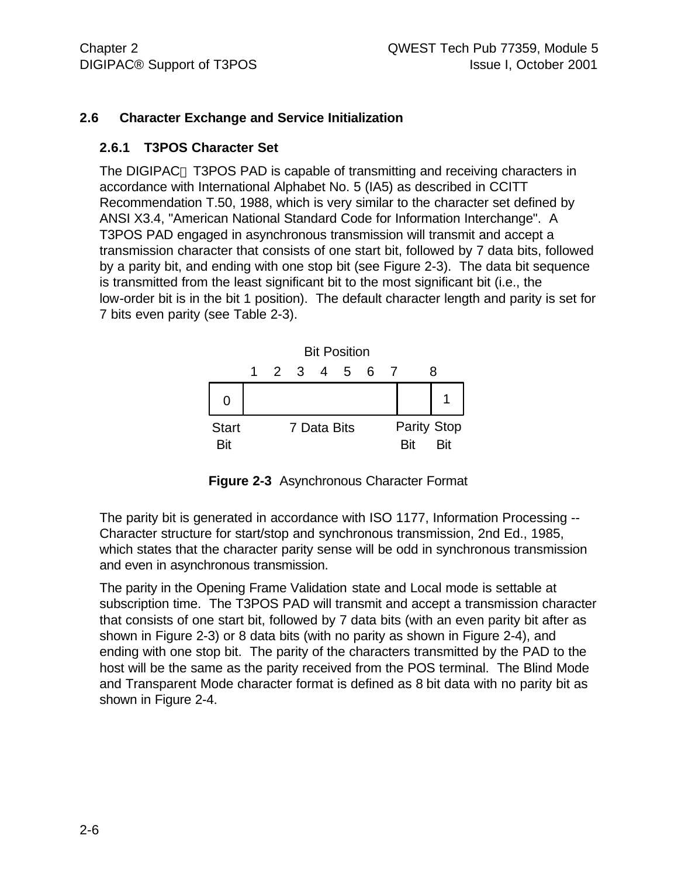## 2.6 Character Exchange and Service Initialization

### 2.6.1 T3POS Character Set

The DIGIPAC® T3POS PAD is capable of transmitting and receiving characters in accordance with International Alphabet No. 5 (IA5) as described in CCITT Recommendation T.50, 1988, which is very similar to the character set defined by ANSI X3.4, "American National Standard Code for Information Interchange". A T3POS PAD engaged in asynchronous transmission will transmit and accept a transmission character that consists of one start bit, followed by 7 data bits, followed by a parity bit, and ending with one stop bit (see Figure 2-3). The data bit sequence is transmitted from the least significant bit to the most significant bit (i.e., the low-order bit is in the bit 1 position). The default character length and parity is set for 7 bits even parity (see Table 2-3).

| | Bit Position 1 2 3 4 5 6 7 | 8 | |
|---|---|---|---|
| 0 | | | 1 |
| Start Bit | 7 Data Bits | Parity Bit | Stop Bit |

**Figure 2-3** Asynchronous Character Format

The parity bit is generated in accordance with ISO 1177, Information Processing -- Character structure for start/stop and synchronous transmission, 2nd Ed., 1985, which states that the character parity sense will be odd in synchronous transmission and even in asynchronous transmission.

The parity in the Opening Frame Validation state and Local mode is settable at subscription time. The T3POS PAD will transmit and accept a transmission character that consists of one start bit, followed by 7 data bits (with an even parity bit after as shown in Figure 2-3) or 8 data bits (with no parity as shown in Figure 2-4), and ending with one stop bit. The parity of the characters transmitted by the PAD to the host will be the same as the parity received from the POS terminal. The Blind Mode and Transparent Mode character format is defined as 8 bit data with no parity bit as shown in Figure 2-4.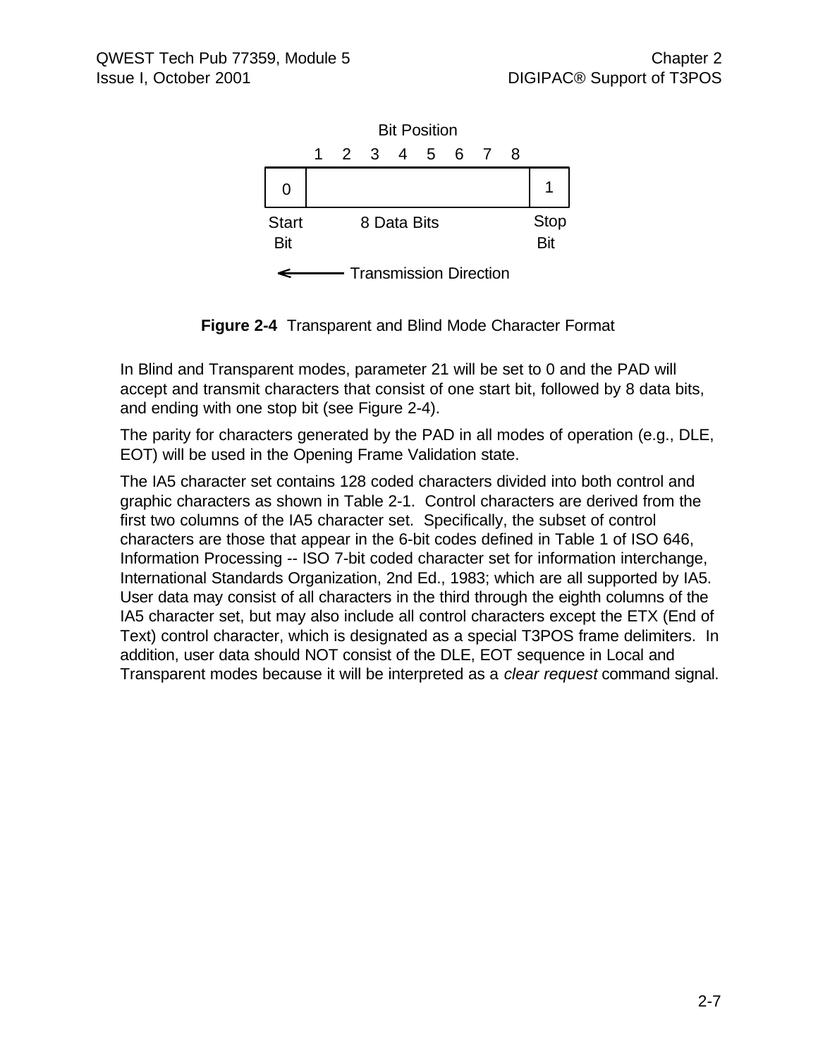Bit Position

| | 1 | 2 | 3 | 4 | 5 | 6 | 7 | 8 | |
|---|---|---|---|---|---|---|---|---|---|
| 0 | | | | | | | | | 1 |
| Start Bit | 8 Data Bits | | | | | | | | Stop Bit |

← Transmission Direction

**Figure 2-4** Transparent and Blind Mode Character Format

In Blind and Transparent modes, parameter 21 will be set to 0 and the PAD will accept and transmit characters that consist of one start bit, followed by 8 data bits, and ending with one stop bit (see Figure 2-4).

The parity for characters generated by the PAD in all modes of operation (e.g., DLE, EOT) will be used in the Opening Frame Validation state.

The IA5 character set contains 128 coded characters divided into both control and graphic characters as shown in Table 2-1. Control characters are derived from the first two columns of the IA5 character set. Specifically, the subset of control characters are those that appear in the 6-bit codes defined in Table 1 of ISO 646, Information Processing -- ISO 7-bit coded character set for information interchange, International Standards Organization, 2nd Ed., 1983; which are all supported by IA5. User data may consist of all characters in the third through the eighth columns of the IA5 character set, but may also include all control characters except the ETX (End of Text) control character, which is designated as a special T3POS frame delimiters. In addition, user data should NOT consist of the DLE, EOT sequence in Local and Transparent modes because it will be interpreted as a *clear request* command signal.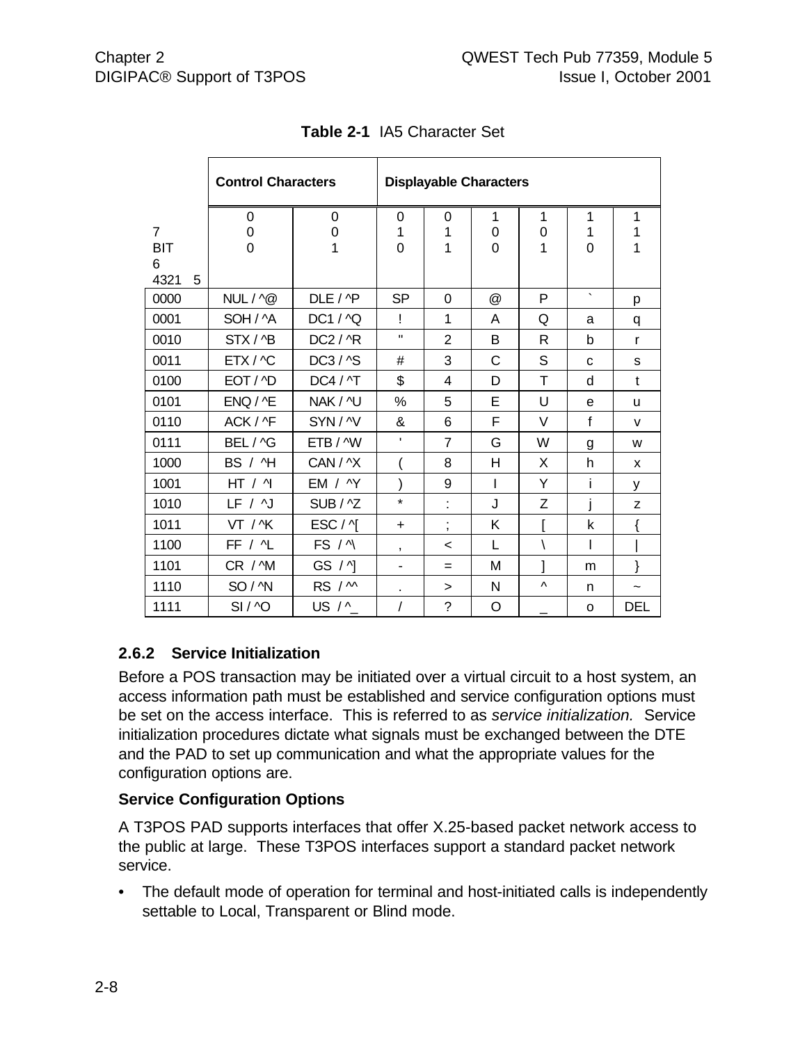**Table 2-1** IA5 Character Set

| | Control Characters | | Displayable Characters | | | | | |
|---|---|---|---|---|---|---|---|---|
| 7 BIT 6 4321 5 | 0 0 0 | 0 0 1 | 0 1 0 | 0 1 1 | 1 0 0 | 1 0 1 | 1 1 0 | 1 1 1 |
| 0000 | NUL / ^@ | DLE / ^P | SP | 0 | @ | P | ` | p |
| 0001 | SOH / ^A | DC1 / ^Q | ! | 1 | A | Q | a | q |
| 0010 | STX / ^B | DC2 / ^R | " | 2 | B | R | b | r |
| 0011 | ETX / ^C | DC3 / ^S | # | 3 | C | S | c | s |
| 0100 | EOT / ^D | DC4 / ^T | $ | 4 | D | T | d | t |
| 0101 | ENQ / ^E | NAK / ^U | % | 5 | E | U | e | u |
| 0110 | ACK / ^F | SYN / ^V | & | 6 | F | V | f | v |
| 0111 | BEL / ^G | ETB / ^W | ' | 7 | G | W | g | w |
| 1000 | BS / ^H | CAN / ^X | ( | 8 | H | X | h | x |
| 1001 | HT / ^I | EM / ^Y | ) | 9 | I | Y | i | y |
| 1010 | LF / ^J | SUB / ^Z | * | : | J | Z | j | z |
| 1011 | VT / ^K | ESC / ^[ | + | ; | K | [ | k | { |
| 1100 | FF / ^L | FS / ^\ | , | < | L | \ | l | \| |
| 1101 | CR / ^M | GS / ^] | - | = | M | ] | m | } |
| 1110 | SO / ^N | RS / ^^ | . | > | N | ^ | n | ~ |
| 1111 | SI / ^O | US / ^_ | / | ? | O | _ | o | DEL |

### 2.6.2 Service Initialization

Before a POS transaction may be initiated over a virtual circuit to a host system, an access information path must be established and service configuration options must be set on the access interface. This is referred to as *service initialization.* Service initialization procedures dictate what signals must be exchanged between the DTE and the PAD to set up communication and what the appropriate values for the configuration options are.

**Service Configuration Options**

A T3POS PAD supports interfaces that offer X.25-based packet network access to the public at large. These T3POS interfaces support a standard packet network service.

- The default mode of operation for terminal and host-initiated calls is independently settable to Local, Transparent or Blind mode.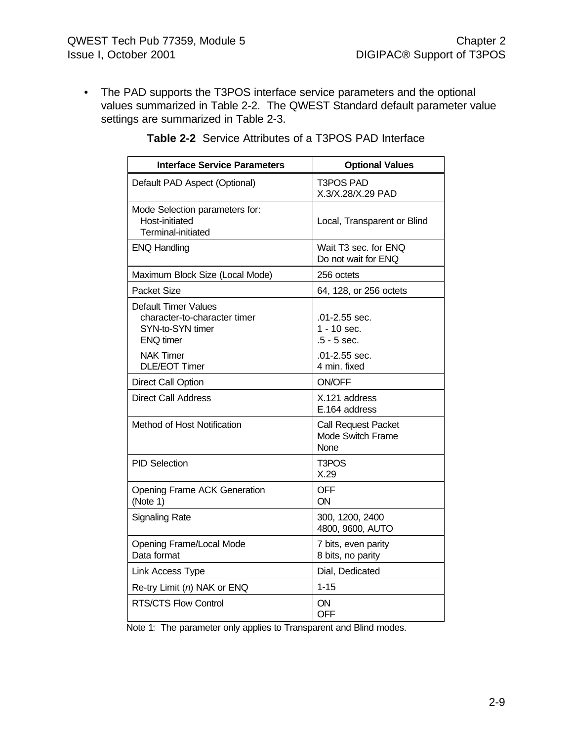- The PAD supports the T3POS interface service parameters and the optional values summarized in Table 2-2. The QWEST Standard default parameter value settings are summarized in Table 2-3.

**Table 2-2** Service Attributes of a T3POS PAD Interface

| Interface Service Parameters | Optional Values |
|---|---|
| Default PAD Aspect (Optional) | T3POS PAD<br>X.3/X.28/X.29 PAD |
| Mode Selection parameters for:<br>Host-initiated<br>Terminal-initiated | Local, Transparent or Blind |
| ENQ Handling | Wait T3 sec. for ENQ<br>Do not wait for ENQ |
| Maximum Block Size (Local Mode) | 256 octets |
| Packet Size | 64, 128, or 256 octets |
| Default Timer Values<br>character-to-character timer<br>SYN-to-SYN timer<br>ENQ timer<br>NAK Timer<br>DLE/EOT Timer | <br>.01-2.55 sec.<br>1 - 10 sec.<br>.5 - 5 sec.<br>.01-2.55 sec.<br>4 min. fixed |
| Direct Call Option | ON/OFF |
| Direct Call Address | X.121 address<br>E.164 address |
| Method of Host Notification | Call Request Packet<br>Mode Switch Frame<br>None |
| PID Selection | T3POS<br>X.29 |
| Opening Frame ACK Generation (Note 1) | OFF<br>ON |
| Signaling Rate | 300, 1200, 2400<br>4800, 9600, AUTO |
| Opening Frame/Local Mode Data format | 7 bits, even parity<br>8 bits, no parity |
| Link Access Type | Dial, Dedicated |
| Re-try Limit (*n*) NAK or ENQ | 1-15 |
| RTS/CTS Flow Control | ON<br>OFF |

Note 1: The parameter only applies to Transparent and Blind modes.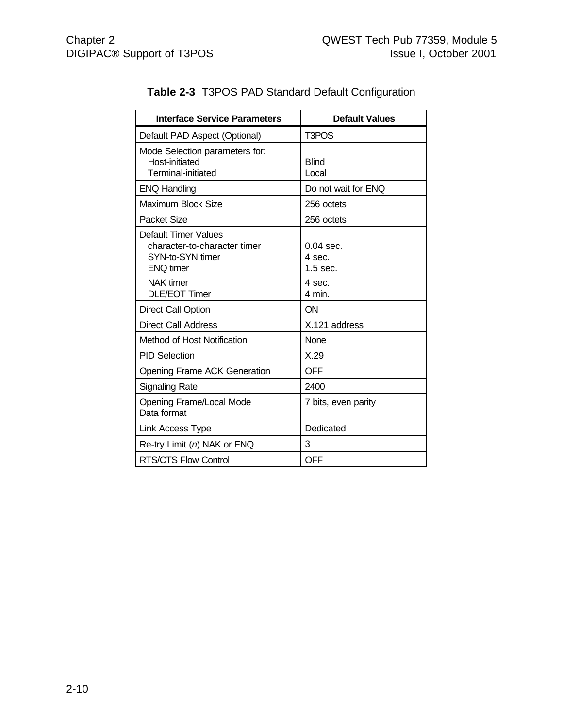**Table 2-3** T3POS PAD Standard Default Configuration

| Interface Service Parameters | Default Values |
|---|---|
| Default PAD Aspect (Optional) | T3POS |
| Mode Selection parameters for:<br>Host-initiated<br>Terminal-initiated | <br>Blind<br>Local |
| ENQ Handling | Do not wait for ENQ |
| Maximum Block Size | 256 octets |
| Packet Size | 256 octets |
| Default Timer Values<br>character-to-character timer<br>SYN-to-SYN timer<br>ENQ timer<br>NAK timer<br>DLE/EOT Timer | <br>0.04 sec.<br>4 sec.<br>1.5 sec.<br>4 sec.<br>4 min. |
| Direct Call Option | ON |
| Direct Call Address | X.121 address |
| Method of Host Notification | None |
| PID Selection | X.29 |
| Opening Frame ACK Generation | OFF |
| Signaling Rate | 2400 |
| Opening Frame/Local Mode Data format | 7 bits, even parity |
| Link Access Type | Dedicated |
| Re-try Limit (*n*) NAK or ENQ | 3 |
| RTS/CTS Flow Control | OFF |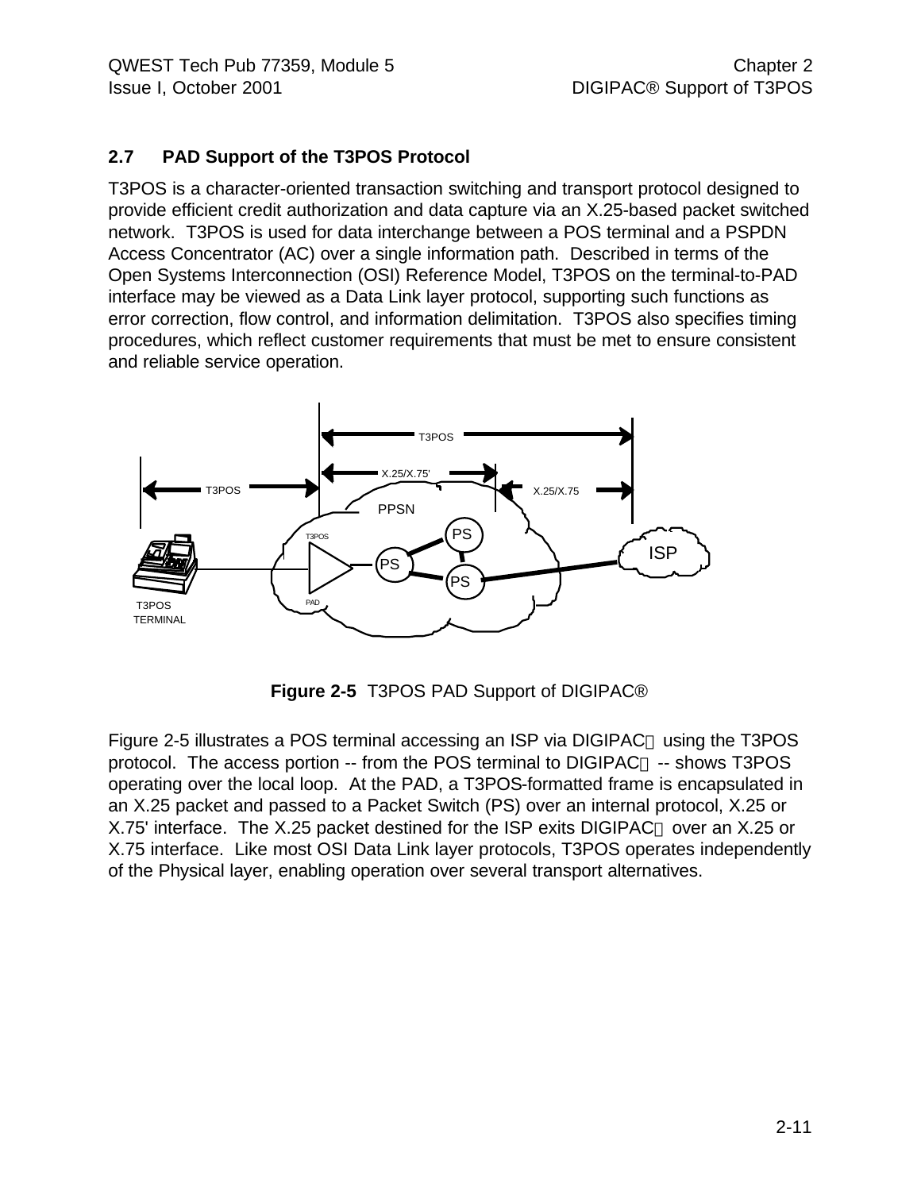## 2.7 PAD Support of the T3POS Protocol

T3POS is a character-oriented transaction switching and transport protocol designed to provide efficient credit authorization and data capture via an X.25-based packet switched network. T3POS is used for data interchange between a POS terminal and a PSPDN Access Concentrator (AC) over a single information path. Described in terms of the Open Systems Interconnection (OSI) Reference Model, T3POS on the terminal-to-PAD interface may be viewed as a Data Link layer protocol, supporting such functions as error correction, flow control, and information delimitation. T3POS also specifies timing procedures, which reflect customer requirements that must be met to ensure consistent and reliable service operation.

**Figure 2-5** T3POS PAD Support of DIGIPAC®

Figure 2-5 illustrates a POS terminal accessing an ISP via DIGIPAC® using the T3POS protocol. The access portion -- from the POS terminal to DIGIPAC® -- shows T3POS operating over the local loop. At the PAD, a T3POS-formatted frame is encapsulated in an X.25 packet and passed to a Packet Switch (PS) over an internal protocol, X.25 or X.75' interface. The X.25 packet destined for the ISP exits DIGIPAC® over an X.25 or X.75 interface. Like most OSI Data Link layer protocols, T3POS operates independently of the Physical layer, enabling operation over several transport alternatives.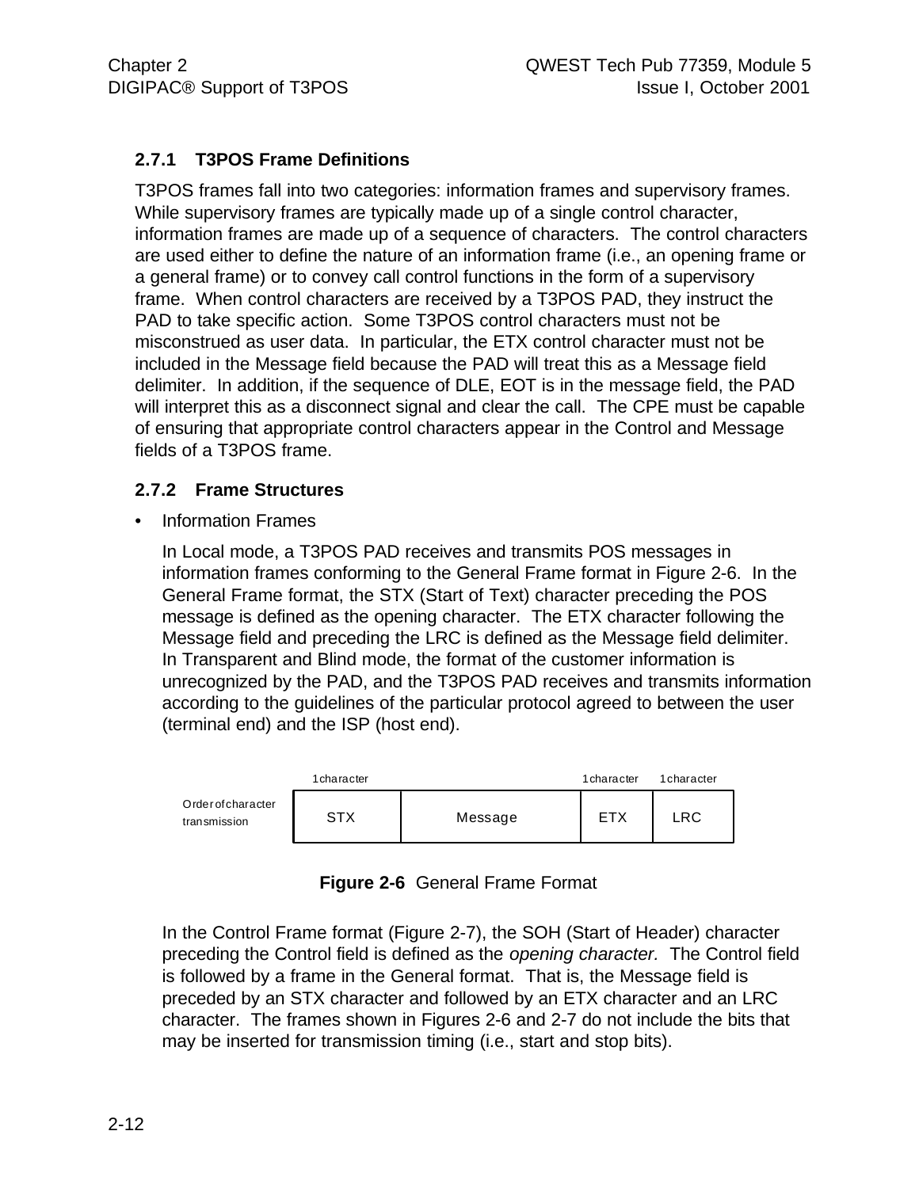### 2.7.1 T3POS Frame Definitions

T3POS frames fall into two categories: information frames and supervisory frames. While supervisory frames are typically made up of a single control character, information frames are made up of a sequence of characters. The control characters are used either to define the nature of an information frame (i.e., an opening frame or a general frame) or to convey call control functions in the form of a supervisory frame. When control characters are received by a T3POS PAD, they instruct the PAD to take specific action. Some T3POS control characters must not be misconstrued as user data. In particular, the ETX control character must not be included in the Message field because the PAD will treat this as a Message field delimiter. In addition, if the sequence of DLE, EOT is in the message field, the PAD will interpret this as a disconnect signal and clear the call. The CPE must be capable of ensuring that appropriate control characters appear in the Control and Message fields of a T3POS frame.

### 2.7.2 Frame Structures

- Information Frames

  In Local mode, a T3POS PAD receives and transmits POS messages in information frames conforming to the General Frame format in Figure 2-6. In the General Frame format, the STX (Start of Text) character preceding the POS message is defined as the opening character. The ETX character following the Message field and preceding the LRC is defined as the Message field delimiter. In Transparent and Blind mode, the format of the customer information is unrecognized by the PAD, and the T3POS PAD receives and transmits information according to the guidelines of the particular protocol agreed to between the user (terminal end) and the ISP (host end).

|  | 1 character |  | 1 character | 1 character |
|---|---|---|---|---|
| Order of character transmission | STX | Message | ETX | LRC |

**Figure 2-6** General Frame Format

In the Control Frame format (Figure 2-7), the SOH (Start of Header) character preceding the Control field is defined as the *opening character.* The Control field is followed by a frame in the General format. That is, the Message field is preceded by an STX character and followed by an ETX character and an LRC character. The frames shown in Figures 2-6 and 2-7 do not include the bits that may be inserted for transmission timing (i.e., start and stop bits).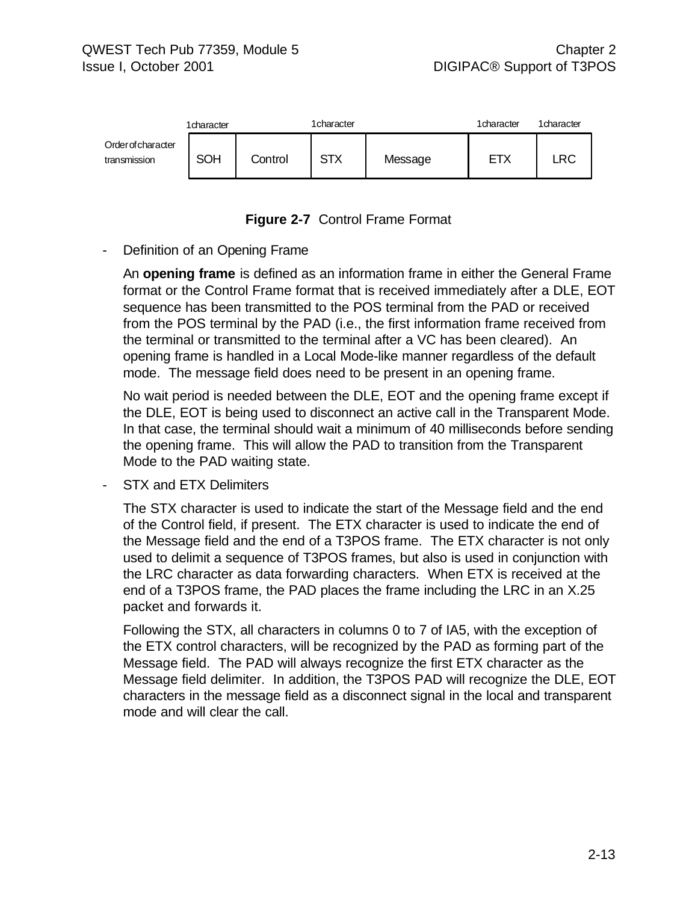| | 1character | | 1character | | 1character | 1character |
|---|---|---|---|---|---|---|
| Order of character transmission | SOH | Control | STX | Message | ETX | LRC |

**Figure 2-7** Control Frame Format

- Definition of an Opening Frame

  An **opening frame** is defined as an information frame in either the General Frame format or the Control Frame format that is received immediately after a DLE, EOT sequence has been transmitted to the POS terminal from the PAD or received from the POS terminal by the PAD (i.e., the first information frame received from the terminal or transmitted to the terminal after a VC has been cleared). An opening frame is handled in a Local Mode-like manner regardless of the default mode. The message field does need to be present in an opening frame.

  No wait period is needed between the DLE, EOT and the opening frame except if the DLE, EOT is being used to disconnect an active call in the Transparent Mode. In that case, the terminal should wait a minimum of 40 milliseconds before sending the opening frame. This will allow the PAD to transition from the Transparent Mode to the PAD waiting state.

- STX and ETX Delimiters

  The STX character is used to indicate the start of the Message field and the end of the Control field, if present. The ETX character is used to indicate the end of the Message field and the end of a T3POS frame. The ETX character is not only used to delimit a sequence of T3POS frames, but also is used in conjunction with the LRC character as data forwarding characters. When ETX is received at the end of a T3POS frame, the PAD places the frame including the LRC in an X.25 packet and forwards it.

  Following the STX, all characters in columns 0 to 7 of IA5, with the exception of the ETX control characters, will be recognized by the PAD as forming part of the Message field. The PAD will always recognize the first ETX character as the Message field delimiter. In addition, the T3POS PAD will recognize the DLE, EOT characters in the message field as a disconnect signal in the local and transparent mode and will clear the call.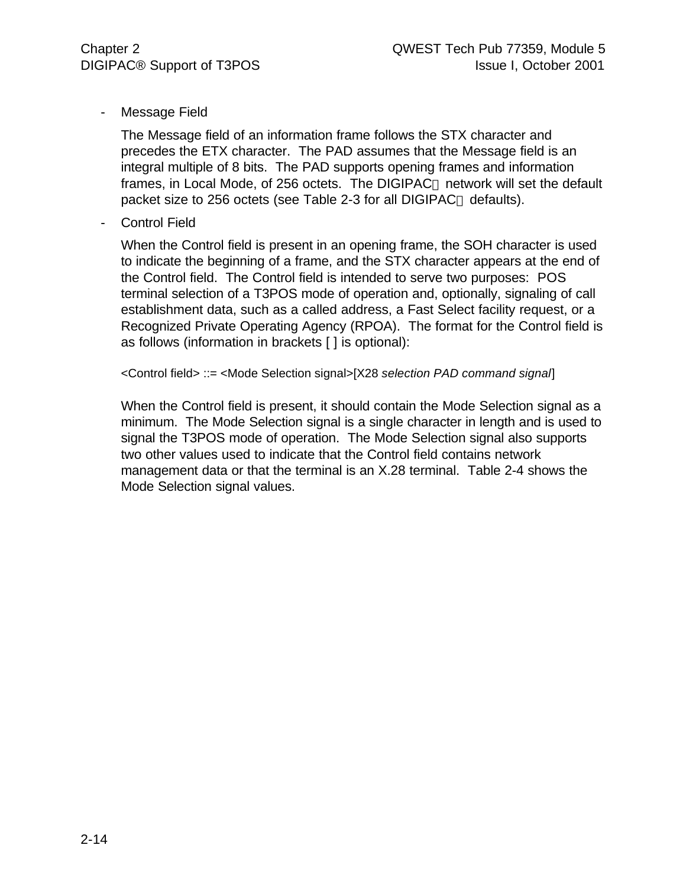- Message Field

  The Message field of an information frame follows the STX character and precedes the ETX character. The PAD assumes that the Message field is an integral multiple of 8 bits. The PAD supports opening frames and information frames, in Local Mode, of 256 octets. The DIGIPAC® network will set the default packet size to 256 octets (see Table 2-3 for all DIGIPAC® defaults).

- Control Field

  When the Control field is present in an opening frame, the SOH character is used to indicate the beginning of a frame, and the STX character appears at the end of the Control field. The Control field is intended to serve two purposes: POS terminal selection of a T3POS mode of operation and, optionally, signaling of call establishment data, such as a called address, a Fast Select facility request, or a Recognized Private Operating Agency (RPOA). The format for the Control field is as follows (information in brackets [ ] is optional):

  <Control field> ::= <Mode Selection signal>[X28 *selection PAD command signal*]

  When the Control field is present, it should contain the Mode Selection signal as a minimum. The Mode Selection signal is a single character in length and is used to signal the T3POS mode of operation. The Mode Selection signal also supports two other values used to indicate that the Control field contains network management data or that the terminal is an X.28 terminal. Table 2-4 shows the Mode Selection signal values.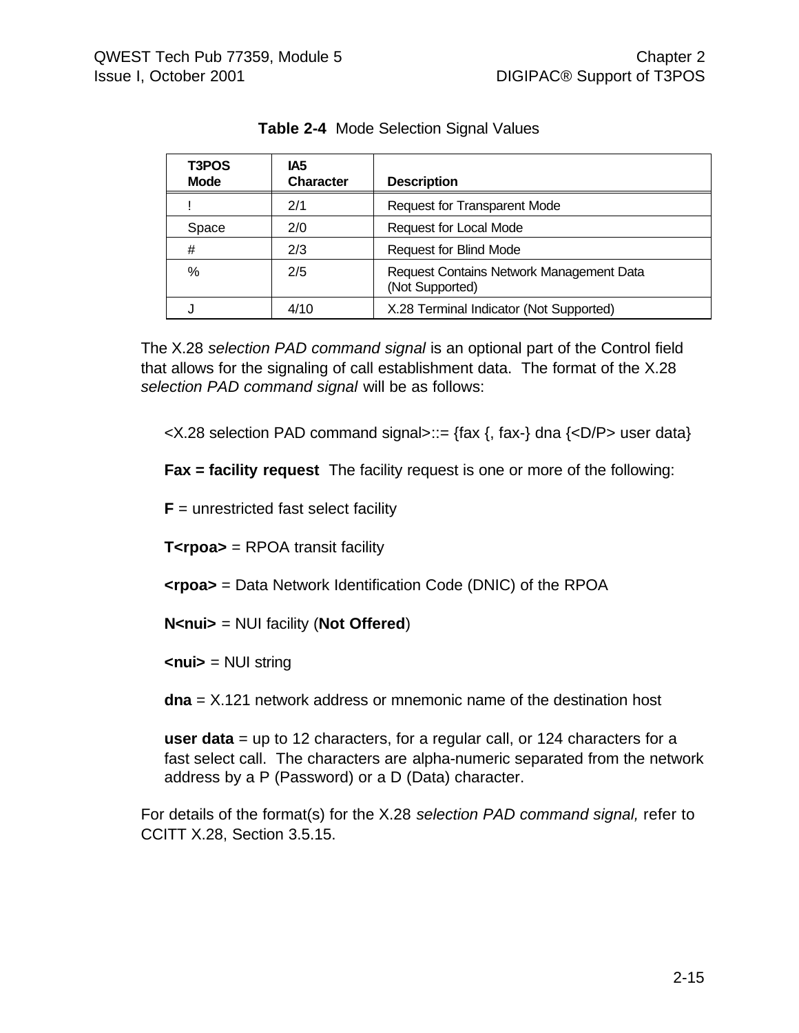**Table 2-4** Mode Selection Signal Values

| T3POS Mode | IA5 Character | Description |
|---|---|---|
| ! | 2/1 | Request for Transparent Mode |
| Space | 2/0 | Request for Local Mode |
| # | 2/3 | Request for Blind Mode |
| % | 2/5 | Request Contains Network Management Data (Not Supported) |
| J | 4/10 | X.28 Terminal Indicator (Not Supported) |

The X.28 *selection PAD command signal* is an optional part of the Control field that allows for the signaling of call establishment data. The format of the X.28 *selection PAD command signal* will be as follows:

<X.28 selection PAD command signal>::= {fax {, fax-} dna {<D/P> user data}

**Fax = facility request** The facility request is one or more of the following:

**F** = unrestricted fast select facility

**T<rpoa>** = RPOA transit facility

**<rpoa>** = Data Network Identification Code (DNIC) of the RPOA

**N<nui>** = NUI facility (**Not Offered**)

**<nui>** = NUI string

**dna** = X.121 network address or mnemonic name of the destination host

**user data** = up to 12 characters, for a regular call, or 124 characters for a fast select call. The characters are alpha-numeric separated from the network address by a P (Password) or a D (Data) character.

For details of the format(s) for the X.28 *selection PAD command signal,* refer to CCITT X.28, Section 3.5.15.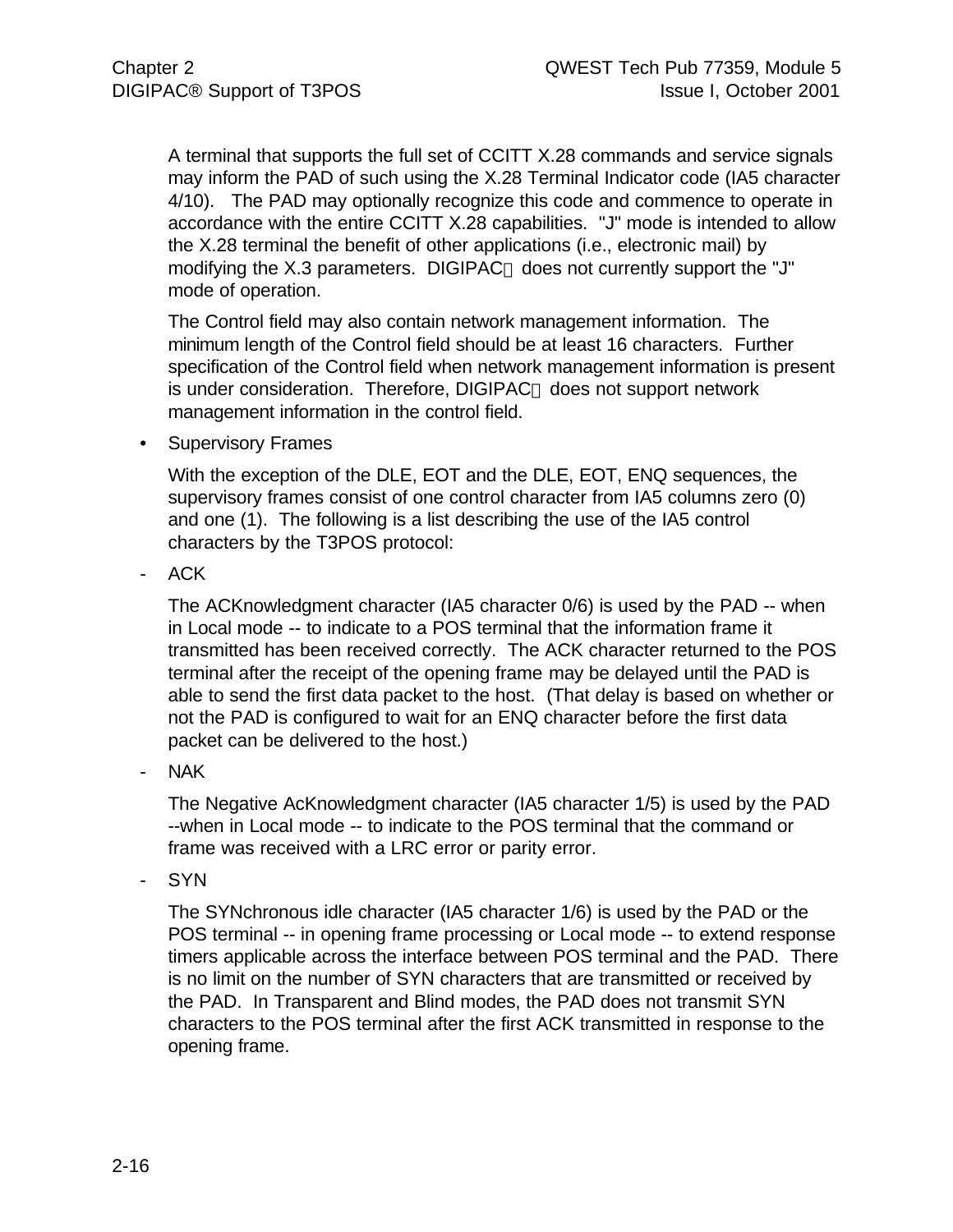A terminal that supports the full set of CCITT X.28 commands and service signals may inform the PAD of such using the X.28 Terminal Indicator code (IA5 character 4/10). The PAD may optionally recognize this code and commence to operate in accordance with the entire CCITT X.28 capabilities. "J" mode is intended to allow the X.28 terminal the benefit of other applications (i.e., electronic mail) by modifying the X.3 parameters. DIGIPAC® does not currently support the "J" mode of operation.

The Control field may also contain network management information. The minimum length of the Control field should be at least 16 characters. Further specification of the Control field when network management information is present is under consideration. Therefore, DIGIPAC® does not support network management information in the control field.

- Supervisory Frames

  With the exception of the DLE, EOT and the DLE, EOT, ENQ sequences, the supervisory frames consist of one control character from IA5 columns zero (0) and one (1). The following is a list describing the use of the IA5 control characters by the T3POS protocol:

- ACK

  The ACKnowledgment character (IA5 character 0/6) is used by the PAD -- when in Local mode -- to indicate to a POS terminal that the information frame it transmitted has been received correctly. The ACK character returned to the POS terminal after the receipt of the opening frame may be delayed until the PAD is able to send the first data packet to the host. (That delay is based on whether or not the PAD is configured to wait for an ENQ character before the first data packet can be delivered to the host.)

- NAK

  The Negative AcKnowledgment character (IA5 character 1/5) is used by the PAD --when in Local mode -- to indicate to the POS terminal that the command or frame was received with a LRC error or parity error.

- SYN

  The SYNchronous idle character (IA5 character 1/6) is used by the PAD or the POS terminal -- in opening frame processing or Local mode -- to extend response timers applicable across the interface between POS terminal and the PAD. There is no limit on the number of SYN characters that are transmitted or received by the PAD. In Transparent and Blind modes, the PAD does not transmit SYN characters to the POS terminal after the first ACK transmitted in response to the opening frame.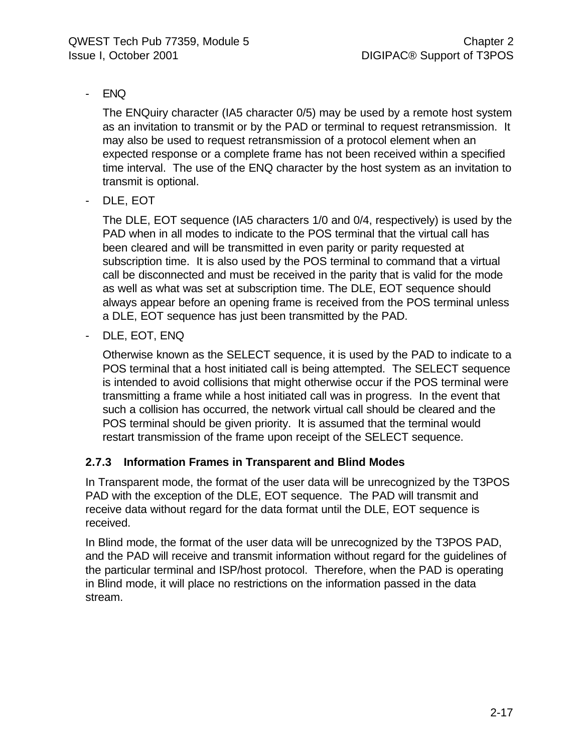- ENQ

  The ENQuiry character (IA5 character 0/5) may be used by a remote host system as an invitation to transmit or by the PAD or terminal to request retransmission. It may also be used to request retransmission of a protocol element when an expected response or a complete frame has not been received within a specified time interval. The use of the ENQ character by the host system as an invitation to transmit is optional.

- DLE, EOT

  The DLE, EOT sequence (IA5 characters 1/0 and 0/4, respectively) is used by the PAD when in all modes to indicate to the POS terminal that the virtual call has been cleared and will be transmitted in even parity or parity requested at subscription time. It is also used by the POS terminal to command that a virtual call be disconnected and must be received in the parity that is valid for the mode as well as what was set at subscription time. The DLE, EOT sequence should always appear before an opening frame is received from the POS terminal unless a DLE, EOT sequence has just been transmitted by the PAD.

- DLE, EOT, ENQ

  Otherwise known as the SELECT sequence, it is used by the PAD to indicate to a POS terminal that a host initiated call is being attempted. The SELECT sequence is intended to avoid collisions that might otherwise occur if the POS terminal were transmitting a frame while a host initiated call was in progress. In the event that such a collision has occurred, the network virtual call should be cleared and the POS terminal should be given priority. It is assumed that the terminal would restart transmission of the frame upon receipt of the SELECT sequence.

### 2.7.3 Information Frames in Transparent and Blind Modes

In Transparent mode, the format of the user data will be unrecognized by the T3POS PAD with the exception of the DLE, EOT sequence. The PAD will transmit and receive data without regard for the data format until the DLE, EOT sequence is received.

In Blind mode, the format of the user data will be unrecognized by the T3POS PAD, and the PAD will receive and transmit information without regard for the guidelines of the particular terminal and ISP/host protocol. Therefore, when the PAD is operating in Blind mode, it will place no restrictions on the information passed in the data stream.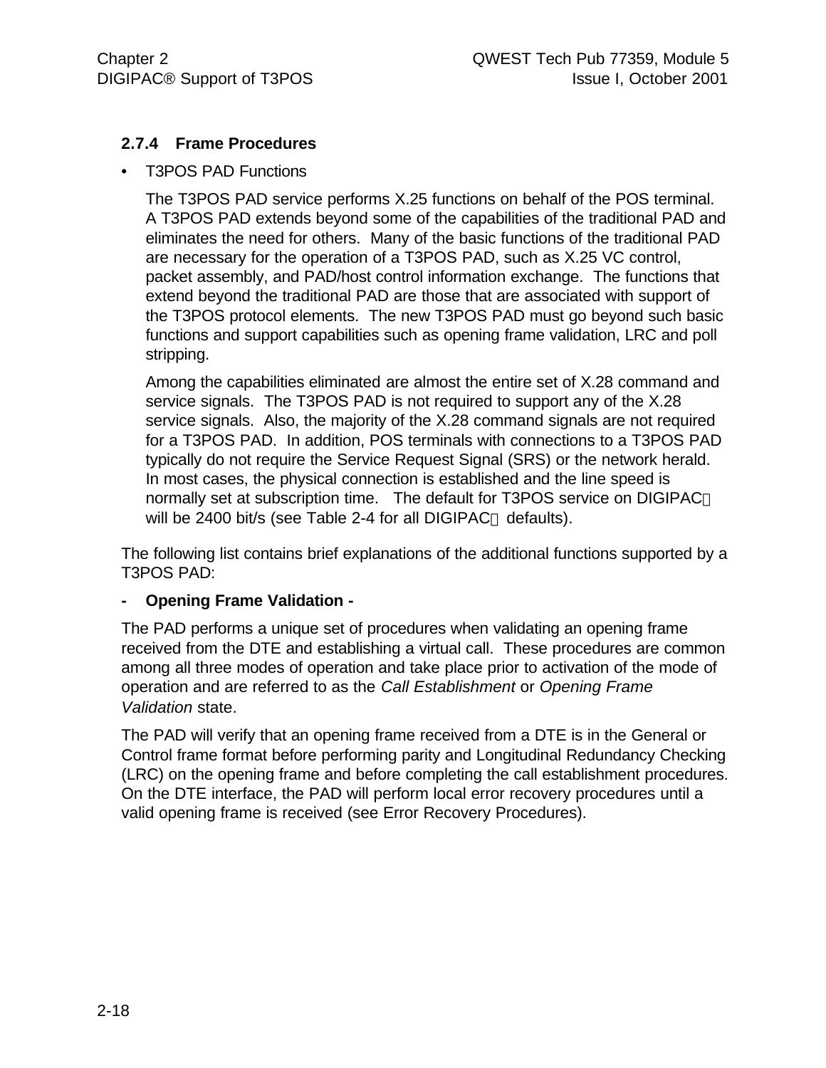### 2.7.4 Frame Procedures

- T3POS PAD Functions

  The T3POS PAD service performs X.25 functions on behalf of the POS terminal. A T3POS PAD extends beyond some of the capabilities of the traditional PAD and eliminates the need for others. Many of the basic functions of the traditional PAD are necessary for the operation of a T3POS PAD, such as X.25 VC control, packet assembly, and PAD/host control information exchange. The functions that extend beyond the traditional PAD are those that are associated with support of the T3POS protocol elements. The new T3POS PAD must go beyond such basic functions and support capabilities such as opening frame validation, LRC and poll stripping.

  Among the capabilities eliminated are almost the entire set of X.28 command and service signals. The T3POS PAD is not required to support any of the X.28 service signals. Also, the majority of the X.28 command signals are not required for a T3POS PAD. In addition, POS terminals with connections to a T3POS PAD typically do not require the Service Request Signal (SRS) or the network herald. In most cases, the physical connection is established and the line speed is normally set at subscription time. The default for T3POS service on DIGIPAC® will be 2400 bit/s (see Table 2-4 for all DIGIPAC® defaults).

The following list contains brief explanations of the additional functions supported by a T3POS PAD:

**- Opening Frame Validation -**

The PAD performs a unique set of procedures when validating an opening frame received from the DTE and establishing a virtual call. These procedures are common among all three modes of operation and take place prior to activation of the mode of operation and are referred to as the *Call Establishment* or *Opening Frame Validation* state.

The PAD will verify that an opening frame received from a DTE is in the General or Control frame format before performing parity and Longitudinal Redundancy Checking (LRC) on the opening frame and before completing the call establishment procedures. On the DTE interface, the PAD will perform local error recovery procedures until a valid opening frame is received (see Error Recovery Procedures).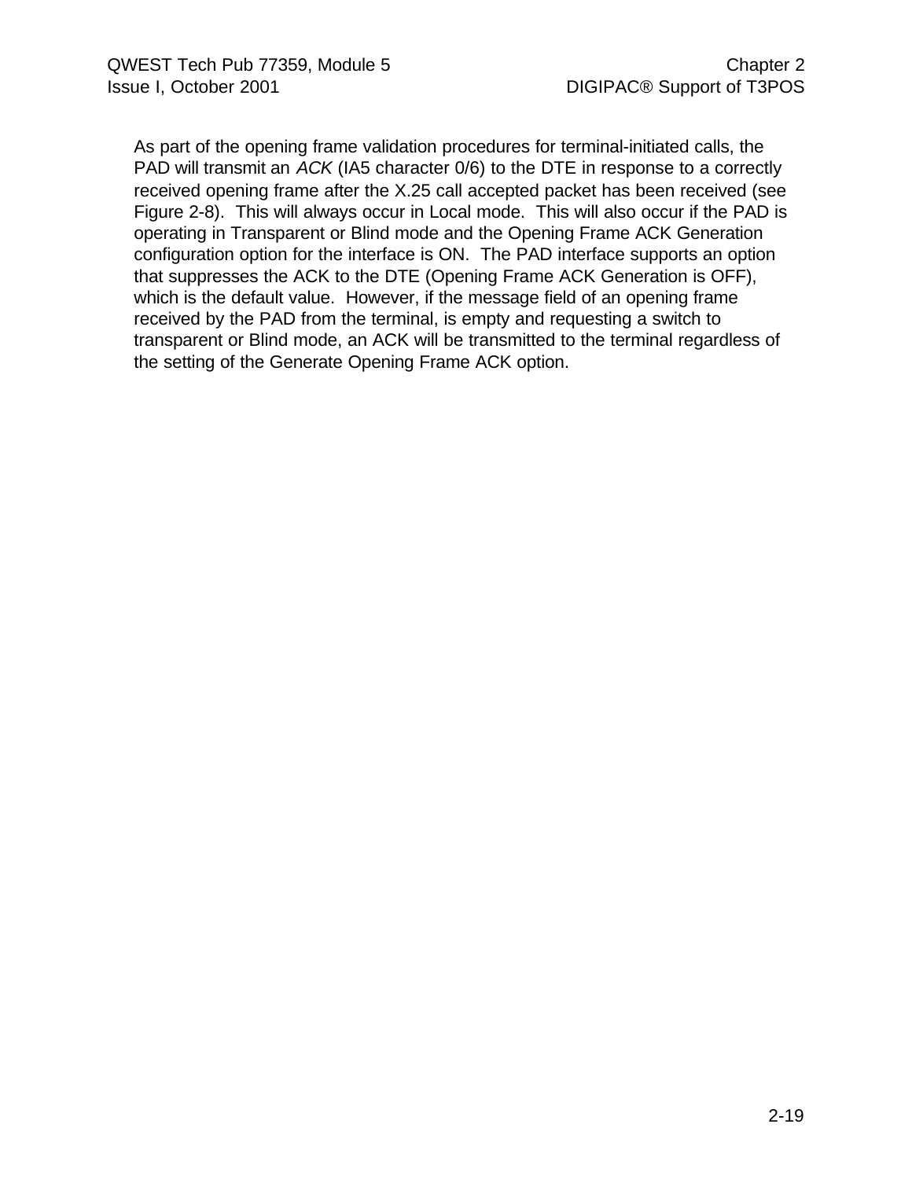As part of the opening frame validation procedures for terminal-initiated calls, the PAD will transmit an *ACK* (IA5 character 0/6) to the DTE in response to a correctly received opening frame after the X.25 call accepted packet has been received (see Figure 2-8). This will always occur in Local mode. This will also occur if the PAD is operating in Transparent or Blind mode and the Opening Frame ACK Generation configuration option for the interface is ON. The PAD interface supports an option that suppresses the ACK to the DTE (Opening Frame ACK Generation is OFF), which is the default value. However, if the message field of an opening frame received by the PAD from the terminal, is empty and requesting a switch to transparent or Blind mode, an ACK will be transmitted to the terminal regardless of the setting of the Generate Opening Frame ACK option.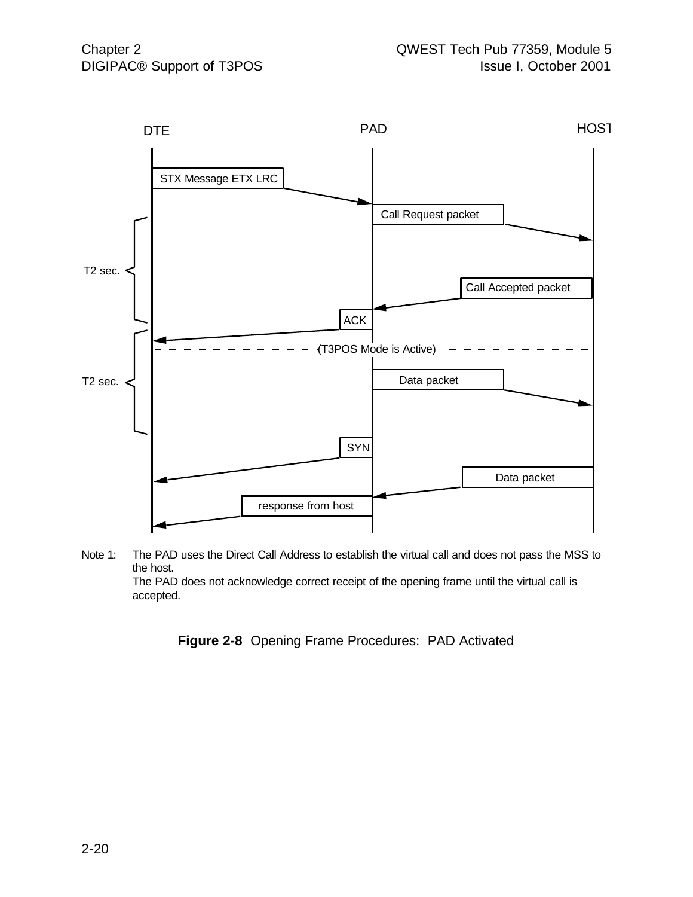DTE PAD HOST

STX Message ETX LRC

Call Request packet

T2 sec.

Call Accepted packet

ACK

(T3POS Mode is Active)

T2 sec.

Data packet

SYN

Data packet

response from host

Note 1: The PAD uses the Direct Call Address to establish the virtual call and does not pass the MSS to the host.
The PAD does not acknowledge correct receipt of the opening frame until the virtual call is accepted.

**Figure 2-8** Opening Frame Procedures: PAD Activated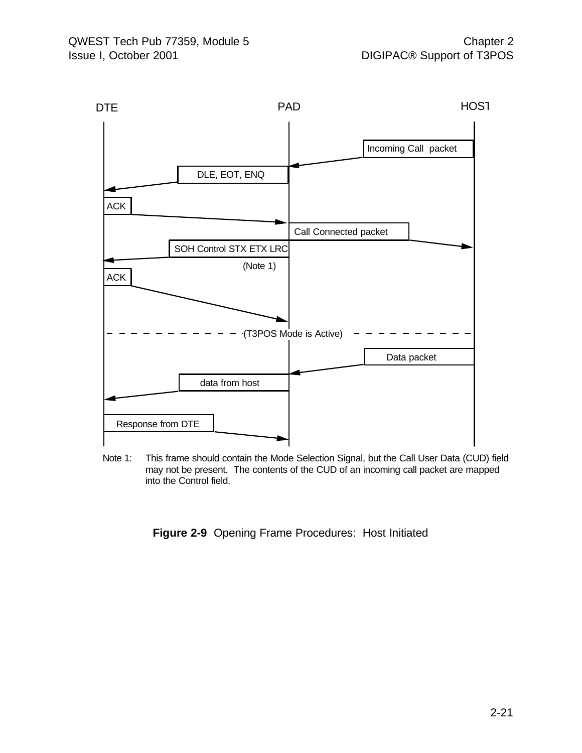DTE PAD HOST

Incoming Call packet

DLE, EOT, ENQ

ACK

Call Connected packet

SOH Control STX ETX LRC

(Note 1)

ACK

(T3POS Mode is Active)

Data packet

data from host

Response from DTE

Note 1: This frame should contain the Mode Selection Signal, but the Call User Data (CUD) field may not be present. The contents of the CUD of an incoming call packet are mapped into the Control field.

**Figure 2-9** Opening Frame Procedures: Host Initiated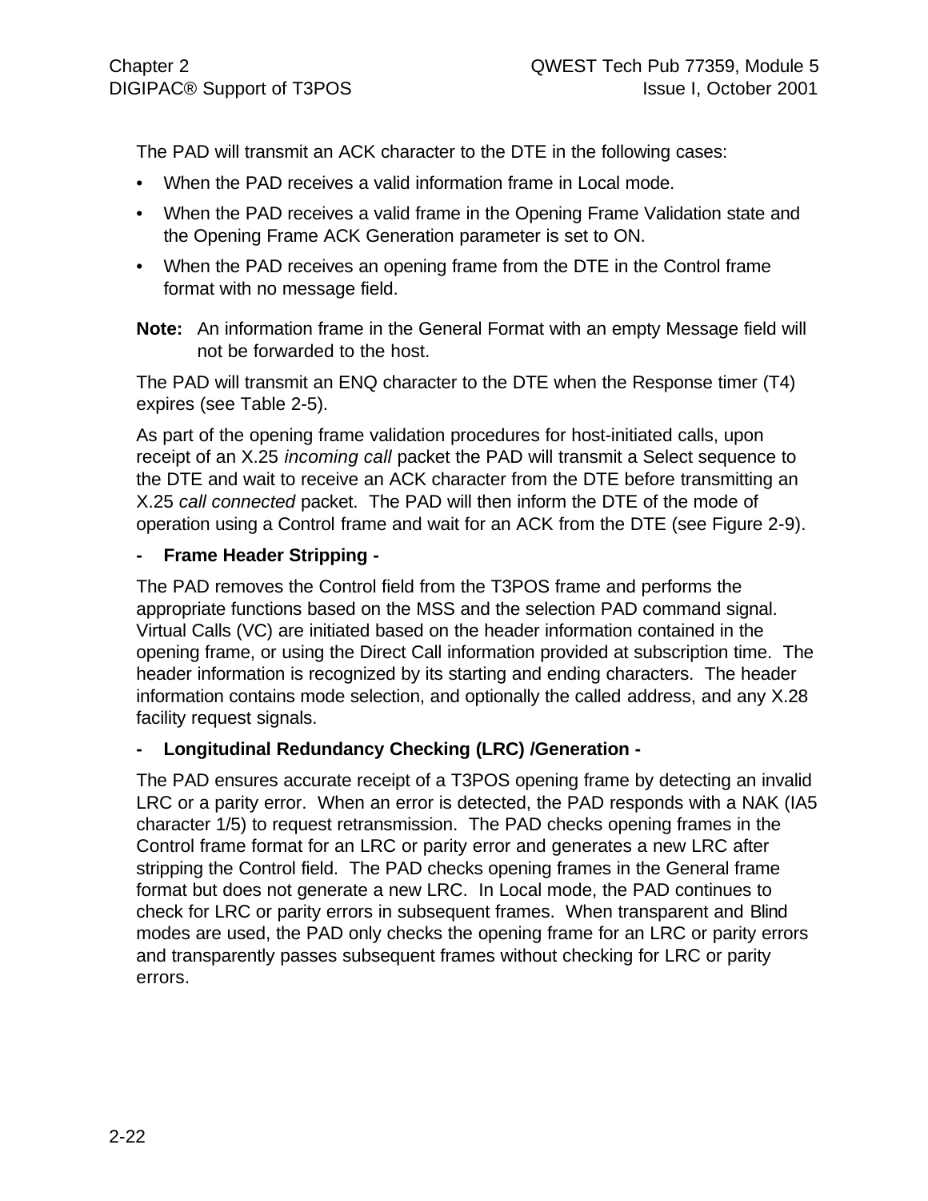The PAD will transmit an ACK character to the DTE in the following cases:

- When the PAD receives a valid information frame in Local mode.
- When the PAD receives a valid frame in the Opening Frame Validation state and the Opening Frame ACK Generation parameter is set to ON.
- When the PAD receives an opening frame from the DTE in the Control frame format with no message field.

**Note:** An information frame in the General Format with an empty Message field will not be forwarded to the host.

The PAD will transmit an ENQ character to the DTE when the Response timer (T4) expires (see Table 2-5).

As part of the opening frame validation procedures for host-initiated calls, upon receipt of an X.25 *incoming call* packet the PAD will transmit a Select sequence to the DTE and wait to receive an ACK character from the DTE before transmitting an X.25 *call connected* packet. The PAD will then inform the DTE of the mode of operation using a Control frame and wait for an ACK from the DTE (see Figure 2-9).

**- Frame Header Stripping -**

The PAD removes the Control field from the T3POS frame and performs the appropriate functions based on the MSS and the selection PAD command signal. Virtual Calls (VC) are initiated based on the header information contained in the opening frame, or using the Direct Call information provided at subscription time. The header information is recognized by its starting and ending characters. The header information contains mode selection, and optionally the called address, and any X.28 facility request signals.

**- Longitudinal Redundancy Checking (LRC) /Generation -**

The PAD ensures accurate receipt of a T3POS opening frame by detecting an invalid LRC or a parity error. When an error is detected, the PAD responds with a NAK (IA5 character 1/5) to request retransmission. The PAD checks opening frames in the Control frame format for an LRC or parity error and generates a new LRC after stripping the Control field. The PAD checks opening frames in the General frame format but does not generate a new LRC. In Local mode, the PAD continues to check for LRC or parity errors in subsequent frames. When transparent and Blind modes are used, the PAD only checks the opening frame for an LRC or parity errors and transparently passes subsequent frames without checking for LRC or parity errors.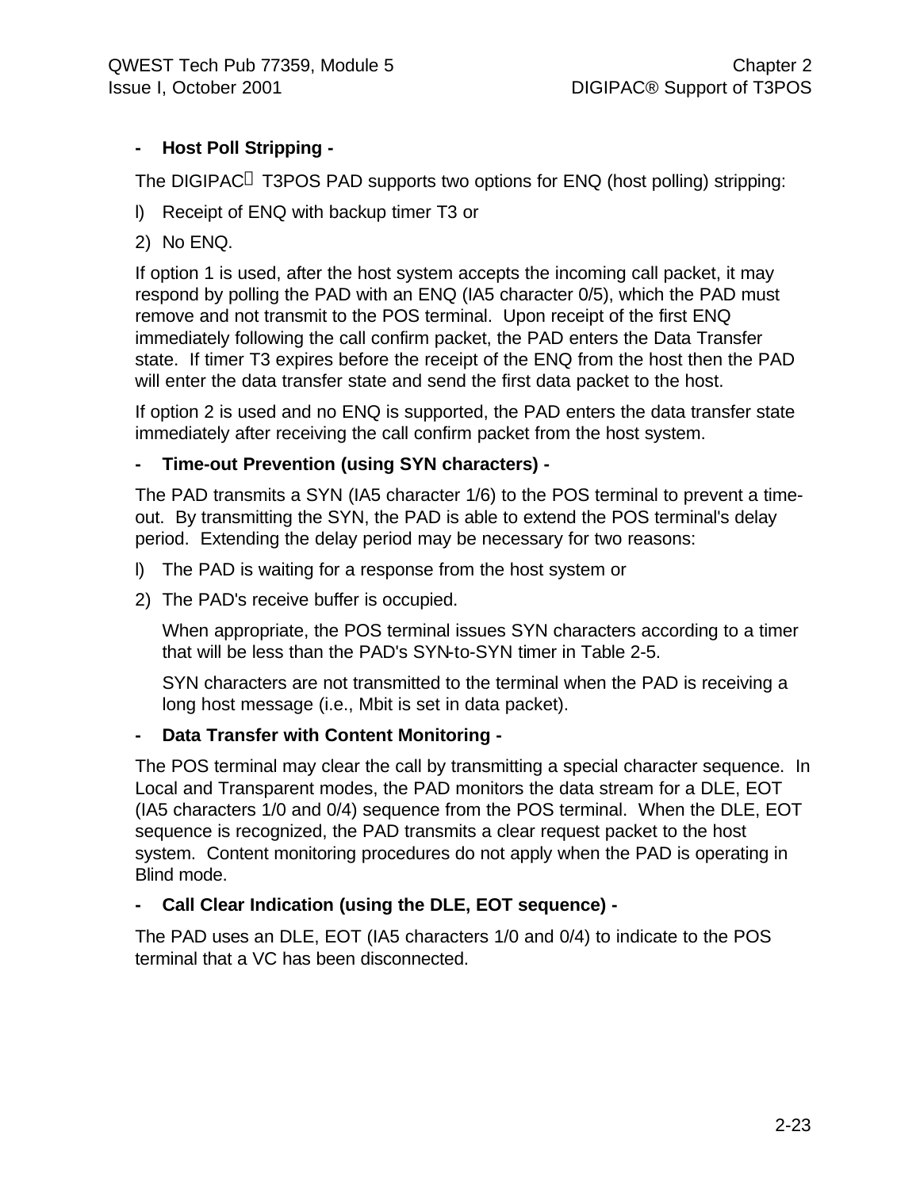**- Host Poll Stripping -**

The DIGIPAC® T3POS PAD supports two options for ENQ (host polling) stripping:

l) Receipt of ENQ with backup timer T3 or

2) No ENQ.

If option 1 is used, after the host system accepts the incoming call packet, it may respond by polling the PAD with an ENQ (IA5 character 0/5), which the PAD must remove and not transmit to the POS terminal. Upon receipt of the first ENQ immediately following the call confirm packet, the PAD enters the Data Transfer state. If timer T3 expires before the receipt of the ENQ from the host then the PAD will enter the data transfer state and send the first data packet to the host.

If option 2 is used and no ENQ is supported, the PAD enters the data transfer state immediately after receiving the call confirm packet from the host system.

**- Time-out Prevention (using SYN characters) -**

The PAD transmits a SYN (IA5 character 1/6) to the POS terminal to prevent a time-out. By transmitting the SYN, the PAD is able to extend the POS terminal's delay period. Extending the delay period may be necessary for two reasons:

l) The PAD is waiting for a response from the host system or

2) The PAD's receive buffer is occupied.

When appropriate, the POS terminal issues SYN characters according to a timer that will be less than the PAD's SYN-to-SYN timer in Table 2-5.

SYN characters are not transmitted to the terminal when the PAD is receiving a long host message (i.e., Mbit is set in data packet).

**- Data Transfer with Content Monitoring -**

The POS terminal may clear the call by transmitting a special character sequence. In Local and Transparent modes, the PAD monitors the data stream for a DLE, EOT (IA5 characters 1/0 and 0/4) sequence from the POS terminal. When the DLE, EOT sequence is recognized, the PAD transmits a clear request packet to the host system. Content monitoring procedures do not apply when the PAD is operating in Blind mode.

**- Call Clear Indication (using the DLE, EOT sequence) -**

The PAD uses an DLE, EOT (IA5 characters 1/0 and 0/4) to indicate to the POS terminal that a VC has been disconnected.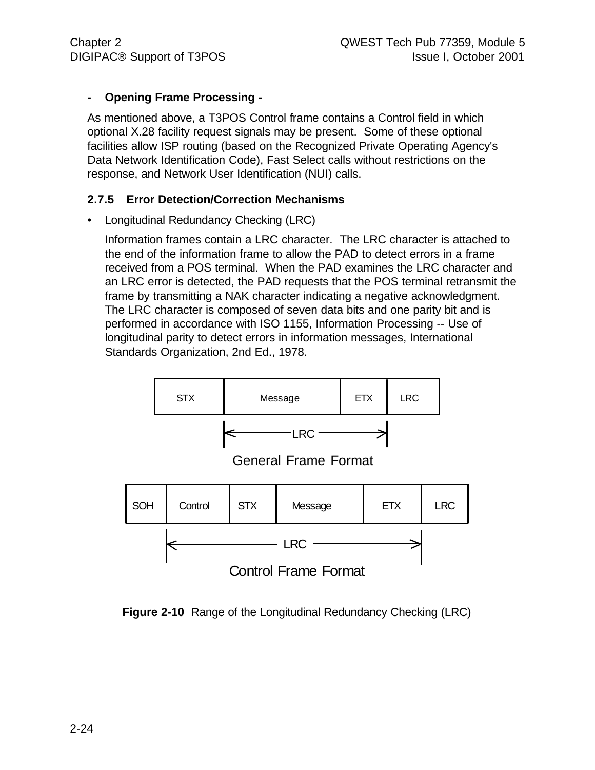**- Opening Frame Processing -**

As mentioned above, a T3POS Control frame contains a Control field in which optional X.28 facility request signals may be present. Some of these optional facilities allow ISP routing (based on the Recognized Private Operating Agency's Data Network Identification Code), Fast Select calls without restrictions on the response, and Network User Identification (NUI) calls.

### 2.7.5 Error Detection/Correction Mechanisms

- Longitudinal Redundancy Checking (LRC)

  Information frames contain a LRC character. The LRC character is attached to the end of the information frame to allow the PAD to detect errors in a frame received from a POS terminal. When the PAD examines the LRC character and an LRC error is detected, the PAD requests that the POS terminal retransmit the frame by transmitting a NAK character indicating a negative acknowledgment. The LRC character is composed of seven data bits and one parity bit and is performed in accordance with ISO 1155, Information Processing -- Use of longitudinal parity to detect errors in information messages, International Standards Organization, 2nd Ed., 1978.

| STX | Message | ETX | LRC |
|---|---|---|---|

|← LRC →| (spans Message through ETX)

General Frame Format

| SOH | Control | STX | Message | ETX | LRC |
|---|---|---|---|---|---|

|← LRC →| (spans Control through ETX)

Control Frame Format

**Figure 2-10** Range of the Longitudinal Redundancy Checking (LRC)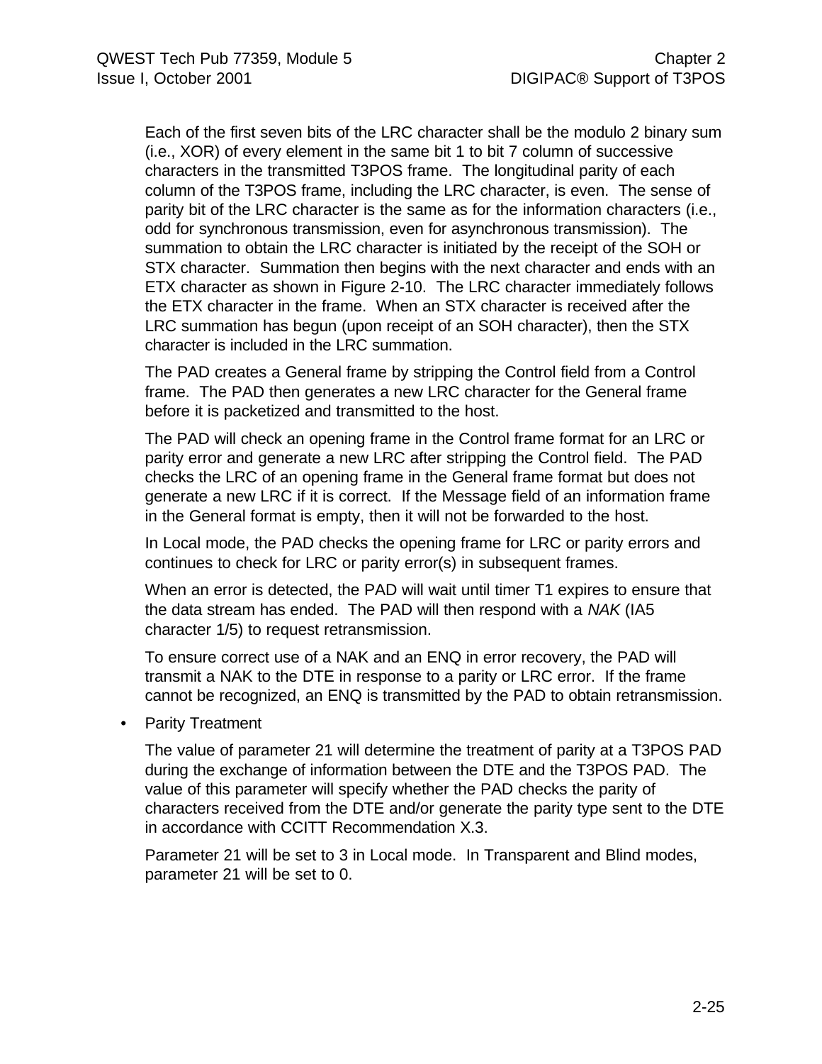Each of the first seven bits of the LRC character shall be the modulo 2 binary sum (i.e., XOR) of every element in the same bit 1 to bit 7 column of successive characters in the transmitted T3POS frame. The longitudinal parity of each column of the T3POS frame, including the LRC character, is even. The sense of parity bit of the LRC character is the same as for the information characters (i.e., odd for synchronous transmission, even for asynchronous transmission). The summation to obtain the LRC character is initiated by the receipt of the SOH or STX character. Summation then begins with the next character and ends with an ETX character as shown in Figure 2-10. The LRC character immediately follows the ETX character in the frame. When an STX character is received after the LRC summation has begun (upon receipt of an SOH character), then the STX character is included in the LRC summation.

The PAD creates a General frame by stripping the Control field from a Control frame. The PAD then generates a new LRC character for the General frame before it is packetized and transmitted to the host.

The PAD will check an opening frame in the Control frame format for an LRC or parity error and generate a new LRC after stripping the Control field. The PAD checks the LRC of an opening frame in the General frame format but does not generate a new LRC if it is correct. If the Message field of an information frame in the General format is empty, then it will not be forwarded to the host.

In Local mode, the PAD checks the opening frame for LRC or parity errors and continues to check for LRC or parity error(s) in subsequent frames.

When an error is detected, the PAD will wait until timer T1 expires to ensure that the data stream has ended. The PAD will then respond with a *NAK* (IA5 character 1/5) to request retransmission.

To ensure correct use of a NAK and an ENQ in error recovery, the PAD will transmit a NAK to the DTE in response to a parity or LRC error. If the frame cannot be recognized, an ENQ is transmitted by the PAD to obtain retransmission.

- Parity Treatment

  The value of parameter 21 will determine the treatment of parity at a T3POS PAD during the exchange of information between the DTE and the T3POS PAD. The value of this parameter will specify whether the PAD checks the parity of characters received from the DTE and/or generate the parity type sent to the DTE in accordance with CCITT Recommendation X.3.

  Parameter 21 will be set to 3 in Local mode. In Transparent and Blind modes, parameter 21 will be set to 0.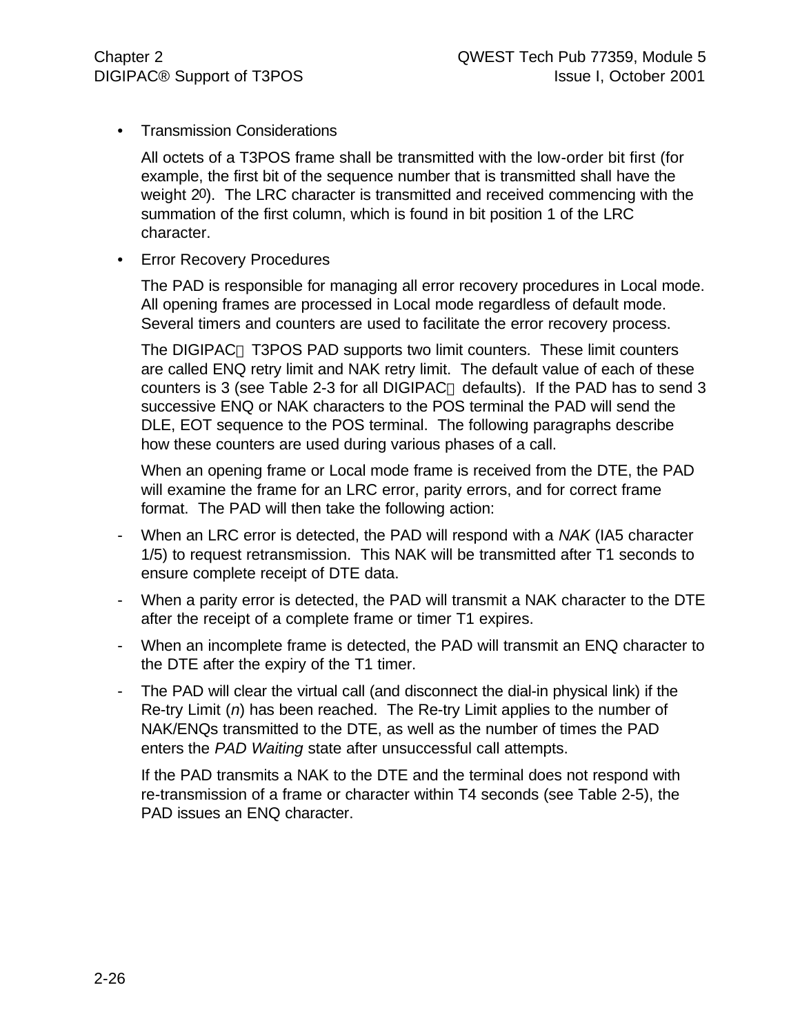- Transmission Considerations

  All octets of a T3POS frame shall be transmitted with the low-order bit first (for example, the first bit of the sequence number that is transmitted shall have the weight $2^0$). The LRC character is transmitted and received commencing with the summation of the first column, which is found in bit position 1 of the LRC character.

- Error Recovery Procedures

  The PAD is responsible for managing all error recovery procedures in Local mode. All opening frames are processed in Local mode regardless of default mode. Several timers and counters are used to facilitate the error recovery process.

  The DIGIPAC® T3POS PAD supports two limit counters. These limit counters are called ENQ retry limit and NAK retry limit. The default value of each of these counters is 3 (see Table 2-3 for all DIGIPAC® defaults). If the PAD has to send 3 successive ENQ or NAK characters to the POS terminal the PAD will send the DLE, EOT sequence to the POS terminal. The following paragraphs describe how these counters are used during various phases of a call.

  When an opening frame or Local mode frame is received from the DTE, the PAD will examine the frame for an LRC error, parity errors, and for correct frame format. The PAD will then take the following action:

- When an LRC error is detected, the PAD will respond with a *NAK* (IA5 character 1/5) to request retransmission. This NAK will be transmitted after T1 seconds to ensure complete receipt of DTE data.
- When a parity error is detected, the PAD will transmit a NAK character to the DTE after the receipt of a complete frame or timer T1 expires.
- When an incomplete frame is detected, the PAD will transmit an ENQ character to the DTE after the expiry of the T1 timer.
- The PAD will clear the virtual call (and disconnect the dial-in physical link) if the Re-try Limit (*n*) has been reached. The Re-try Limit applies to the number of NAK/ENQs transmitted to the DTE, as well as the number of times the PAD enters the *PAD Waiting* state after unsuccessful call attempts.

  If the PAD transmits a NAK to the DTE and the terminal does not respond with re-transmission of a frame or character within T4 seconds (see Table 2-5), the PAD issues an ENQ character.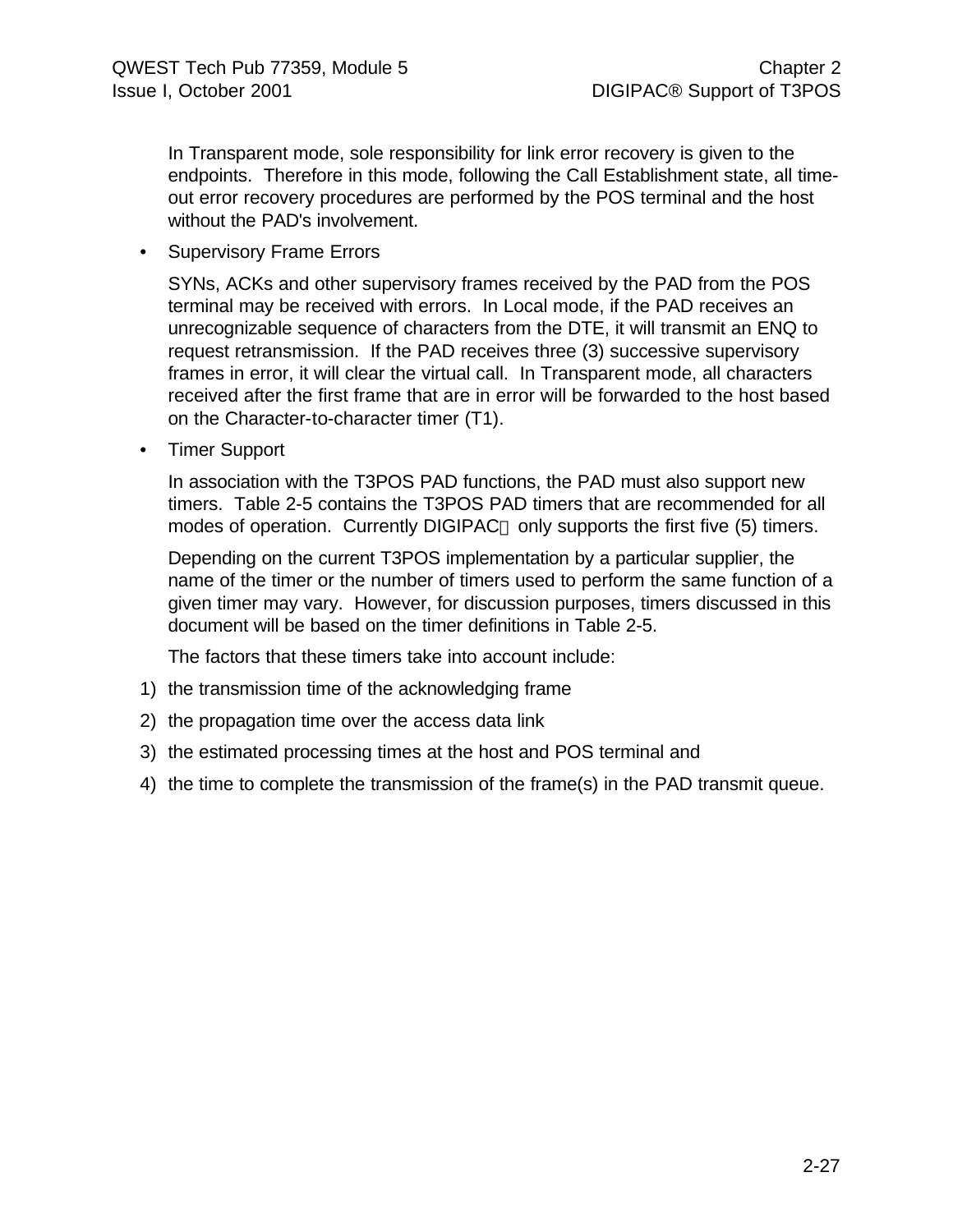In Transparent mode, sole responsibility for link error recovery is given to the endpoints. Therefore in this mode, following the Call Establishment state, all time-out error recovery procedures are performed by the POS terminal and the host without the PAD's involvement.

- Supervisory Frame Errors

  SYNs, ACKs and other supervisory frames received by the PAD from the POS terminal may be received with errors. In Local mode, if the PAD receives an unrecognizable sequence of characters from the DTE, it will transmit an ENQ to request retransmission. If the PAD receives three (3) successive supervisory frames in error, it will clear the virtual call. In Transparent mode, all characters received after the first frame that are in error will be forwarded to the host based on the Character-to-character timer (T1).

- Timer Support

  In association with the T3POS PAD functions, the PAD must also support new timers. Table 2-5 contains the T3POS PAD timers that are recommended for all modes of operation. Currently DIGIPAC® only supports the first five (5) timers.

  Depending on the current T3POS implementation by a particular supplier, the name of the timer or the number of timers used to perform the same function of a given timer may vary. However, for discussion purposes, timers discussed in this document will be based on the timer definitions in Table 2-5.

  The factors that these timers take into account include:

1) the transmission time of the acknowledging frame
2) the propagation time over the access data link
3) the estimated processing times at the host and POS terminal and
4) the time to complete the transmission of the frame(s) in the PAD transmit queue.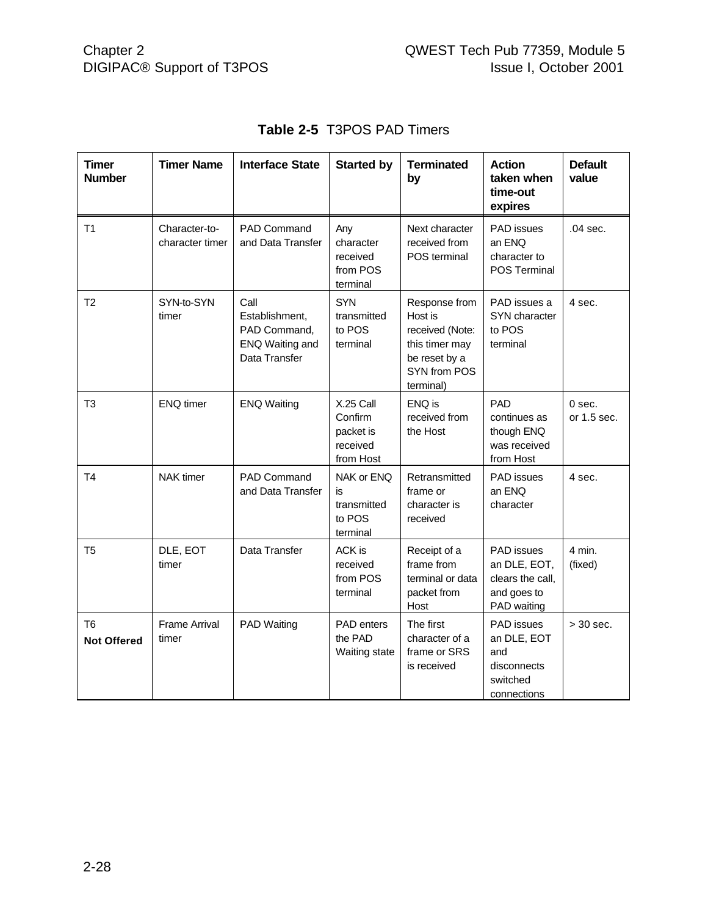**Table 2-5** T3POS PAD Timers

| Timer Number | Timer Name | Interface State | Started by | Terminated by | Action taken when time-out expires | Default value |
|---|---|---|---|---|---|---|
| T1 | Character-to-character timer | PAD Command and Data Transfer | Any character received from POS terminal | Next character received from POS terminal | PAD issues an ENQ character to POS Terminal | .04 sec. |
| T2 | SYN-to-SYN timer | Call Establishment, PAD Command, ENQ Waiting and Data Transfer | SYN transmitted to POS terminal | Response from Host is received (Note: this timer may be reset by a SYN from POS terminal) | PAD issues a SYN character to POS terminal | 4 sec. |
| T3 | ENQ timer | ENQ Waiting | X.25 Call Confirm packet is received from Host | ENQ is received from the Host | PAD continues as though ENQ was received from Host | 0 sec. or 1.5 sec. |
| T4 | NAK timer | PAD Command and Data Transfer | NAK or ENQ is transmitted to POS terminal | Retransmitted frame or character is received | PAD issues an ENQ character | 4 sec. |
| T5 | DLE, EOT timer | Data Transfer | ACK is received from POS terminal | Receipt of a frame from terminal or data packet from Host | PAD issues an DLE, EOT, clears the call, and goes to PAD waiting | 4 min. (fixed) |
| T6 **Not Offered** | Frame Arrival timer | PAD Waiting | PAD enters the PAD Waiting state | The first character of a frame or SRS is received | PAD issues an DLE, EOT and disconnects switched connections | > 30 sec. |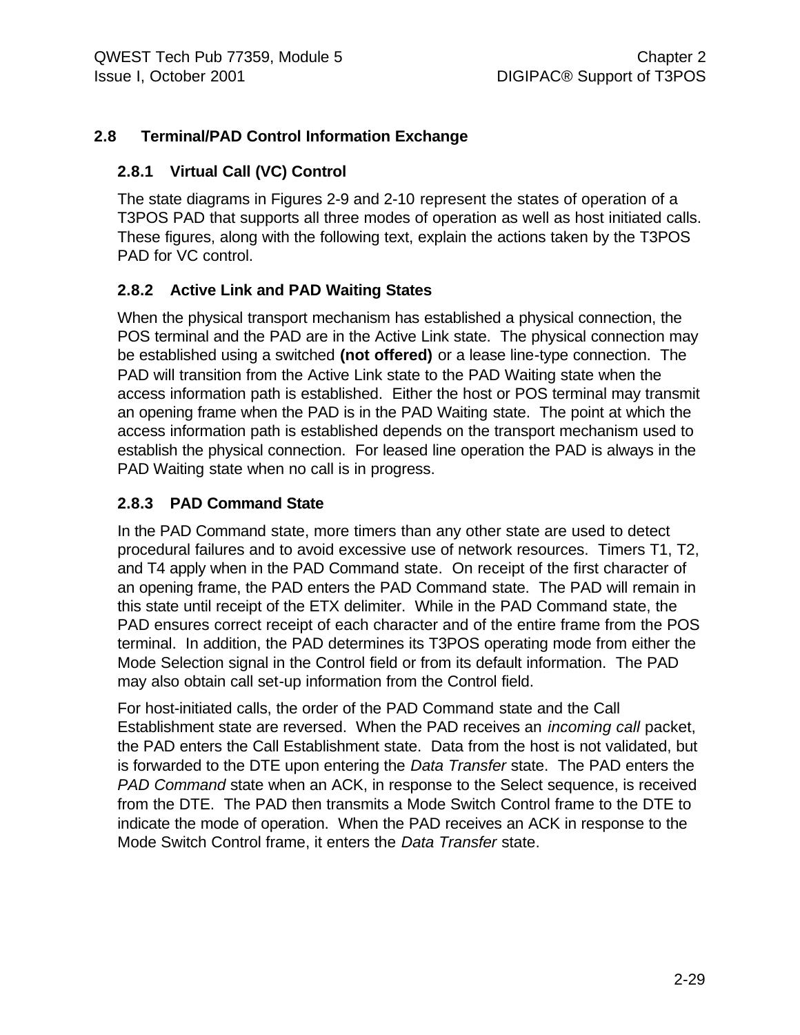## 2.8 Terminal/PAD Control Information Exchange

### 2.8.1 Virtual Call (VC) Control

The state diagrams in Figures 2-9 and 2-10 represent the states of operation of a T3POS PAD that supports all three modes of operation as well as host initiated calls. These figures, along with the following text, explain the actions taken by the T3POS PAD for VC control.

### 2.8.2 Active Link and PAD Waiting States

When the physical transport mechanism has established a physical connection, the POS terminal and the PAD are in the Active Link state. The physical connection may be established using a switched **(not offered)** or a lease line-type connection. The PAD will transition from the Active Link state to the PAD Waiting state when the access information path is established. Either the host or POS terminal may transmit an opening frame when the PAD is in the PAD Waiting state. The point at which the access information path is established depends on the transport mechanism used to establish the physical connection. For leased line operation the PAD is always in the PAD Waiting state when no call is in progress.

### 2.8.3 PAD Command State

In the PAD Command state, more timers than any other state are used to detect procedural failures and to avoid excessive use of network resources. Timers T1, T2, and T4 apply when in the PAD Command state. On receipt of the first character of an opening frame, the PAD enters the PAD Command state. The PAD will remain in this state until receipt of the ETX delimiter. While in the PAD Command state, the PAD ensures correct receipt of each character and of the entire frame from the POS terminal. In addition, the PAD determines its T3POS operating mode from either the Mode Selection signal in the Control field or from its default information. The PAD may also obtain call set-up information from the Control field.

For host-initiated calls, the order of the PAD Command state and the Call Establishment state are reversed. When the PAD receives an *incoming call* packet, the PAD enters the Call Establishment state. Data from the host is not validated, but is forwarded to the DTE upon entering the *Data Transfer* state. The PAD enters the *PAD Command* state when an ACK, in response to the Select sequence, is received from the DTE. The PAD then transmits a Mode Switch Control frame to the DTE to indicate the mode of operation. When the PAD receives an ACK in response to the Mode Switch Control frame, it enters the *Data Transfer* state.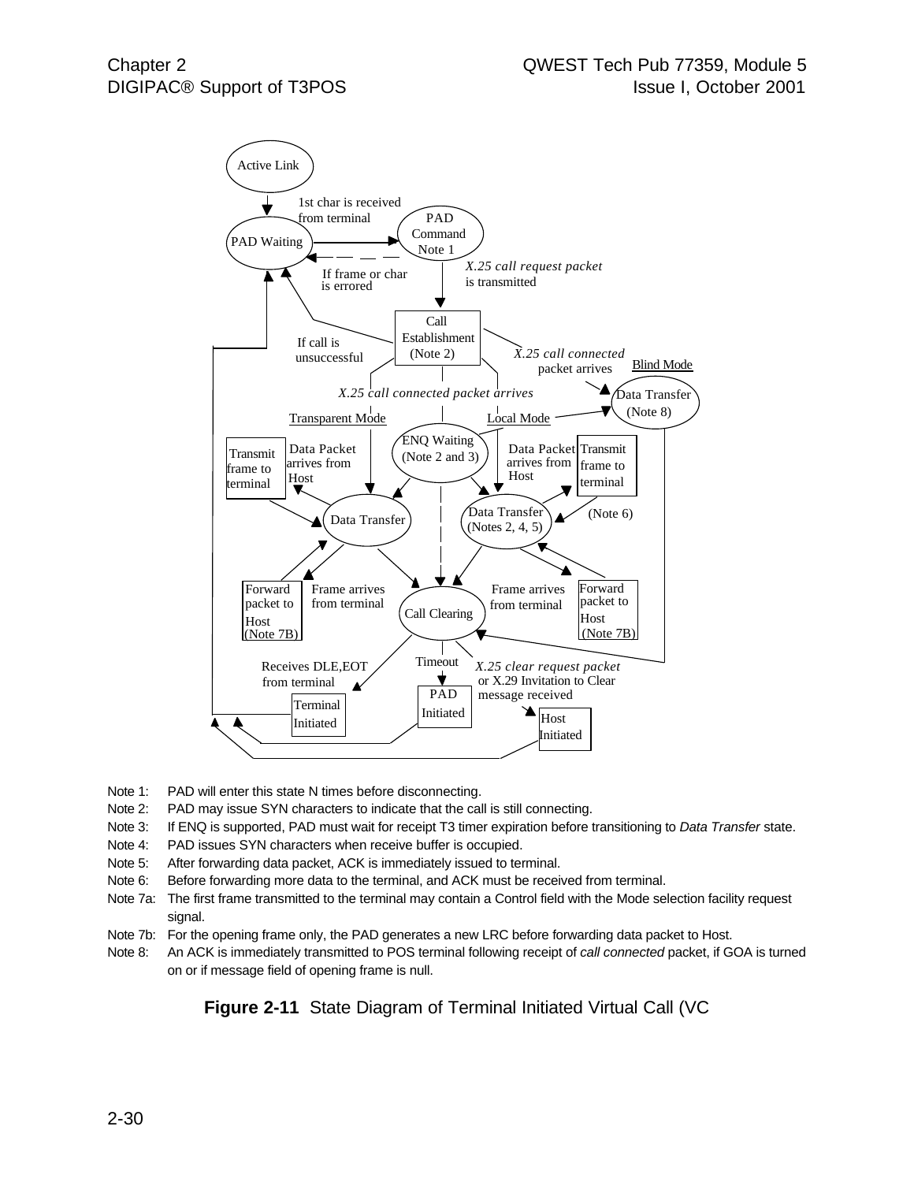Active Link

PAD Waiting

1st char is received from terminal

PAD Command Note 1

If frame or char is errored

*X.25 call request packet* is transmitted

Call Establishment (Note 2)

If call is unsuccessful

*X.25 call connected* packet arrives

Blind Mode

Data Transfer (Note 8)

*X.25 call connected packet arrives*

Transparent Mode

Local Mode

ENQ Waiting (Note 2 and 3)

Transmit frame to terminal

Data Packet arrives from Host

Data Transfer

Data Packet arrives from Host

Transmit frame to terminal

Data Transfer (Notes 2, 4, 5)

(Note 6)

Forward packet to Host (Note 7B)

Frame arrives from terminal

Call Clearing

Frame arrives from terminal

Forward packet to Host (Note 7B)

Receives DLE,EOT from terminal

Timeout

*X.25 clear request packet* or X.29 Invitation to Clear message received

Terminal Initiated

PAD Initiated

Host Initiated

Note 1: PAD will enter this state N times before disconnecting.

Note 2: PAD may issue SYN characters to indicate that the call is still connecting.

Note 3: If ENQ is supported, PAD must wait for receipt T3 timer expiration before transitioning to *Data Transfer* state.

Note 4: PAD issues SYN characters when receive buffer is occupied.

Note 5: After forwarding data packet, ACK is immediately issued to terminal.

Note 6: Before forwarding more data to the terminal, and ACK must be received from terminal.

Note 7a: The first frame transmitted to the terminal may contain a Control field with the Mode selection facility request signal.

Note 7b: For the opening frame only, the PAD generates a new LRC before forwarding data packet to Host.

Note 8: An ACK is immediately transmitted to POS terminal following receipt of *call connected* packet, if GOA is turned on or if message field of opening frame is null.

**Figure 2-11** State Diagram of Terminal Initiated Virtual Call (VC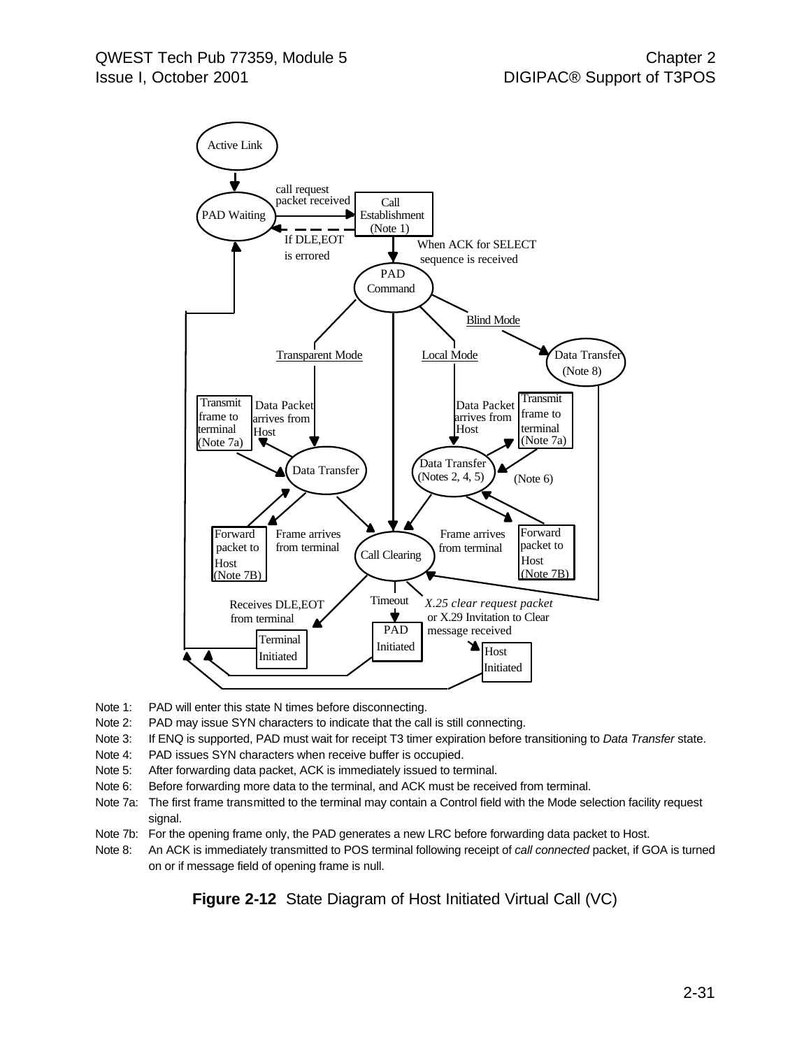Active Link

PAD Waiting

call request packet received

Call Establishment (Note 1)

If DLE,EOT is errored

When ACK for SELECT sequence is received

PAD Command

Blind Mode

Transparent Mode

Local Mode

Data Transfer (Note 8)

Transmit frame to terminal (Note 7a)

Data Packet arrives from Host

Data Packet arrives from Host

Transmit frame to terminal (Note 7a)

Data Transfer

Data Transfer (Notes 2, 4, 5)

(Note 6)

Forward packet to Host (Note 7B)

Frame arrives from terminal

Call Clearing

Frame arrives from terminal

Forward packet to Host (Note 7B)

Receives DLE,EOT from terminal

Timeout

*X.25 clear request packet* or X.29 Invitation to Clear message received

Terminal Initiated

PAD Initiated

Host Initiated

Note 1: PAD will enter this state N times before disconnecting.

Note 2: PAD may issue SYN characters to indicate that the call is still connecting.

Note 3: If ENQ is supported, PAD must wait for receipt T3 timer expiration before transitioning to *Data Transfer* state.

Note 4: PAD issues SYN characters when receive buffer is occupied.

Note 5: After forwarding data packet, ACK is immediately issued to terminal.

Note 6: Before forwarding more data to the terminal, and ACK must be received from terminal.

Note 7a: The first frame transmitted to the terminal may contain a Control field with the Mode selection facility request signal.

Note 7b: For the opening frame only, the PAD generates a new LRC before forwarding data packet to Host.

Note 8: An ACK is immediately transmitted to POS terminal following receipt of *call connected* packet, if GOA is turned on or if message field of opening frame is null.

**Figure 2-12** State Diagram of Host Initiated Virtual Call (VC)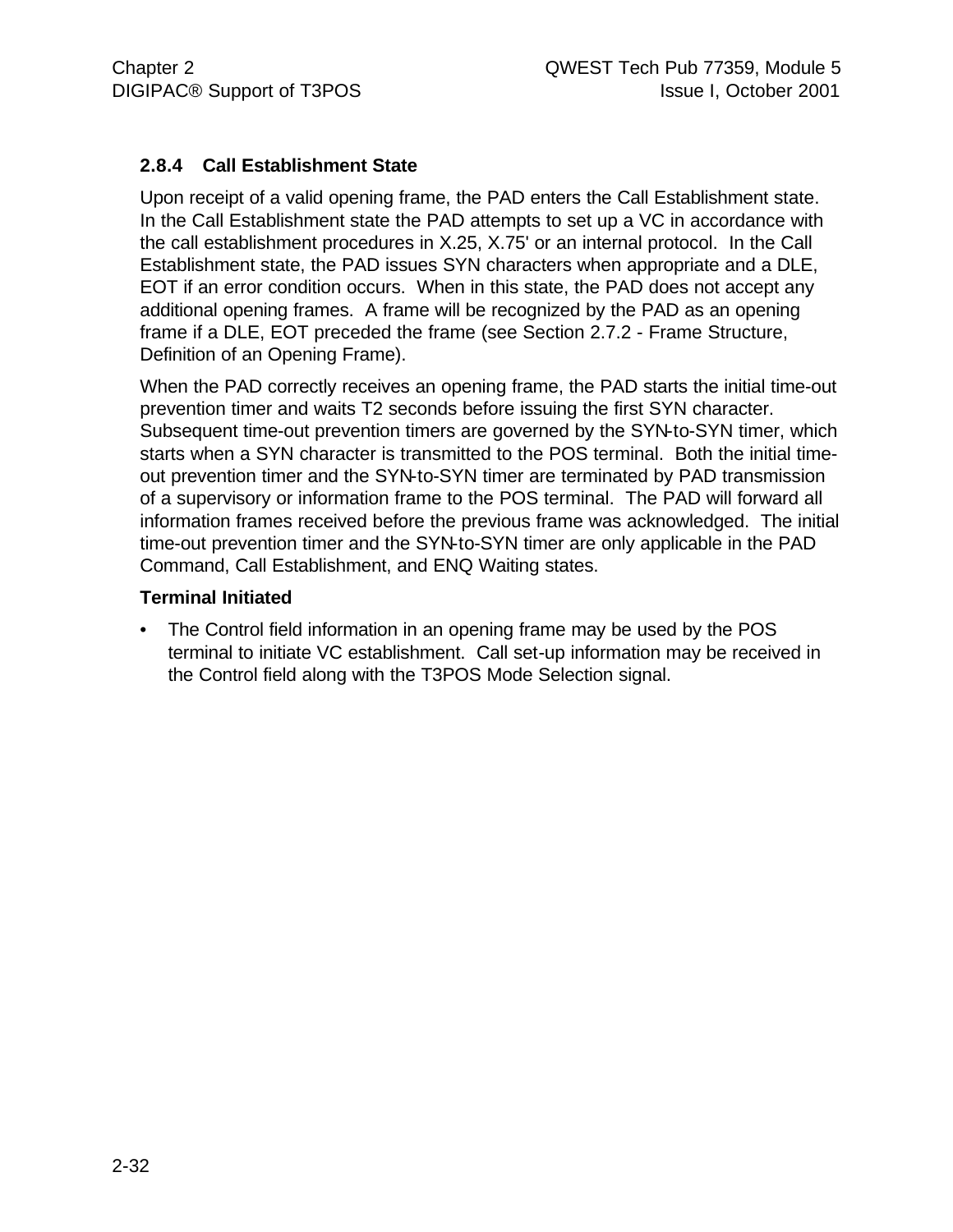### 2.8.4 Call Establishment State

Upon receipt of a valid opening frame, the PAD enters the Call Establishment state. In the Call Establishment state the PAD attempts to set up a VC in accordance with the call establishment procedures in X.25, X.75' or an internal protocol. In the Call Establishment state, the PAD issues SYN characters when appropriate and a DLE, EOT if an error condition occurs. When in this state, the PAD does not accept any additional opening frames. A frame will be recognized by the PAD as an opening frame if a DLE, EOT preceded the frame (see Section 2.7.2 - Frame Structure, Definition of an Opening Frame).

When the PAD correctly receives an opening frame, the PAD starts the initial time-out prevention timer and waits T2 seconds before issuing the first SYN character. Subsequent time-out prevention timers are governed by the SYN-to-SYN timer, which starts when a SYN character is transmitted to the POS terminal. Both the initial time-out prevention timer and the SYN-to-SYN timer are terminated by PAD transmission of a supervisory or information frame to the POS terminal. The PAD will forward all information frames received before the previous frame was acknowledged. The initial time-out prevention timer and the SYN-to-SYN timer are only applicable in the PAD Command, Call Establishment, and ENQ Waiting states.

**Terminal Initiated**

- The Control field information in an opening frame may be used by the POS terminal to initiate VC establishment. Call set-up information may be received in the Control field along with the T3POS Mode Selection signal.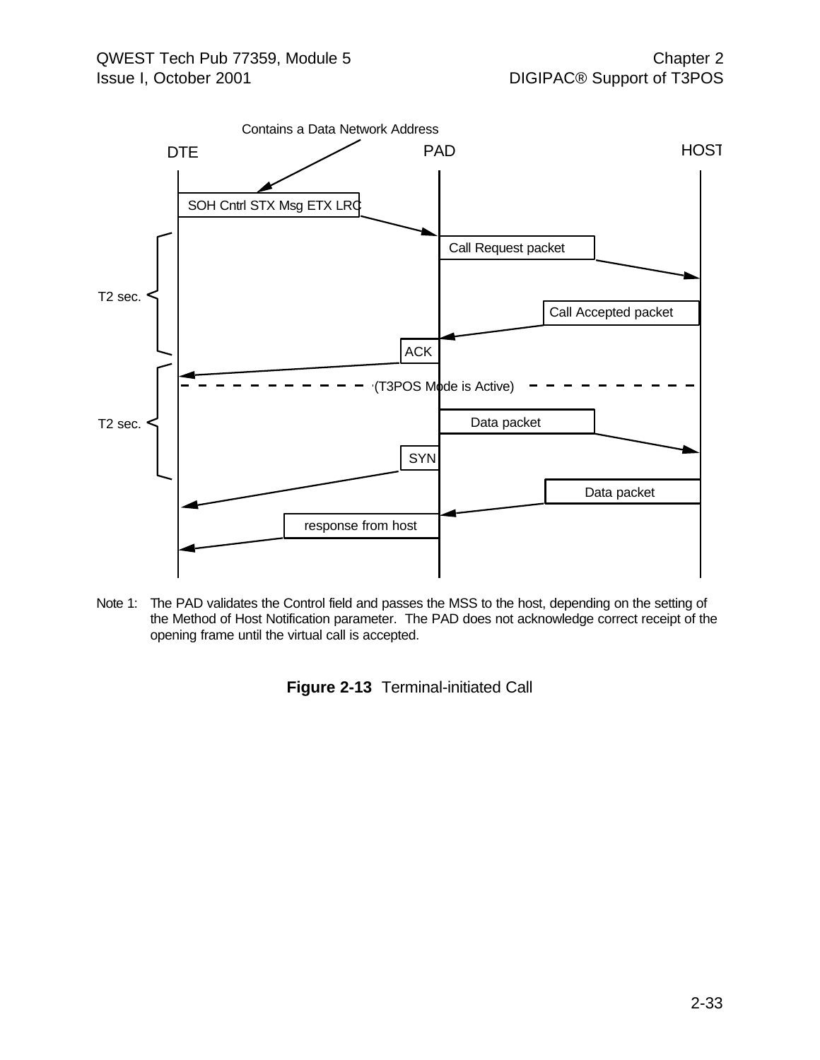Contains a Data Network Address

DTE | PAD | HOST

SOH Cntrl STX Msg ETX LRC

Call Request packet

T2 sec.

Call Accepted packet

ACK

(T3POS Mode is Active)

T2 sec.

Data packet

SYN

Data packet

response from host

Note 1: The PAD validates the Control field and passes the MSS to the host, depending on the setting of the Method of Host Notification parameter. The PAD does not acknowledge correct receipt of the opening frame until the virtual call is accepted.

**Figure 2-13** Terminal-initiated Call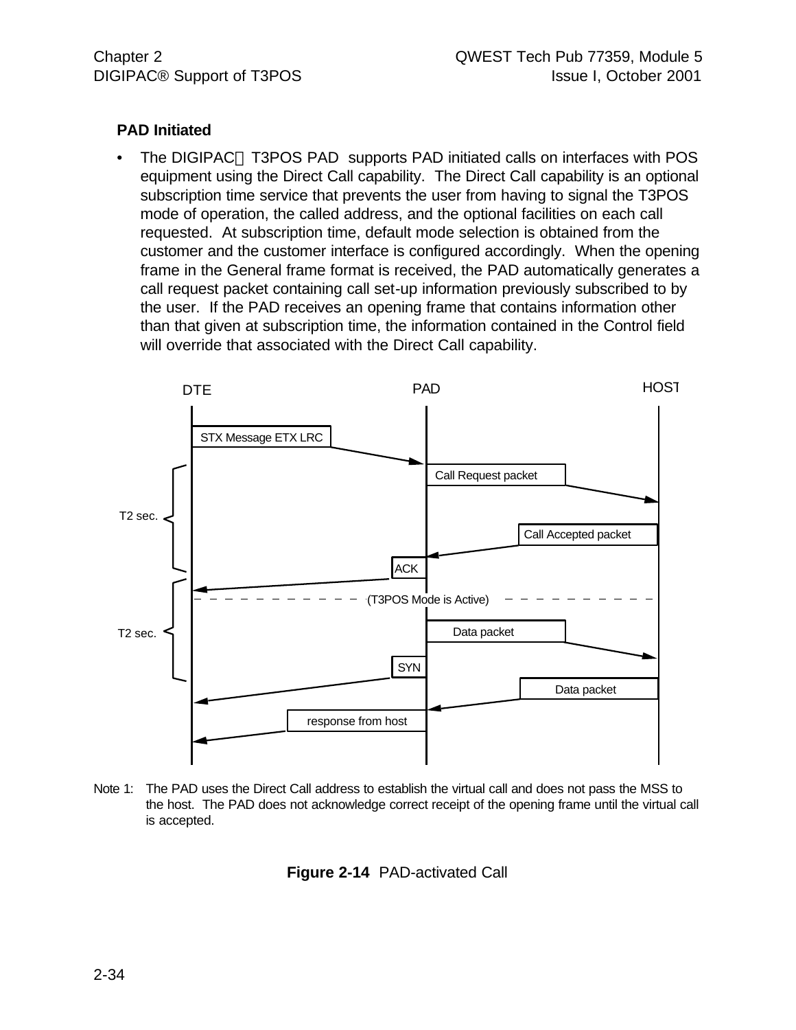**PAD Initiated**

- The DIGIPAC® T3POS PAD supports PAD initiated calls on interfaces with POS equipment using the Direct Call capability. The Direct Call capability is an optional subscription time service that prevents the user from having to signal the T3POS mode of operation, the called address, and the optional facilities on each call requested. At subscription time, default mode selection is obtained from the customer and the customer interface is configured accordingly. When the opening frame in the General frame format is received, the PAD automatically generates a call request packet containing call set-up information previously subscribed to by the user. If the PAD receives an opening frame that contains information other than that given at subscription time, the information contained in the Control field will override that associated with the Direct Call capability.

DTE | PAD | HOST

STX Message ETX LRC

Call Request packet

T2 sec.

Call Accepted packet

ACK

(T3POS Mode is Active)

T2 sec.

Data packet

SYN

Data packet

response from host

Note 1: The PAD uses the Direct Call address to establish the virtual call and does not pass the MSS to the host. The PAD does not acknowledge correct receipt of the opening frame until the virtual call is accepted.

**Figure 2-14** PAD-activated Call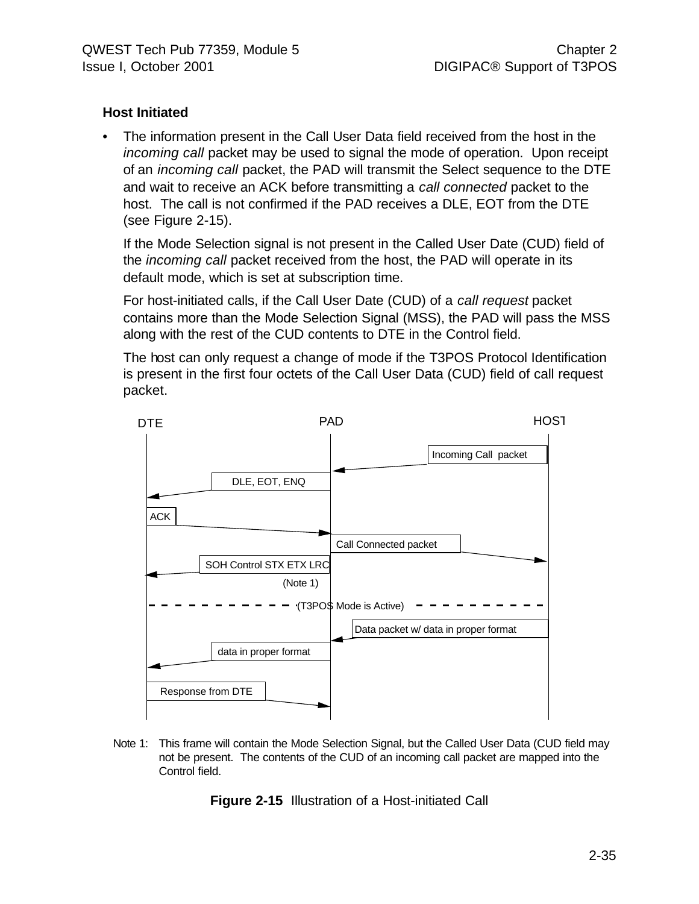**Host Initiated**

- The information present in the Call User Data field received from the host in the *incoming call* packet may be used to signal the mode of operation. Upon receipt of an *incoming call* packet, the PAD will transmit the Select sequence to the DTE and wait to receive an ACK before transmitting a *call connected* packet to the host. The call is not confirmed if the PAD receives a DLE, EOT from the DTE (see Figure 2-15).

  If the Mode Selection signal is not present in the Called User Date (CUD) field of the *incoming call* packet received from the host, the PAD will operate in its default mode, which is set at subscription time.

  For host-initiated calls, if the Call User Date (CUD) of a *call request* packet contains more than the Mode Selection Signal (MSS), the PAD will pass the MSS along with the rest of the CUD contents to DTE in the Control field.

  The host can only request a change of mode if the T3POS Protocol Identification is present in the first four octets of the Call User Data (CUD) field of call request packet.

DTE PAD HOST

Incoming Call packet

DLE, EOT, ENQ

ACK

Call Connected packet

SOH Control STX ETX LRC

(Note 1)

(T3POS Mode is Active)

Data packet w/ data in proper format

data in proper format

Response from DTE

Note 1: This frame will contain the Mode Selection Signal, but the Called User Data (CUD field may not be present. The contents of the CUD of an incoming call packet are mapped into the Control field.

**Figure 2-15** Illustration of a Host-initiated Call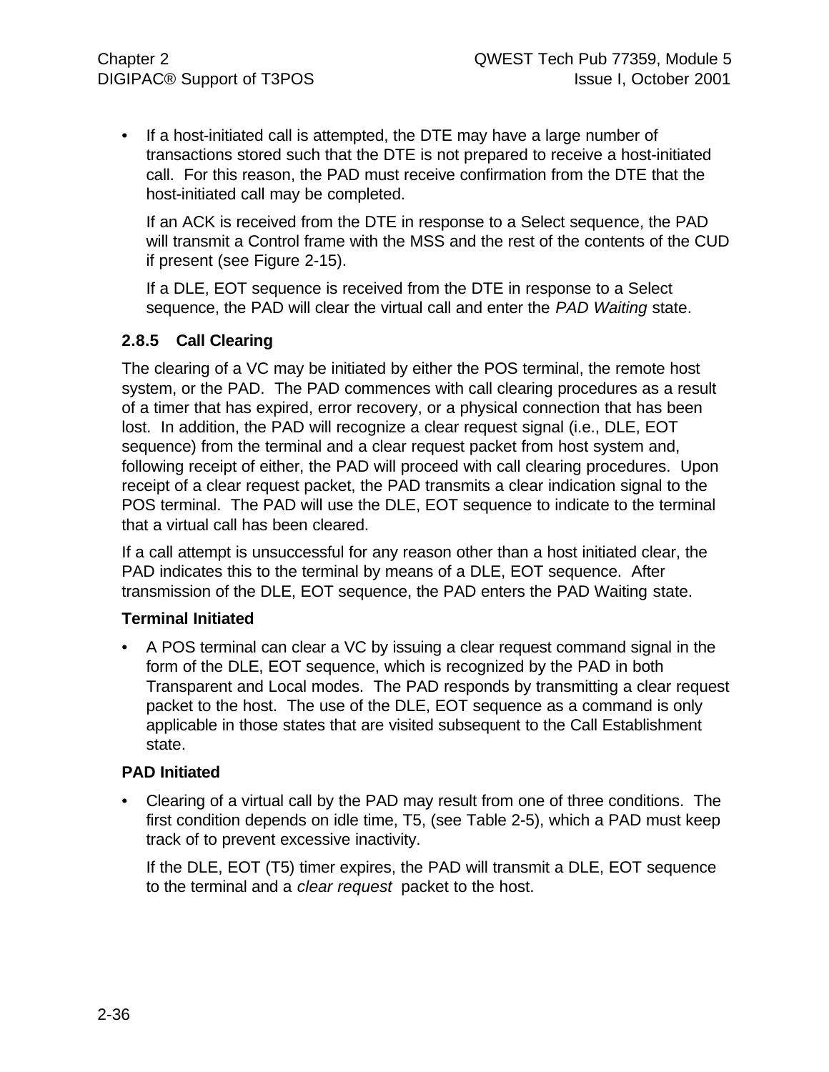- If a host-initiated call is attempted, the DTE may have a large number of transactions stored such that the DTE is not prepared to receive a host-initiated call. For this reason, the PAD must receive confirmation from the DTE that the host-initiated call may be completed.

  If an ACK is received from the DTE in response to a Select sequence, the PAD will transmit a Control frame with the MSS and the rest of the contents of the CUD if present (see Figure 2-15).

  If a DLE, EOT sequence is received from the DTE in response to a Select sequence, the PAD will clear the virtual call and enter the *PAD Waiting* state.

### 2.8.5 Call Clearing

The clearing of a VC may be initiated by either the POS terminal, the remote host system, or the PAD. The PAD commences with call clearing procedures as a result of a timer that has expired, error recovery, or a physical connection that has been lost. In addition, the PAD will recognize a clear request signal (i.e., DLE, EOT sequence) from the terminal and a clear request packet from host system and, following receipt of either, the PAD will proceed with call clearing procedures. Upon receipt of a clear request packet, the PAD transmits a clear indication signal to the POS terminal. The PAD will use the DLE, EOT sequence to indicate to the terminal that a virtual call has been cleared.

If a call attempt is unsuccessful for any reason other than a host initiated clear, the PAD indicates this to the terminal by means of a DLE, EOT sequence. After transmission of the DLE, EOT sequence, the PAD enters the PAD Waiting state.

**Terminal Initiated**

- A POS terminal can clear a VC by issuing a clear request command signal in the form of the DLE, EOT sequence, which is recognized by the PAD in both Transparent and Local modes. The PAD responds by transmitting a clear request packet to the host. The use of the DLE, EOT sequence as a command is only applicable in those states that are visited subsequent to the Call Establishment state.

**PAD Initiated**

- Clearing of a virtual call by the PAD may result from one of three conditions. The first condition depends on idle time, T5, (see Table 2-5), which a PAD must keep track of to prevent excessive inactivity.

  If the DLE, EOT (T5) timer expires, the PAD will transmit a DLE, EOT sequence to the terminal and a *clear request* packet to the host.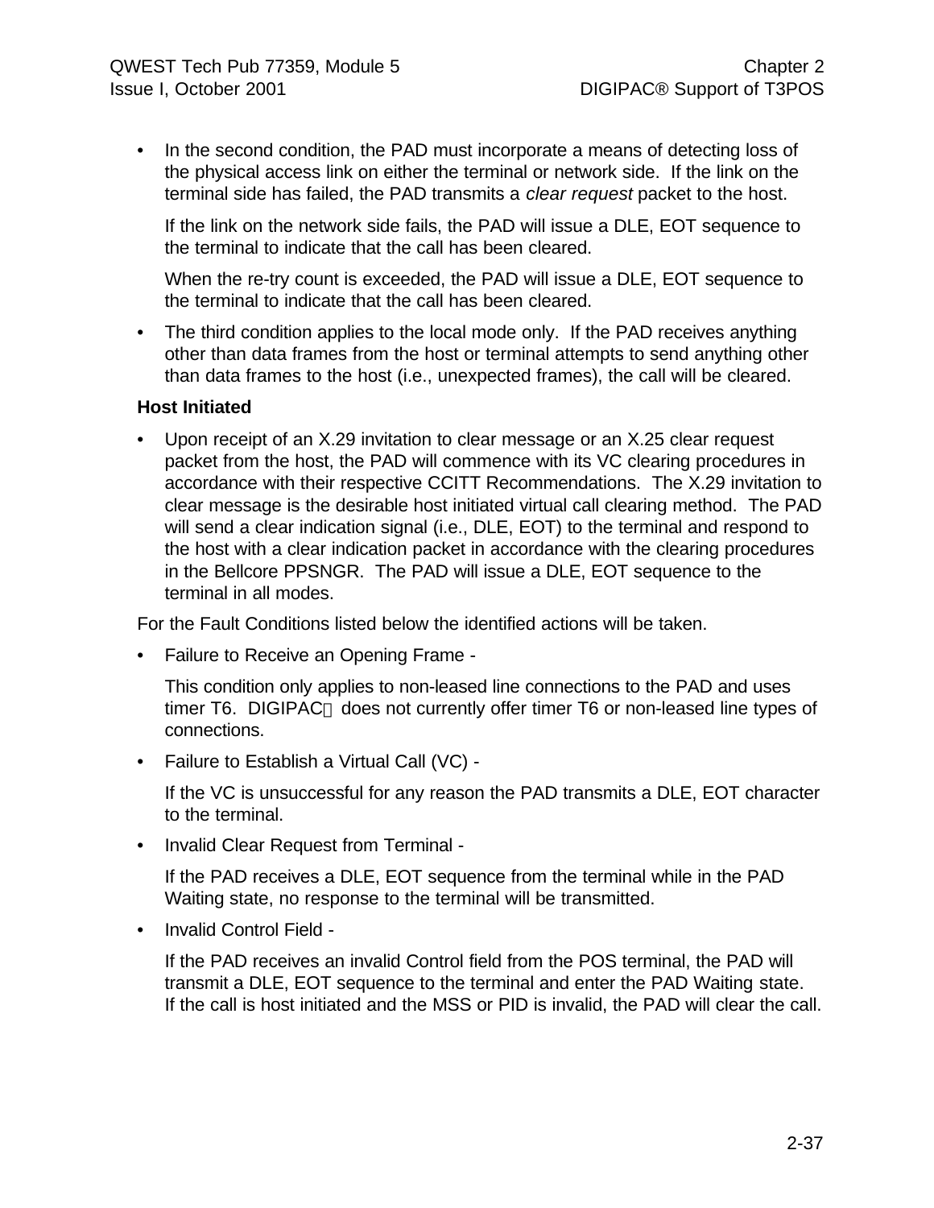- In the second condition, the PAD must incorporate a means of detecting loss of the physical access link on either the terminal or network side. If the link on the terminal side has failed, the PAD transmits a *clear request* packet to the host.

  If the link on the network side fails, the PAD will issue a DLE, EOT sequence to the terminal to indicate that the call has been cleared.

  When the re-try count is exceeded, the PAD will issue a DLE, EOT sequence to the terminal to indicate that the call has been cleared.

- The third condition applies to the local mode only. If the PAD receives anything other than data frames from the host or terminal attempts to send anything other than data frames to the host (i.e., unexpected frames), the call will be cleared.

**Host Initiated**

- Upon receipt of an X.29 invitation to clear message or an X.25 clear request packet from the host, the PAD will commence with its VC clearing procedures in accordance with their respective CCITT Recommendations. The X.29 invitation to clear message is the desirable host initiated virtual call clearing method. The PAD will send a clear indication signal (i.e., DLE, EOT) to the terminal and respond to the host with a clear indication packet in accordance with the clearing procedures in the Bellcore PPSNGR. The PAD will issue a DLE, EOT sequence to the terminal in all modes.

For the Fault Conditions listed below the identified actions will be taken.

- Failure to Receive an Opening Frame -

  This condition only applies to non-leased line connections to the PAD and uses timer T6. DIGIPAC® does not currently offer timer T6 or non-leased line types of connections.

- Failure to Establish a Virtual Call (VC) -

  If the VC is unsuccessful for any reason the PAD transmits a DLE, EOT character to the terminal.

- Invalid Clear Request from Terminal -

  If the PAD receives a DLE, EOT sequence from the terminal while in the PAD Waiting state, no response to the terminal will be transmitted.

- Invalid Control Field -

  If the PAD receives an invalid Control field from the POS terminal, the PAD will transmit a DLE, EOT sequence to the terminal and enter the PAD Waiting state. If the call is host initiated and the MSS or PID is invalid, the PAD will clear the call.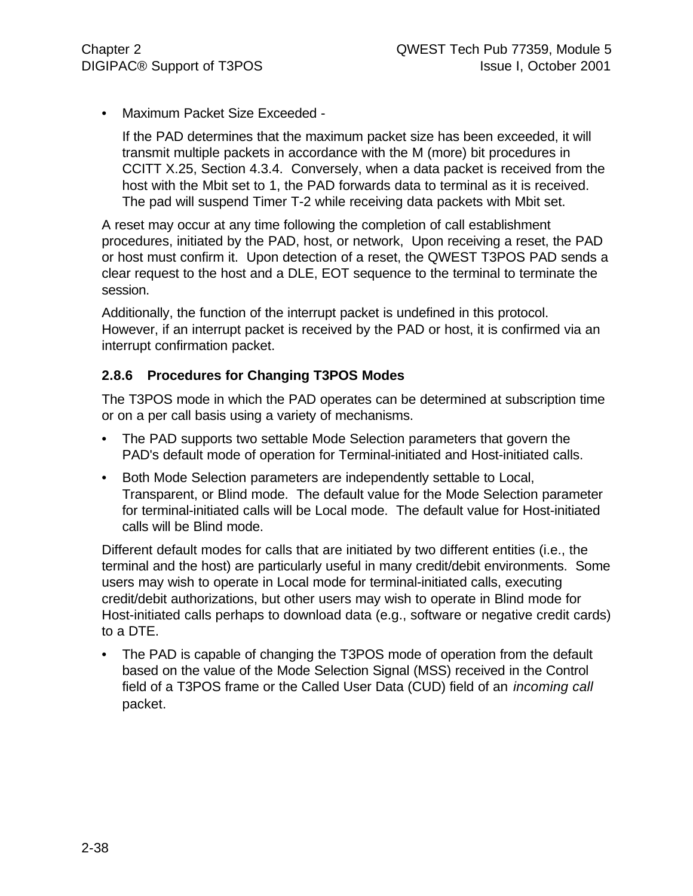- Maximum Packet Size Exceeded -

  If the PAD determines that the maximum packet size has been exceeded, it will transmit multiple packets in accordance with the M (more) bit procedures in CCITT X.25, Section 4.3.4. Conversely, when a data packet is received from the host with the Mbit set to 1, the PAD forwards data to terminal as it is received. The pad will suspend Timer T-2 while receiving data packets with Mbit set.

A reset may occur at any time following the completion of call establishment procedures, initiated by the PAD, host, or network, Upon receiving a reset, the PAD or host must confirm it. Upon detection of a reset, the QWEST T3POS PAD sends a clear request to the host and a DLE, EOT sequence to the terminal to terminate the session.

Additionally, the function of the interrupt packet is undefined in this protocol. However, if an interrupt packet is received by the PAD or host, it is confirmed via an interrupt confirmation packet.

### 2.8.6 Procedures for Changing T3POS Modes

The T3POS mode in which the PAD operates can be determined at subscription time or on a per call basis using a variety of mechanisms.

- The PAD supports two settable Mode Selection parameters that govern the PAD's default mode of operation for Terminal-initiated and Host-initiated calls.
- Both Mode Selection parameters are independently settable to Local, Transparent, or Blind mode. The default value for the Mode Selection parameter for terminal-initiated calls will be Local mode. The default value for Host-initiated calls will be Blind mode.

Different default modes for calls that are initiated by two different entities (i.e., the terminal and the host) are particularly useful in many credit/debit environments. Some users may wish to operate in Local mode for terminal-initiated calls, executing credit/debit authorizations, but other users may wish to operate in Blind mode for Host-initiated calls perhaps to download data (e.g., software or negative credit cards) to a DTE.

- The PAD is capable of changing the T3POS mode of operation from the default based on the value of the Mode Selection Signal (MSS) received in the Control field of a T3POS frame or the Called User Data (CUD) field of an *incoming call* packet.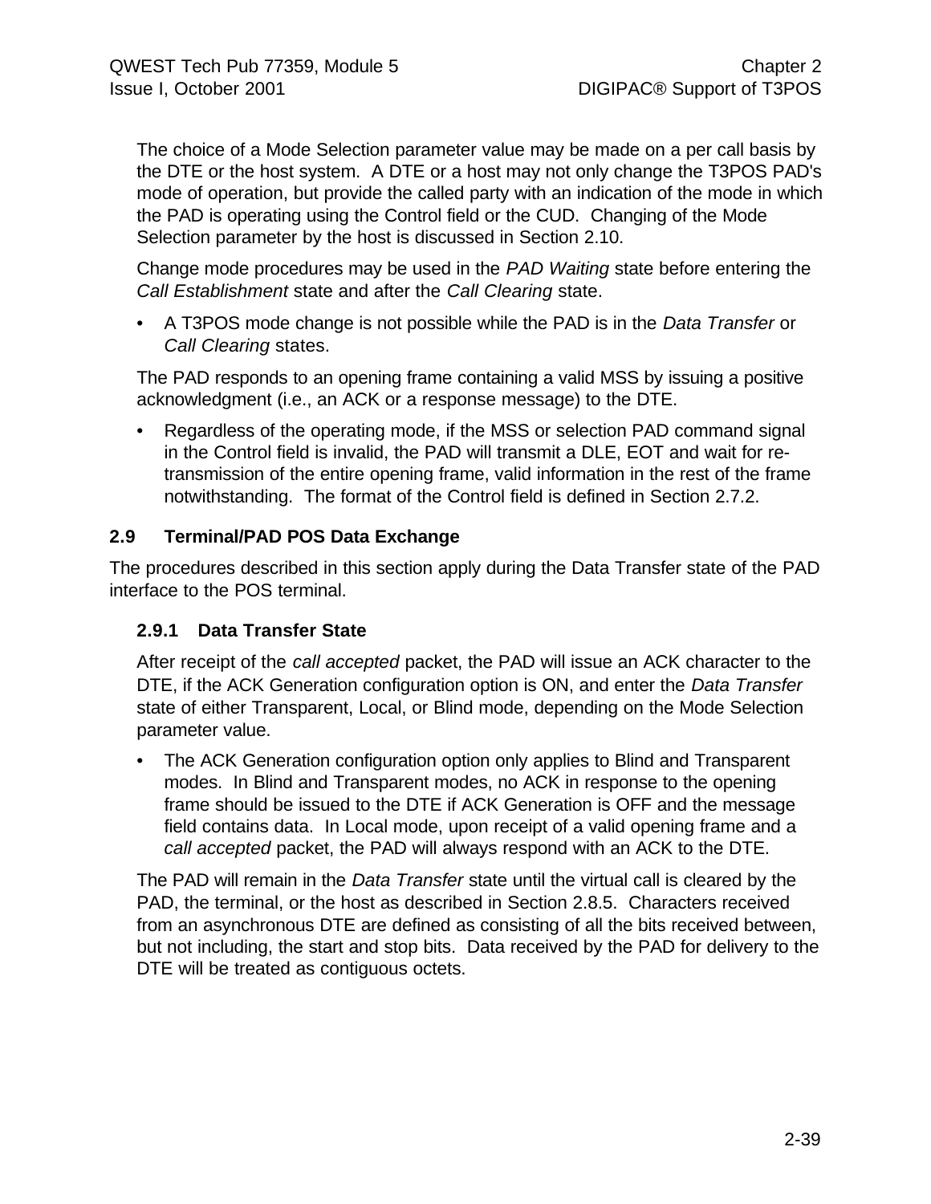The choice of a Mode Selection parameter value may be made on a per call basis by the DTE or the host system. A DTE or a host may not only change the T3POS PAD's mode of operation, but provide the called party with an indication of the mode in which the PAD is operating using the Control field or the CUD. Changing of the Mode Selection parameter by the host is discussed in Section 2.10.

Change mode procedures may be used in the *PAD Waiting* state before entering the *Call Establishment* state and after the *Call Clearing* state.

- A T3POS mode change is not possible while the PAD is in the *Data Transfer* or *Call Clearing* states.

The PAD responds to an opening frame containing a valid MSS by issuing a positive acknowledgment (i.e., an ACK or a response message) to the DTE.

- Regardless of the operating mode, if the MSS or selection PAD command signal in the Control field is invalid, the PAD will transmit a DLE, EOT and wait for re-transmission of the entire opening frame, valid information in the rest of the frame notwithstanding. The format of the Control field is defined in Section 2.7.2.

## 2.9 Terminal/PAD POS Data Exchange

The procedures described in this section apply during the Data Transfer state of the PAD interface to the POS terminal.

### 2.9.1 Data Transfer State

After receipt of the *call accepted* packet, the PAD will issue an ACK character to the DTE, if the ACK Generation configuration option is ON, and enter the *Data Transfer* state of either Transparent, Local, or Blind mode, depending on the Mode Selection parameter value.

- The ACK Generation configuration option only applies to Blind and Transparent modes. In Blind and Transparent modes, no ACK in response to the opening frame should be issued to the DTE if ACK Generation is OFF and the message field contains data. In Local mode, upon receipt of a valid opening frame and a *call accepted* packet, the PAD will always respond with an ACK to the DTE.

The PAD will remain in the *Data Transfer* state until the virtual call is cleared by the PAD, the terminal, or the host as described in Section 2.8.5. Characters received from an asynchronous DTE are defined as consisting of all the bits received between, but not including, the start and stop bits. Data received by the PAD for delivery to the DTE will be treated as contiguous octets.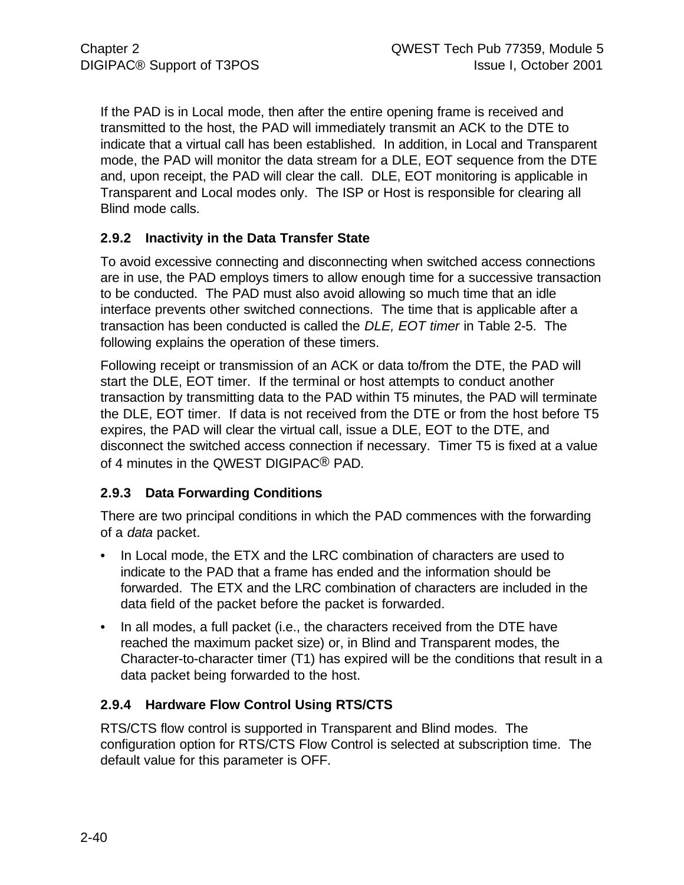If the PAD is in Local mode, then after the entire opening frame is received and transmitted to the host, the PAD will immediately transmit an ACK to the DTE to indicate that a virtual call has been established. In addition, in Local and Transparent mode, the PAD will monitor the data stream for a DLE, EOT sequence from the DTE and, upon receipt, the PAD will clear the call. DLE, EOT monitoring is applicable in Transparent and Local modes only. The ISP or Host is responsible for clearing all Blind mode calls.

### 2.9.2 Inactivity in the Data Transfer State

To avoid excessive connecting and disconnecting when switched access connections are in use, the PAD employs timers to allow enough time for a successive transaction to be conducted. The PAD must also avoid allowing so much time that an idle interface prevents other switched connections. The time that is applicable after a transaction has been conducted is called the *DLE, EOT timer* in Table 2-5. The following explains the operation of these timers.

Following receipt or transmission of an ACK or data to/from the DTE, the PAD will start the DLE, EOT timer. If the terminal or host attempts to conduct another transaction by transmitting data to the PAD within T5 minutes, the PAD will terminate the DLE, EOT timer. If data is not received from the DTE or from the host before T5 expires, the PAD will clear the virtual call, issue a DLE, EOT to the DTE, and disconnect the switched access connection if necessary. Timer T5 is fixed at a value of 4 minutes in the QWEST DIGIPAC® PAD.

### 2.9.3 Data Forwarding Conditions

There are two principal conditions in which the PAD commences with the forwarding of a *data* packet.

- In Local mode, the ETX and the LRC combination of characters are used to indicate to the PAD that a frame has ended and the information should be forwarded. The ETX and the LRC combination of characters are included in the data field of the packet before the packet is forwarded.
- In all modes, a full packet (i.e., the characters received from the DTE have reached the maximum packet size) or, in Blind and Transparent modes, the Character-to-character timer (T1) has expired will be the conditions that result in a data packet being forwarded to the host.

### 2.9.4 Hardware Flow Control Using RTS/CTS

RTS/CTS flow control is supported in Transparent and Blind modes. The configuration option for RTS/CTS Flow Control is selected at subscription time. The default value for this parameter is OFF.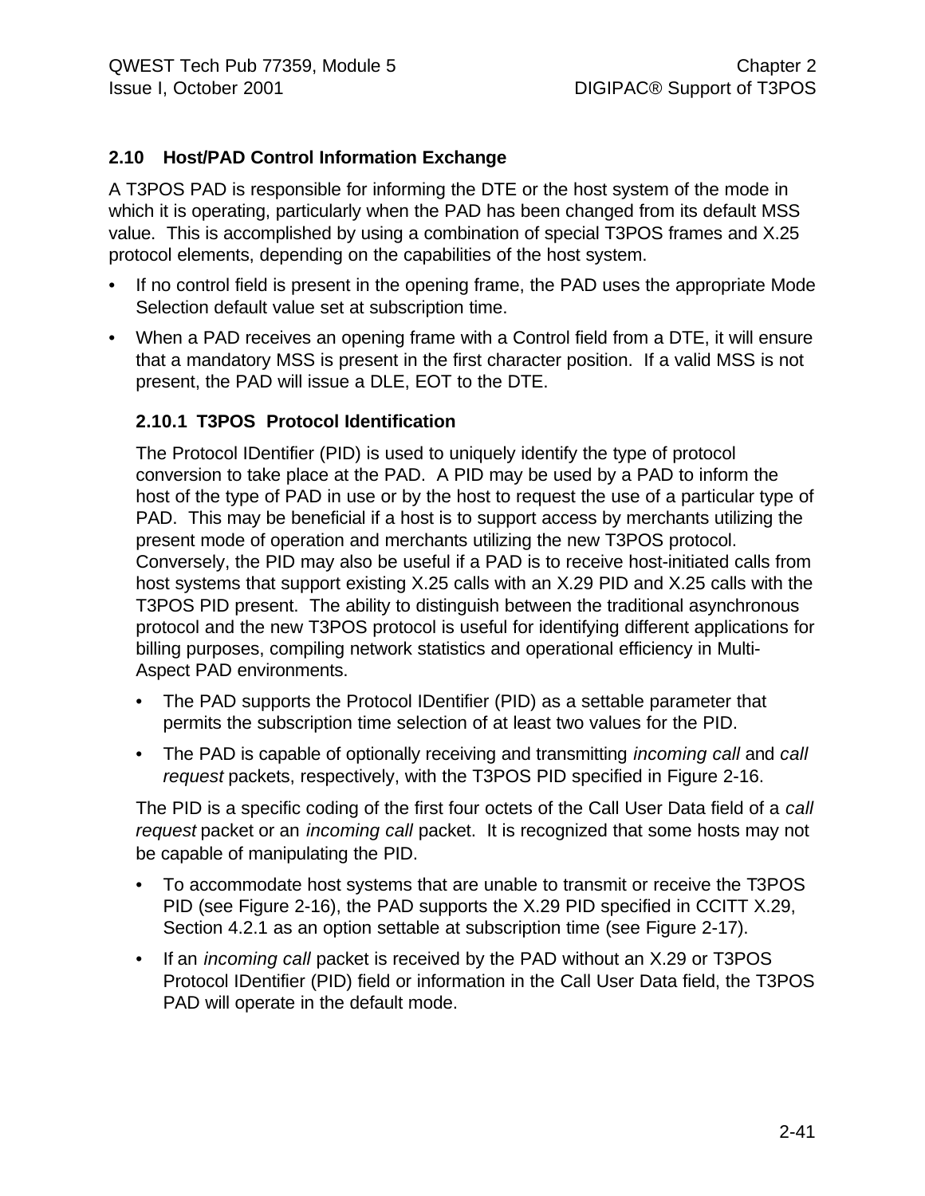## 2.10 Host/PAD Control Information Exchange

A T3POS PAD is responsible for informing the DTE or the host system of the mode in which it is operating, particularly when the PAD has been changed from its default MSS value. This is accomplished by using a combination of special T3POS frames and X.25 protocol elements, depending on the capabilities of the host system.

- If no control field is present in the opening frame, the PAD uses the appropriate Mode Selection default value set at subscription time.
- When a PAD receives an opening frame with a Control field from a DTE, it will ensure that a mandatory MSS is present in the first character position. If a valid MSS is not present, the PAD will issue a DLE, EOT to the DTE.

### 2.10.1 T3POS Protocol Identification

The Protocol IDentifier (PID) is used to uniquely identify the type of protocol conversion to take place at the PAD. A PID may be used by a PAD to inform the host of the type of PAD in use or by the host to request the use of a particular type of PAD. This may be beneficial if a host is to support access by merchants utilizing the present mode of operation and merchants utilizing the new T3POS protocol. Conversely, the PID may also be useful if a PAD is to receive host-initiated calls from host systems that support existing X.25 calls with an X.29 PID and X.25 calls with the T3POS PID present. The ability to distinguish between the traditional asynchronous protocol and the new T3POS protocol is useful for identifying different applications for billing purposes, compiling network statistics and operational efficiency in Multi-Aspect PAD environments.

- The PAD supports the Protocol IDentifier (PID) as a settable parameter that permits the subscription time selection of at least two values for the PID.
- The PAD is capable of optionally receiving and transmitting *incoming call* and *call request* packets, respectively, with the T3POS PID specified in Figure 2-16.

The PID is a specific coding of the first four octets of the Call User Data field of a *call request* packet or an *incoming call* packet. It is recognized that some hosts may not be capable of manipulating the PID.

- To accommodate host systems that are unable to transmit or receive the T3POS PID (see Figure 2-16), the PAD supports the X.29 PID specified in CCITT X.29, Section 4.2.1 as an option settable at subscription time (see Figure 2-17).
- If an *incoming call* packet is received by the PAD without an X.29 or T3POS Protocol IDentifier (PID) field or information in the Call User Data field, the T3POS PAD will operate in the default mode.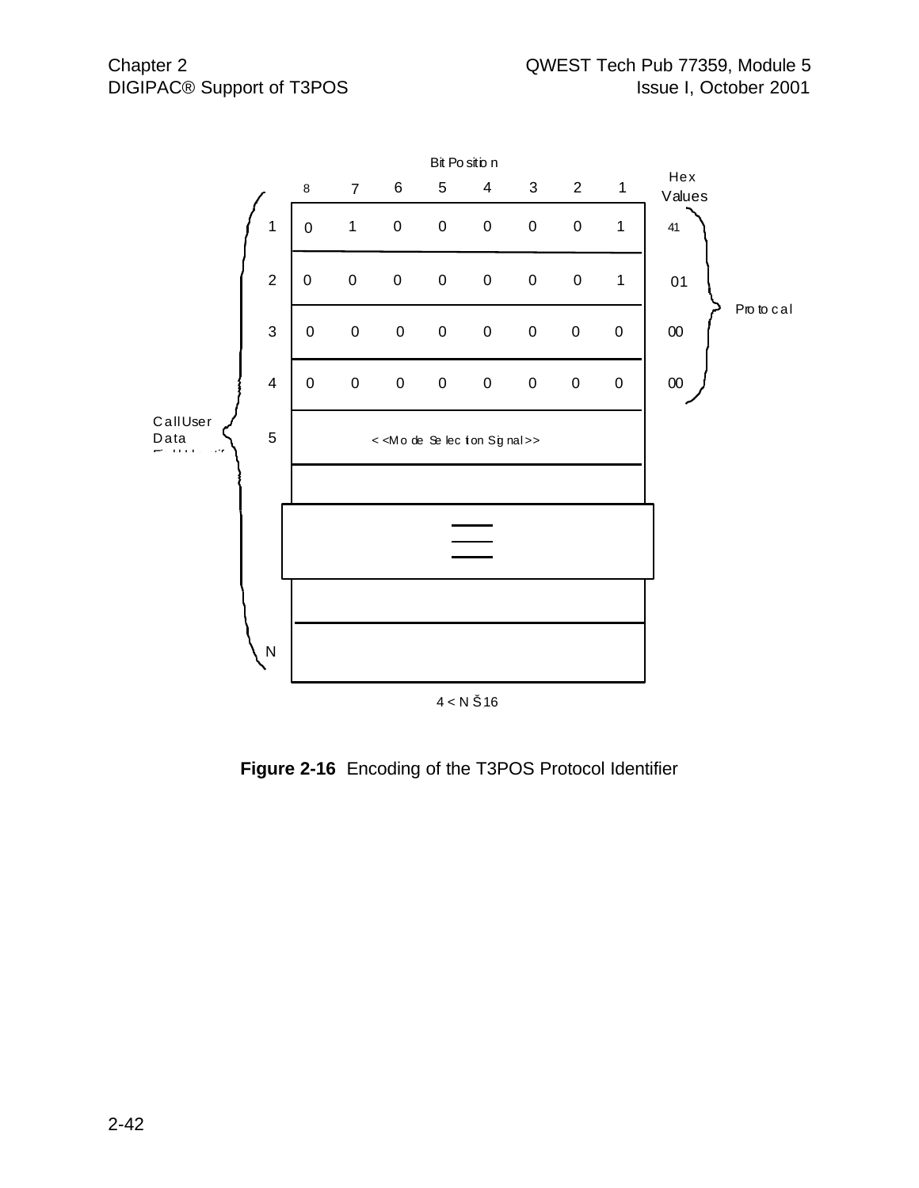| | Bit Position 8 | 7 | 6 | 5 | 4 | 3 | 2 | 1 | Hex Values |
|---|---|---|---|---|---|---|---|---|---|
| 1 | 0 | 1 | 0 | 0 | 0 | 0 | 0 | 1 | 41 |
| 2 | 0 | 0 | 0 | 0 | 0 | 0 | 0 | 1 | 01 |
| 3 | 0 | 0 | 0 | 0 | 0 | 0 | 0 | 0 | 00 |
| 4 | 0 | 0 | 0 | 0 | 0 | 0 | 0 | 0 | 00 |
| 5 | <<Mode Selection Signal>> | | | | | | | | |
| ... | | | | | | | | | |
| N | | | | | | | | | |

Octets 1–4: Protocal

Octets 1–N: Call User Data Field Identif...

$4 < N \leq 16$

**Figure 2-16** Encoding of the T3POS Protocol Identifier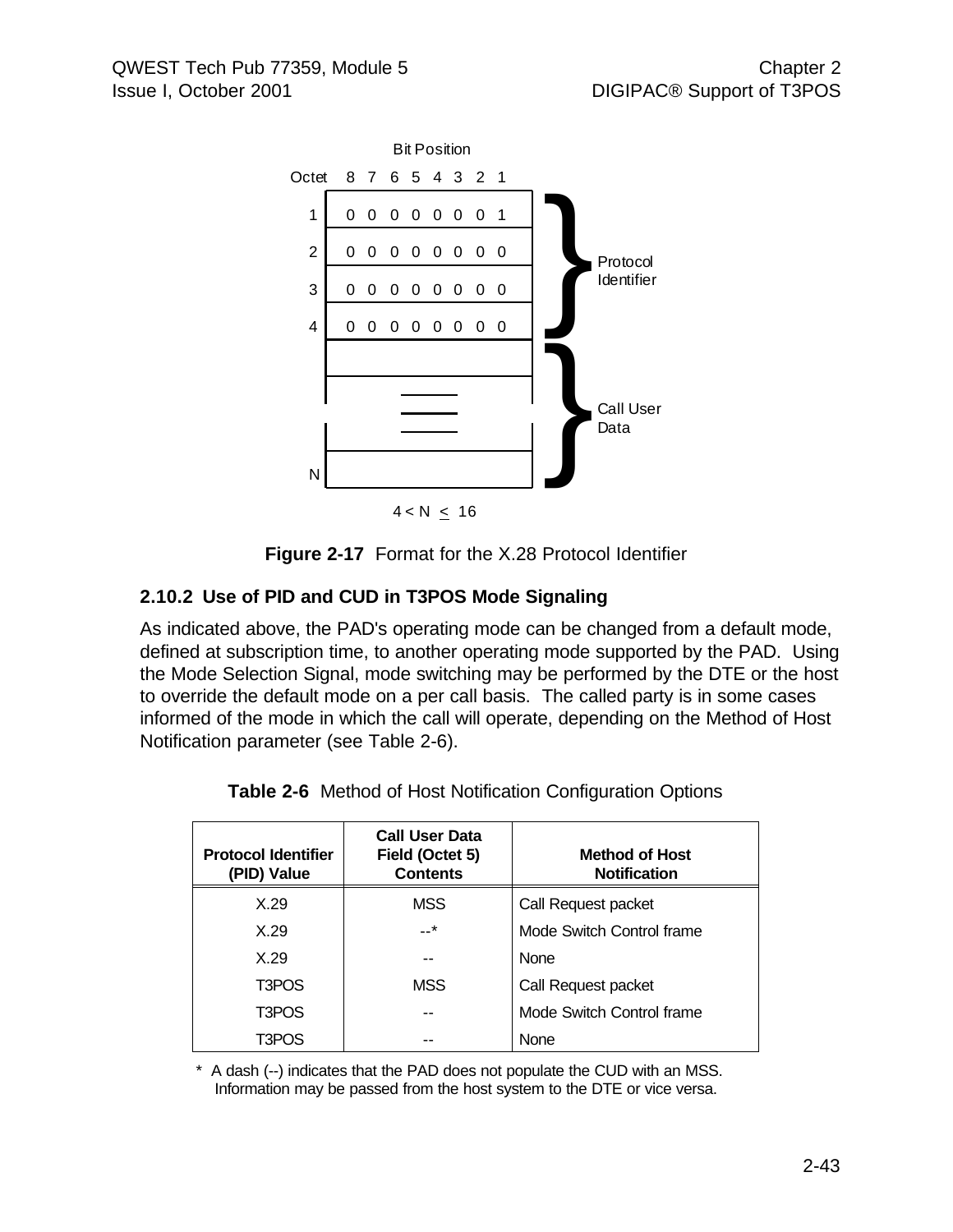Bit Position

| Octet | 8 7 6 5 4 3 2 1 | |
|---|---|---|
| 1 | 0 0 0 0 0 0 0 1 | Protocol Identifier |
| 2 | 0 0 0 0 0 0 0 0 | |
| 3 | 0 0 0 0 0 0 0 0 | |
| 4 | 0 0 0 0 0 0 0 0 | |
| | | Call User Data |
| | | |
| N | | |

$4 < N \leq 16$

**Figure 2-17** Format for the X.28 Protocol Identifier

### 2.10.2 Use of PID and CUD in T3POS Mode Signaling

As indicated above, the PAD's operating mode can be changed from a default mode, defined at subscription time, to another operating mode supported by the PAD. Using the Mode Selection Signal, mode switching may be performed by the DTE or the host to override the default mode on a per call basis. The called party is in some cases informed of the mode in which the call will operate, depending on the Method of Host Notification parameter (see Table 2-6).

**Table 2-6** Method of Host Notification Configuration Options

| Protocol Identifier (PID) Value | Call User Data Field (Octet 5) Contents | Method of Host Notification |
|---|---|---|
| X.29 | MSS | Call Request packet |
| X.29 | --* | Mode Switch Control frame |
| X.29 | -- | None |
| T3POS | MSS | Call Request packet |
| T3POS | -- | Mode Switch Control frame |
| T3POS | -- | None |

\* A dash (--) indicates that the PAD does not populate the CUD with an MSS. Information may be passed from the host system to the DTE or vice versa.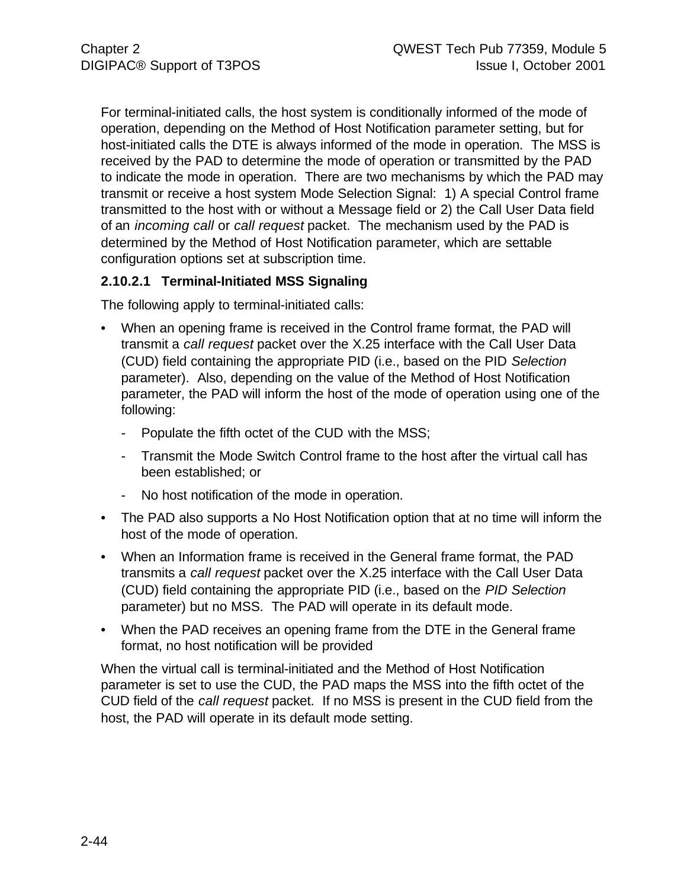For terminal-initiated calls, the host system is conditionally informed of the mode of operation, depending on the Method of Host Notification parameter setting, but for host-initiated calls the DTE is always informed of the mode in operation. The MSS is received by the PAD to determine the mode of operation or transmitted by the PAD to indicate the mode in operation. There are two mechanisms by which the PAD may transmit or receive a host system Mode Selection Signal: 1) A special Control frame transmitted to the host with or without a Message field or 2) the Call User Data field of an *incoming call* or *call request* packet. The mechanism used by the PAD is determined by the Method of Host Notification parameter, which are settable configuration options set at subscription time.

### 2.10.2.1 Terminal-Initiated MSS Signaling

The following apply to terminal-initiated calls:

- When an opening frame is received in the Control frame format, the PAD will transmit a *call request* packet over the X.25 interface with the Call User Data (CUD) field containing the appropriate PID (i.e., based on the PID *Selection* parameter). Also, depending on the value of the Method of Host Notification parameter, the PAD will inform the host of the mode of operation using one of the following:
  - Populate the fifth octet of the CUD with the MSS;
  - Transmit the Mode Switch Control frame to the host after the virtual call has been established; or
  - No host notification of the mode in operation.
- The PAD also supports a No Host Notification option that at no time will inform the host of the mode of operation.
- When an Information frame is received in the General frame format, the PAD transmits a *call request* packet over the X.25 interface with the Call User Data (CUD) field containing the appropriate PID (i.e., based on the *PID Selection* parameter) but no MSS. The PAD will operate in its default mode.
- When the PAD receives an opening frame from the DTE in the General frame format, no host notification will be provided

When the virtual call is terminal-initiated and the Method of Host Notification parameter is set to use the CUD, the PAD maps the MSS into the fifth octet of the CUD field of the *call request* packet. If no MSS is present in the CUD field from the host, the PAD will operate in its default mode setting.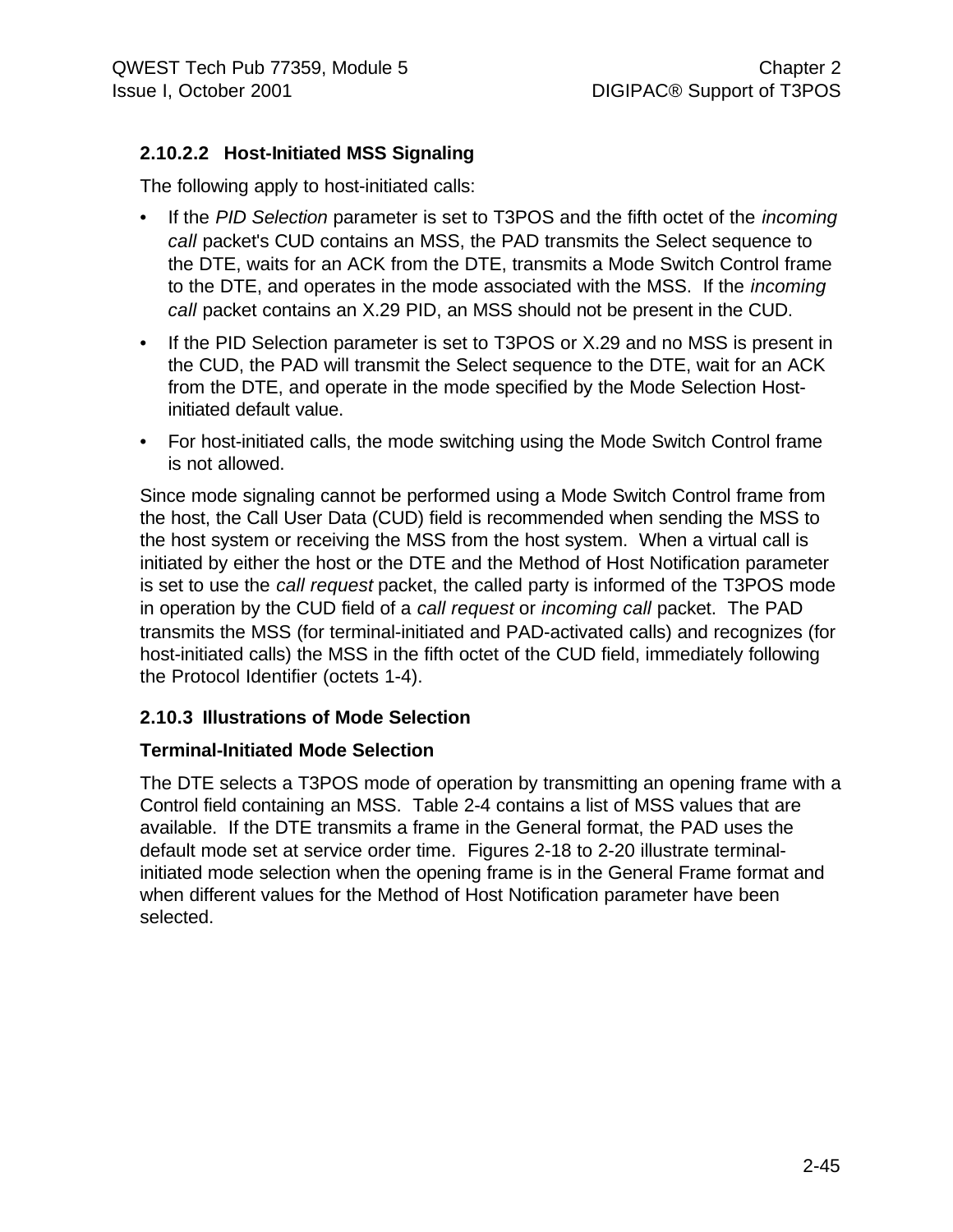### 2.10.2.2 Host-Initiated MSS Signaling

The following apply to host-initiated calls:

- If the *PID Selection* parameter is set to T3POS and the fifth octet of the *incoming call* packet's CUD contains an MSS, the PAD transmits the Select sequence to the DTE, waits for an ACK from the DTE, transmits a Mode Switch Control frame to the DTE, and operates in the mode associated with the MSS. If the *incoming call* packet contains an X.29 PID, an MSS should not be present in the CUD.
- If the PID Selection parameter is set to T3POS or X.29 and no MSS is present in the CUD, the PAD will transmit the Select sequence to the DTE, wait for an ACK from the DTE, and operate in the mode specified by the Mode Selection Host-initiated default value.
- For host-initiated calls, the mode switching using the Mode Switch Control frame is not allowed.

Since mode signaling cannot be performed using a Mode Switch Control frame from the host, the Call User Data (CUD) field is recommended when sending the MSS to the host system or receiving the MSS from the host system. When a virtual call is initiated by either the host or the DTE and the Method of Host Notification parameter is set to use the *call request* packet, the called party is informed of the T3POS mode in operation by the CUD field of a *call request* or *incoming call* packet. The PAD transmits the MSS (for terminal-initiated and PAD-activated calls) and recognizes (for host-initiated calls) the MSS in the fifth octet of the CUD field, immediately following the Protocol Identifier (octets 1-4).

### 2.10.3 Illustrations of Mode Selection

**Terminal-Initiated Mode Selection**

The DTE selects a T3POS mode of operation by transmitting an opening frame with a Control field containing an MSS. Table 2-4 contains a list of MSS values that are available. If the DTE transmits a frame in the General format, the PAD uses the default mode set at service order time. Figures 2-18 to 2-20 illustrate terminal-initiated mode selection when the opening frame is in the General Frame format and when different values for the Method of Host Notification parameter have been selected.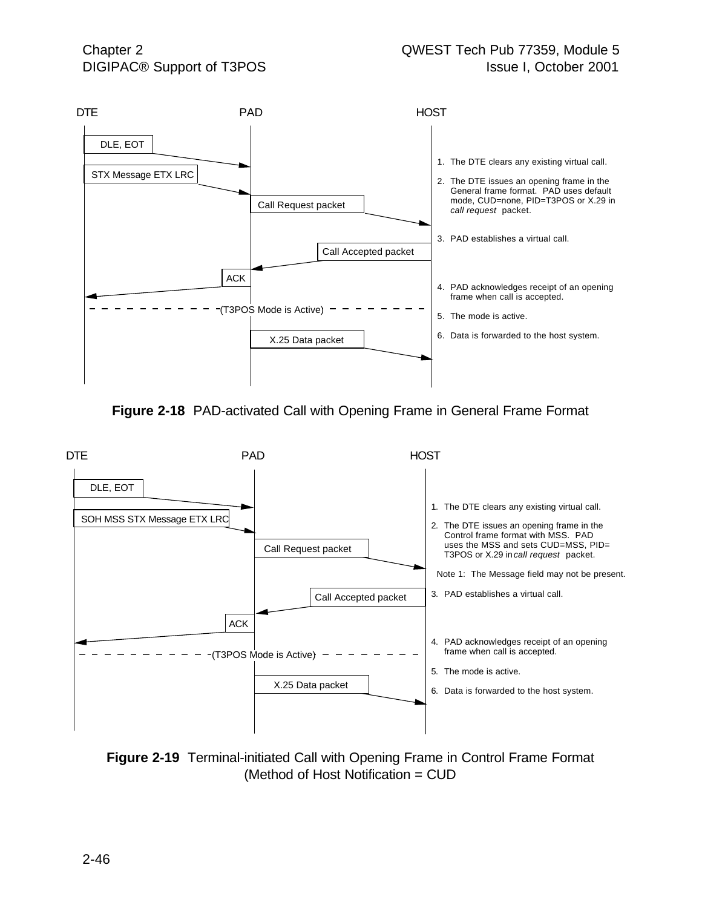DTE PAD HOST

DLE, EOT

STX Message ETX LRC

Call Request packet

Call Accepted packet

ACK

(T3POS Mode is Active)

X.25 Data packet

1. The DTE clears any existing virtual call.
2. The DTE issues an opening frame in the General frame format. PAD uses default mode, CUD=none, PID=T3POS or X.29 in *call request* packet.
3. PAD establishes a virtual call.
4. PAD acknowledges receipt of an opening frame when call is accepted.
5. The mode is active.
6. Data is forwarded to the host system.

**Figure 2-18** PAD-activated Call with Opening Frame in General Frame Format

DTE PAD HOST

DLE, EOT

SOH MSS STX Message ETX LRC

Call Request packet

Call Accepted packet

ACK

(T3POS Mode is Active)

X.25 Data packet

1. The DTE clears any existing virtual call.
2. The DTE issues an opening frame in the Control frame format with MSS. PAD uses the MSS and sets CUD=MSS, PID= T3POS or X.29 in *call request* packet.

Note 1: The Message field may not be present.

3. PAD establishes a virtual call.
4. PAD acknowledges receipt of an opening frame when call is accepted.
5. The mode is active.
6. Data is forwarded to the host system.

**Figure 2-19** Terminal-initiated Call with Opening Frame in Control Frame Format (Method of Host Notification = CUD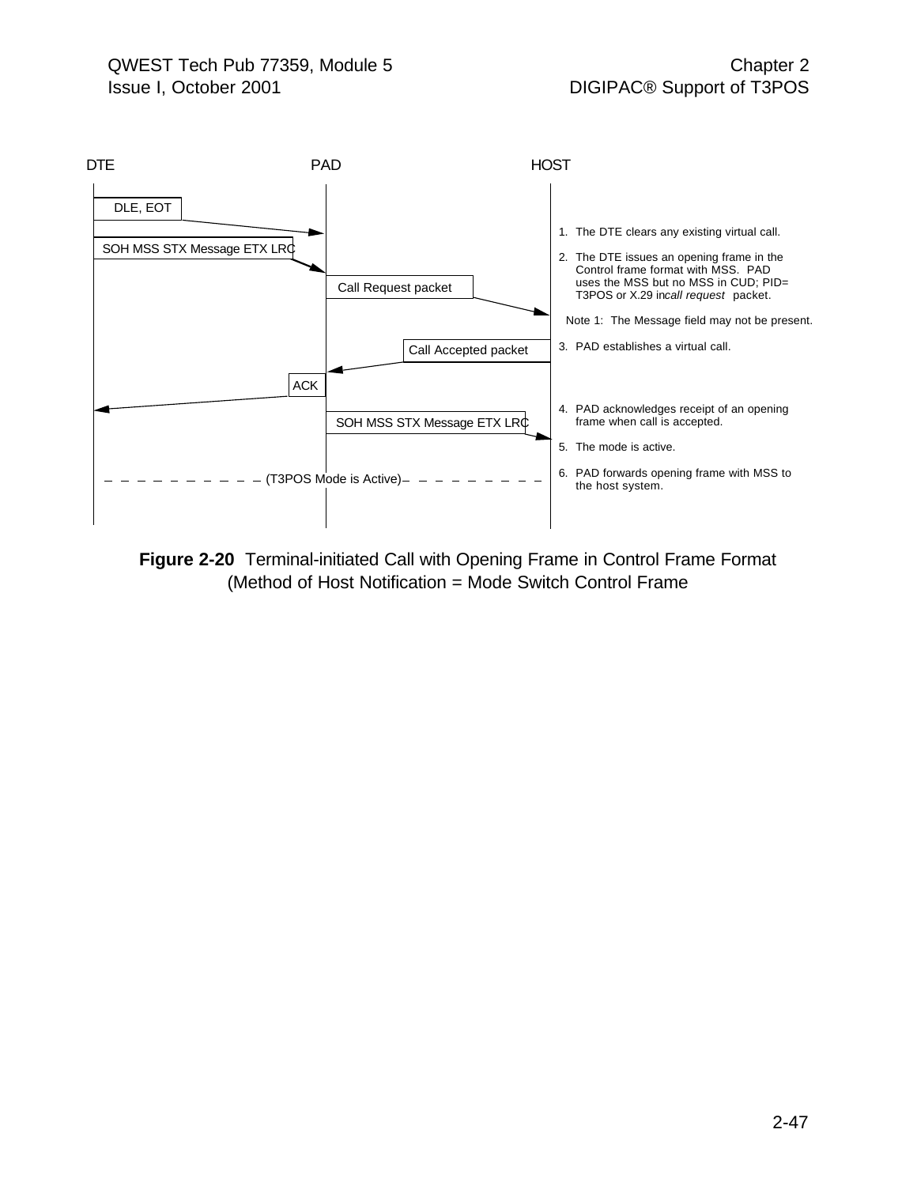DTE　　　　　　　　　　PAD　　　　　　　　　　HOST

- DLE, EOT (DTE → PAD)
- SOH MSS STX Message ETX LRC (DTE → PAD)
- Call Request packet (PAD → HOST)
- Call Accepted packet (HOST → PAD)
- ACK (PAD → DTE)
- SOH MSS STX Message ETX LRC (PAD → HOST)

(T3POS Mode is Active)

1. The DTE clears any existing virtual call.
2. The DTE issues an opening frame in the Control frame format with MSS. PAD uses the MSS but no MSS in CUD; PID= T3POS or X.29 in *call request* packet.

   Note 1: The Message field may not be present.

3. PAD establishes a virtual call.
4. PAD acknowledges receipt of an opening frame when call is accepted.
5. The mode is active.
6. PAD forwards opening frame with MSS to the host system.

**Figure 2-20** Terminal-initiated Call with Opening Frame in Control Frame Format (Method of Host Notification = Mode Switch Control Frame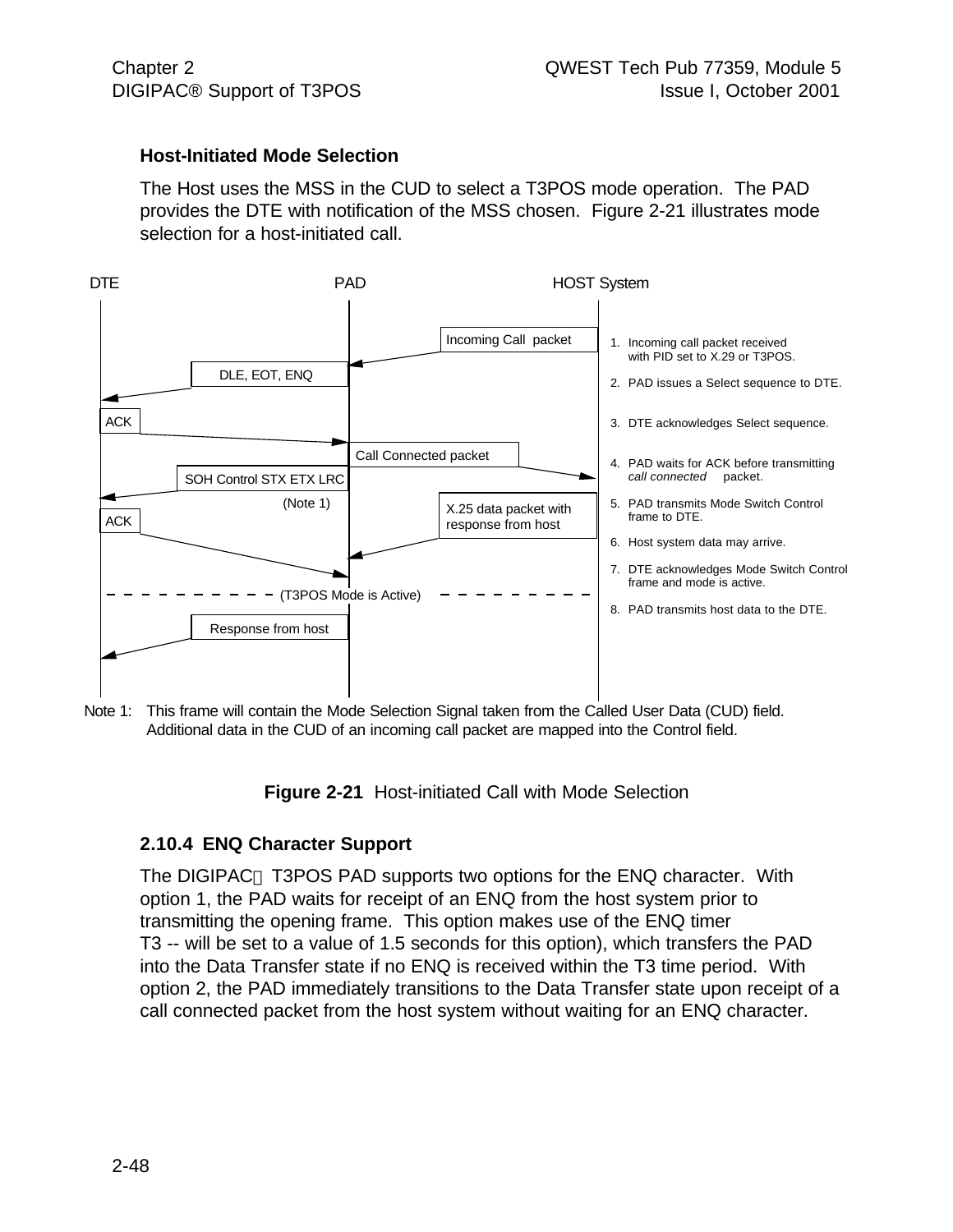### Host-Initiated Mode Selection

The Host uses the MSS in the CUD to select a T3POS mode operation. The PAD provides the DTE with notification of the MSS chosen. Figure 2-21 illustrates mode selection for a host-initiated call.

DTE PAD HOST System

Incoming Call packet

DLE, EOT, ENQ

ACK

Call Connected packet

SOH Control STX ETX LRC

(Note 1)

X.25 data packet with response from host

ACK

(T3POS Mode is Active)

Response from host

1. Incoming call packet received with PID set to X.29 or T3POS.
2. PAD issues a Select sequence to DTE.
3. DTE acknowledges Select sequence.
4. PAD waits for ACK before transmitting *call connected* packet.
5. PAD transmits Mode Switch Control frame to DTE.
6. Host system data may arrive.
7. DTE acknowledges Mode Switch Control frame and mode is active.
8. PAD transmits host data to the DTE.

Note 1: This frame will contain the Mode Selection Signal taken from the Called User Data (CUD) field. Additional data in the CUD of an incoming call packet are mapped into the Control field.

**Figure 2-21** Host-initiated Call with Mode Selection

### 2.10.4 ENQ Character Support

The DIGIPAC® T3POS PAD supports two options for the ENQ character. With option 1, the PAD waits for receipt of an ENQ from the host system prior to transmitting the opening frame. This option makes use of the ENQ timer T3 -- will be set to a value of 1.5 seconds for this option), which transfers the PAD into the Data Transfer state if no ENQ is received within the T3 time period. With option 2, the PAD immediately transitions to the Data Transfer state upon receipt of a call connected packet from the host system without waiting for an ENQ character.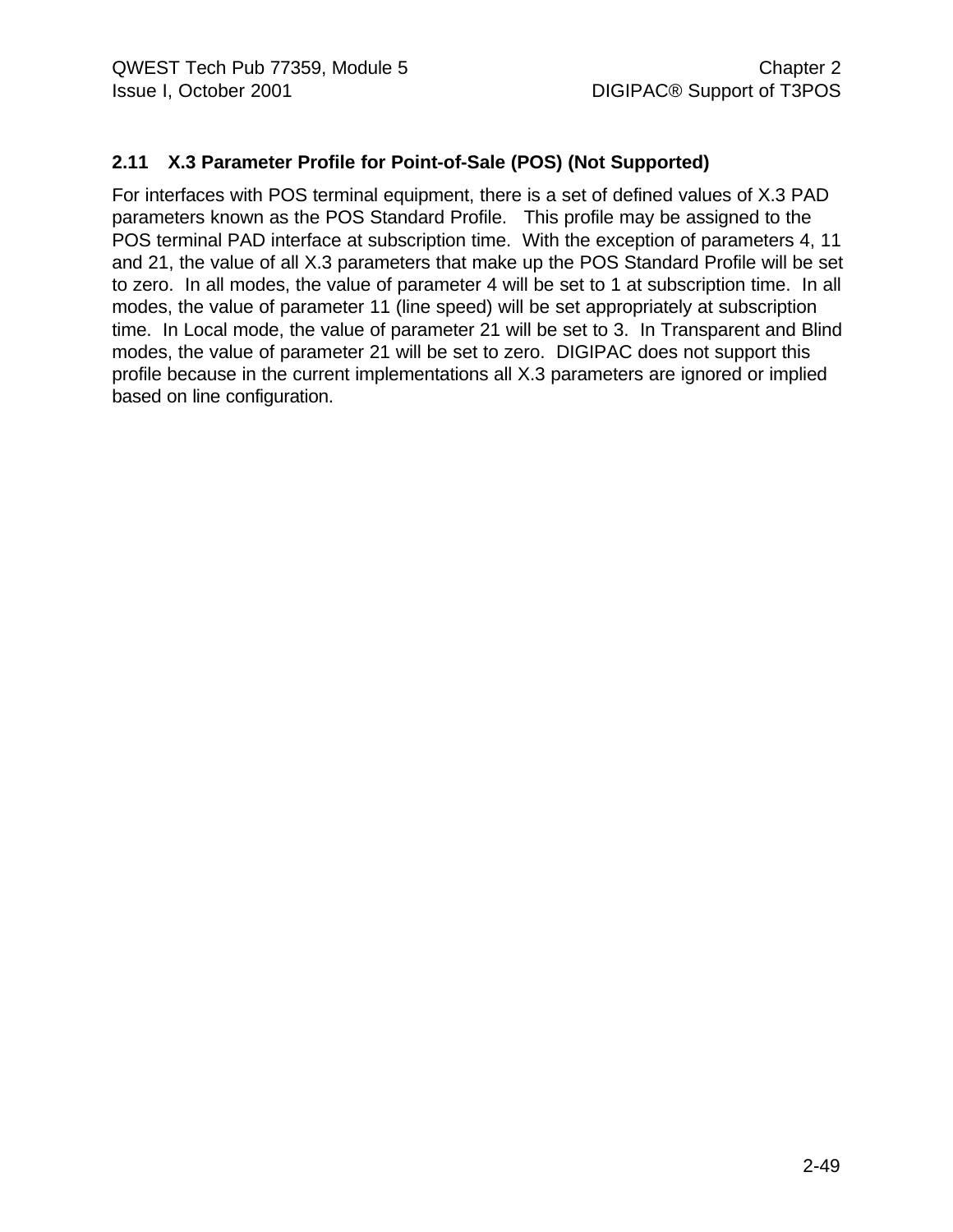### 2.11 X.3 Parameter Profile for Point-of-Sale (POS) (Not Supported)

For interfaces with POS terminal equipment, there is a set of defined values of X.3 PAD parameters known as the POS Standard Profile. This profile may be assigned to the POS terminal PAD interface at subscription time. With the exception of parameters 4, 11 and 21, the value of all X.3 parameters that make up the POS Standard Profile will be set to zero. In all modes, the value of parameter 4 will be set to 1 at subscription time. In all modes, the value of parameter 11 (line speed) will be set appropriately at subscription time. In Local mode, the value of parameter 21 will be set to 3. In Transparent and Blind modes, the value of parameter 21 will be set to zero. DIGIPAC does not support this profile because in the current implementations all X.3 parameters are ignored or implied based on line configuration.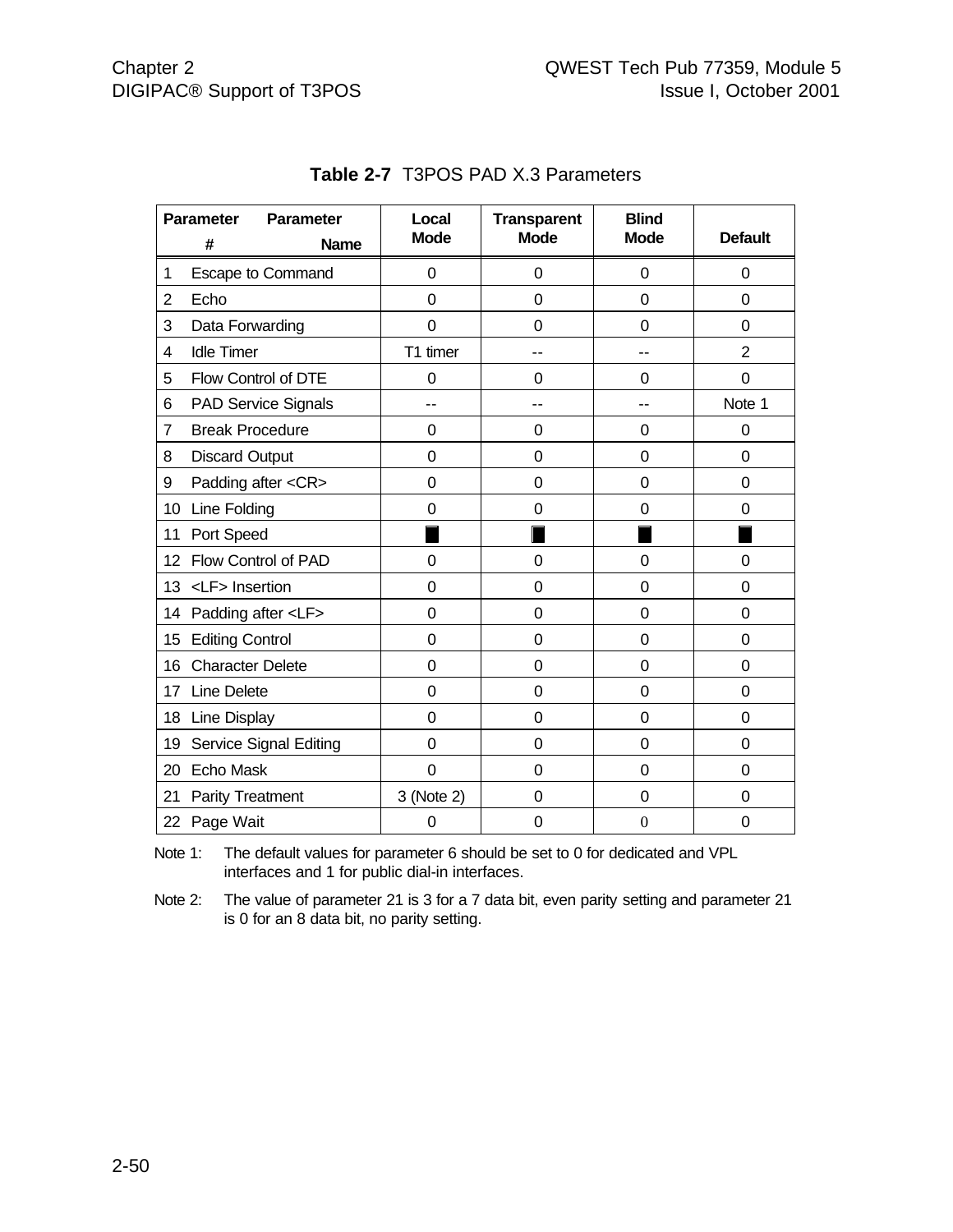**Table 2-7** T3POS PAD X.3 Parameters

| Parameter # | Parameter Name | Local Mode | Transparent Mode | Blind Mode | Default |
|---|---|---|---|---|---|
| 1 | Escape to Command | 0 | 0 | 0 | 0 |
| 2 | Echo | 0 | 0 | 0 | 0 |
| 3 | Data Forwarding | 0 | 0 | 0 | 0 |
| 4 | Idle Timer | T1 timer | -- | -- | 2 |
| 5 | Flow Control of DTE | 0 | 0 | 0 | 0 |
| 6 | PAD Service Signals | -- | -- | -- | Note 1 |
| 7 | Break Procedure | 0 | 0 | 0 | 0 |
| 8 | Discard Output | 0 | 0 | 0 | 0 |
| 9 | Padding after <CR> | 0 | 0 | 0 | 0 |
| 10 | Line Folding | 0 | 0 | 0 | 0 |
| 11 | Port Speed | ■ | ■ | ■ | ■ |
| 12 | Flow Control of PAD | 0 | 0 | 0 | 0 |
| 13 | <LF> Insertion | 0 | 0 | 0 | 0 |
| 14 | Padding after <LF> | 0 | 0 | 0 | 0 |
| 15 | Editing Control | 0 | 0 | 0 | 0 |
| 16 | Character Delete | 0 | 0 | 0 | 0 |
| 17 | Line Delete | 0 | 0 | 0 | 0 |
| 18 | Line Display | 0 | 0 | 0 | 0 |
| 19 | Service Signal Editing | 0 | 0 | 0 | 0 |
| 20 | Echo Mask | 0 | 0 | 0 | 0 |
| 21 | Parity Treatment | 3 (Note 2) | 0 | 0 | 0 |
| 22 | Page Wait | 0 | 0 | 0 | 0 |

Note 1: The default values for parameter 6 should be set to 0 for dedicated and VPL interfaces and 1 for public dial-in interfaces.

Note 2: The value of parameter 21 is 3 for a 7 data bit, even parity setting and parameter 21 is 0 for an 8 data bit, no parity setting.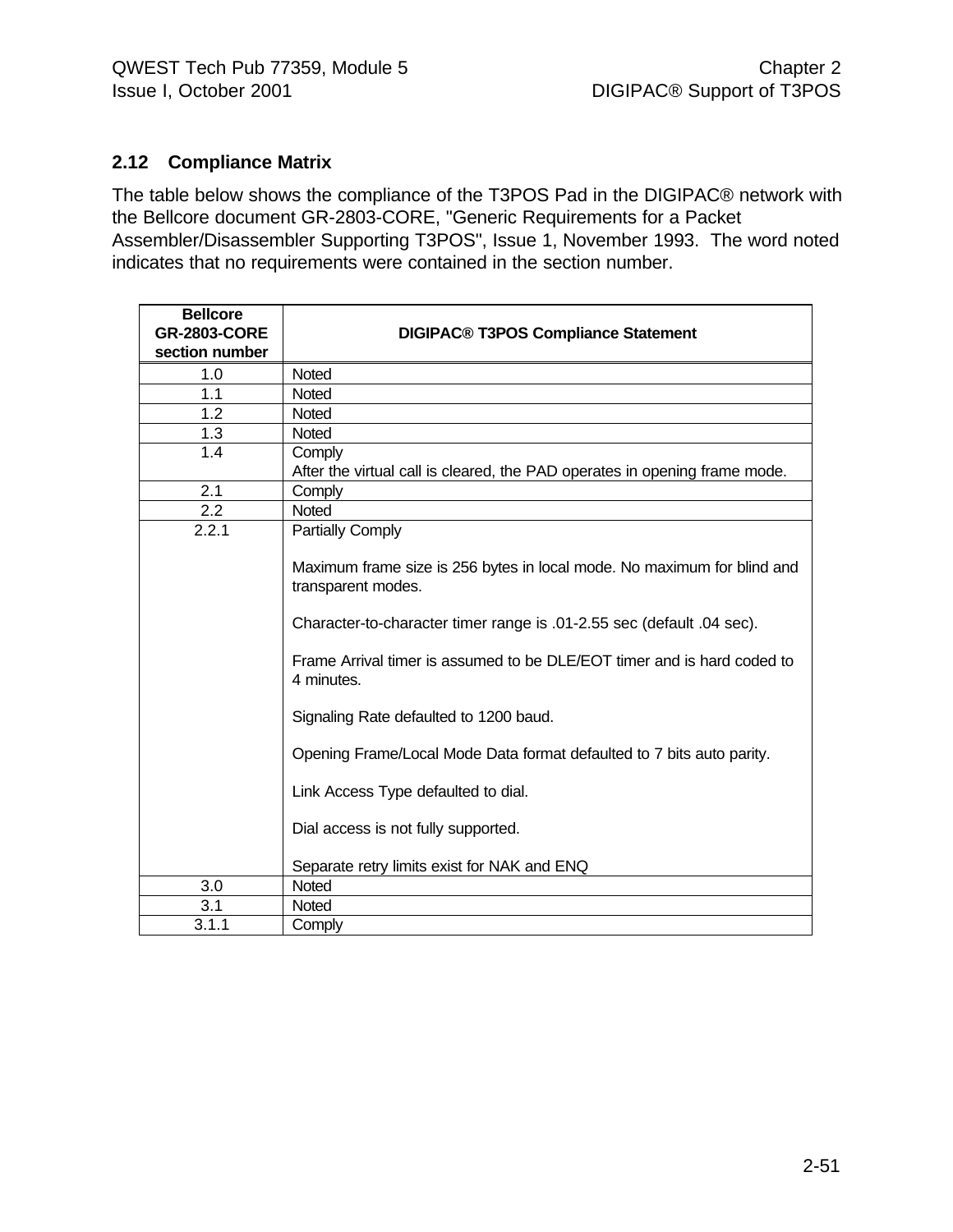## 2.12 Compliance Matrix

The table below shows the compliance of the T3POS Pad in the DIGIPAC® network with the Bellcore document GR-2803-CORE, "Generic Requirements for a Packet Assembler/Disassembler Supporting T3POS", Issue 1, November 1993. The word noted indicates that no requirements were contained in the section number.

| Bellcore GR-2803-CORE section number | DIGIPAC® T3POS Compliance Statement |
|---|---|
| 1.0 | Noted |
| 1.1 | Noted |
| 1.2 | Noted |
| 1.3 | Noted |
| 1.4 | Comply<br>After the virtual call is cleared, the PAD operates in opening frame mode. |
| 2.1 | Comply |
| 2.2 | Noted |
| 2.2.1 | Partially Comply<br><br>Maximum frame size is 256 bytes in local mode. No maximum for blind and transparent modes.<br><br>Character-to-character timer range is .01-2.55 sec (default .04 sec).<br><br>Frame Arrival timer is assumed to be DLE/EOT timer and is hard coded to 4 minutes.<br><br>Signaling Rate defaulted to 1200 baud.<br><br>Opening Frame/Local Mode Data format defaulted to 7 bits auto parity.<br><br>Link Access Type defaulted to dial.<br><br>Dial access is not fully supported.<br><br>Separate retry limits exist for NAK and ENQ |
| 3.0 | Noted |
| 3.1 | Noted |
| 3.1.1 | Comply |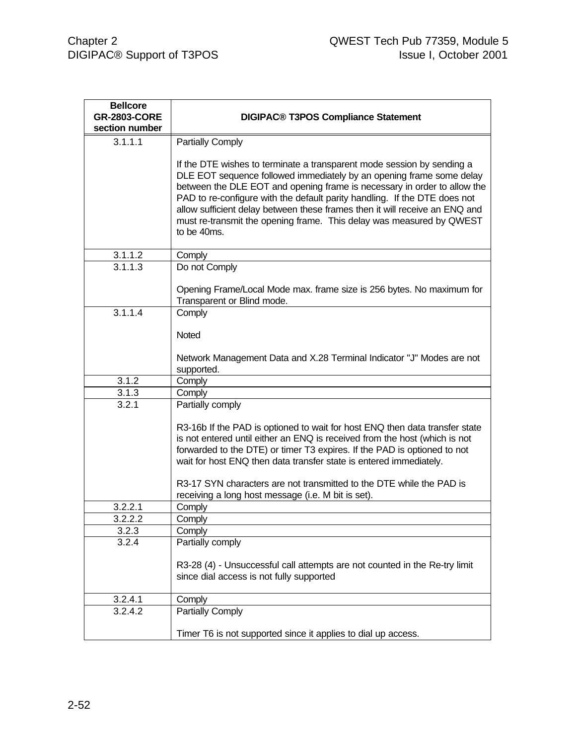| Bellcore GR-2803-CORE section number | DIGIPAC® T3POS Compliance Statement |
|---|---|
| 3.1.1.1 | Partially Comply<br><br>If the DTE wishes to terminate a transparent mode session by sending a DLE EOT sequence followed immediately by an opening frame some delay between the DLE EOT and opening frame is necessary in order to allow the PAD to re-configure with the default parity handling. If the DTE does not allow sufficient delay between these frames then it will receive an ENQ and must re-transmit the opening frame. This delay was measured by QWEST to be 40ms. |
| 3.1.1.2 | Comply |
| 3.1.1.3 | Do not Comply<br><br>Opening Frame/Local Mode max. frame size is 256 bytes. No maximum for Transparent or Blind mode. |
| 3.1.1.4 | Comply<br><br>Noted<br><br>Network Management Data and X.28 Terminal Indicator "J" Modes are not supported. |
| 3.1.2 | Comply |
| 3.1.3 | Comply |
| 3.2.1 | Partially comply<br><br>R3-16b If the PAD is optioned to wait for host ENQ then data transfer state is not entered until either an ENQ is received from the host (which is not forwarded to the DTE) or timer T3 expires. If the PAD is optioned to not wait for host ENQ then data transfer state is entered immediately.<br><br>R3-17 SYN characters are not transmitted to the DTE while the PAD is receiving a long host message (i.e. M bit is set). |
| 3.2.2.1 | Comply |
| 3.2.2.2 | Comply |
| 3.2.3 | Comply |
| 3.2.4 | Partially comply<br><br>R3-28 (4) - Unsuccessful call attempts are not counted in the Re-try limit since dial access is not fully supported |
| 3.2.4.1 | Comply |
| 3.2.4.2 | Partially Comply<br><br>Timer T6 is not supported since it applies to dial up access. |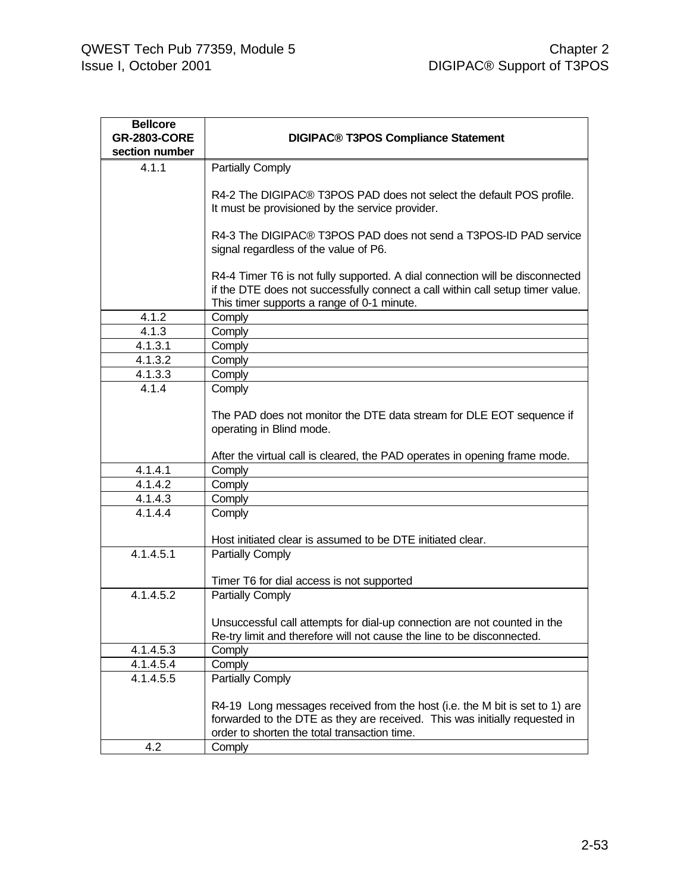| Bellcore GR-2803-CORE section number | DIGIPAC® T3POS Compliance Statement |
|---|---|
| 4.1.1 | Partially Comply<br><br>R4-2 The DIGIPAC® T3POS PAD does not select the default POS profile. It must be provisioned by the service provider.<br><br>R4-3 The DIGIPAC® T3POS PAD does not send a T3POS-ID PAD service signal regardless of the value of P6.<br><br>R4-4 Timer T6 is not fully supported. A dial connection will be disconnected if the DTE does not successfully connect a call within call setup timer value. This timer supports a range of 0-1 minute. |
| 4.1.2 | Comply |
| 4.1.3 | Comply |
| 4.1.3.1 | Comply |
| 4.1.3.2 | Comply |
| 4.1.3.3 | Comply |
| 4.1.4 | Comply<br><br>The PAD does not monitor the DTE data stream for DLE EOT sequence if operating in Blind mode.<br><br>After the virtual call is cleared, the PAD operates in opening frame mode. |
| 4.1.4.1 | Comply |
| 4.1.4.2 | Comply |
| 4.1.4.3 | Comply |
| 4.1.4.4 | Comply<br><br>Host initiated clear is assumed to be DTE initiated clear. |
| 4.1.4.5.1 | Partially Comply<br><br>Timer T6 for dial access is not supported |
| 4.1.4.5.2 | Partially Comply<br><br>Unsuccessful call attempts for dial-up connection are not counted in the Re-try limit and therefore will not cause the line to be disconnected. |
| 4.1.4.5.3 | Comply |
| 4.1.4.5.4 | Comply |
| 4.1.4.5.5 | Partially Comply<br><br>R4-19 Long messages received from the host (i.e. the M bit is set to 1) are forwarded to the DTE as they are received. This was initially requested in order to shorten the total transaction time. |
| 4.2 | Comply |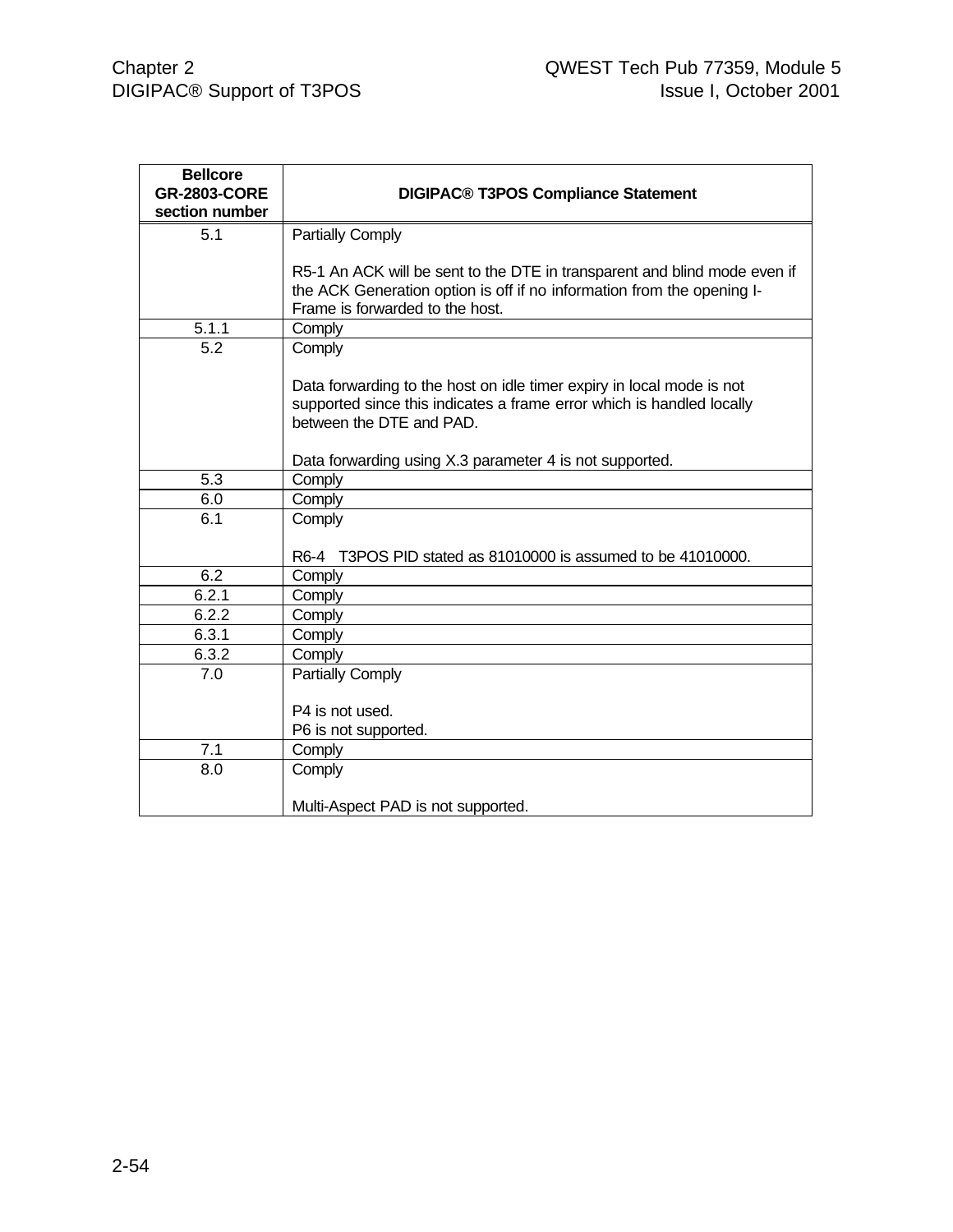| Bellcore GR-2803-CORE section number | DIGIPAC® T3POS Compliance Statement |
|---|---|
| 5.1 | Partially Comply<br><br>R5-1 An ACK will be sent to the DTE in transparent and blind mode even if the ACK Generation option is off if no information from the opening I-Frame is forwarded to the host. |
| 5.1.1 | Comply |
| 5.2 | Comply<br><br>Data forwarding to the host on idle timer expiry in local mode is not supported since this indicates a frame error which is handled locally between the DTE and PAD.<br><br>Data forwarding using X.3 parameter 4 is not supported. |
| 5.3 | Comply |
| 6.0 | Comply |
| 6.1 | Comply<br><br>R6-4 T3POS PID stated as 81010000 is assumed to be 41010000. |
| 6.2 | Comply |
| 6.2.1 | Comply |
| 6.2.2 | Comply |
| 6.3.1 | Comply |
| 6.3.2 | Comply |
| 7.0 | Partially Comply<br><br>P4 is not used.<br>P6 is not supported. |
| 7.1 | Comply |
| 8.0 | Comply<br><br>Multi-Aspect PAD is not supported. |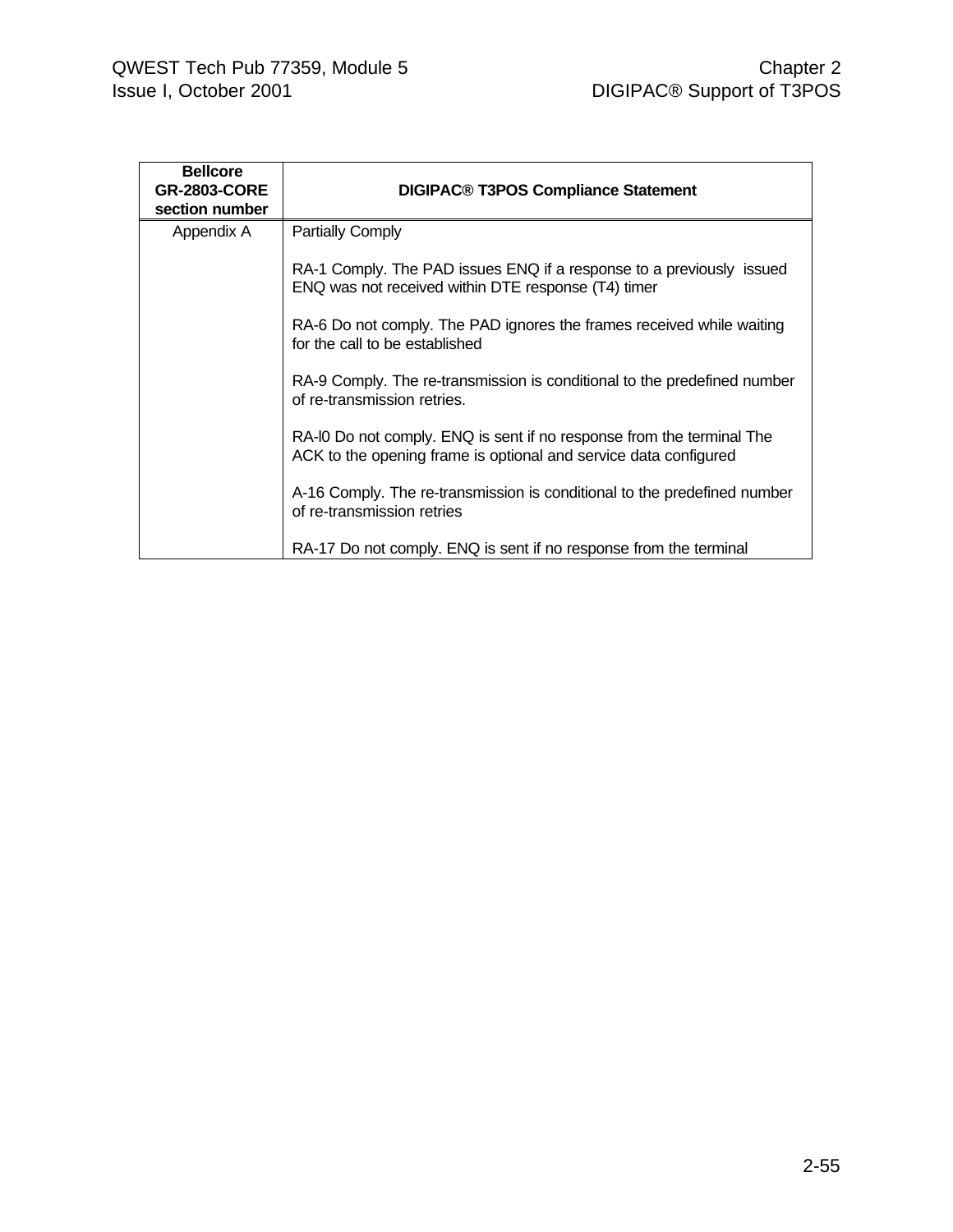| Bellcore GR-2803-CORE section number | DIGIPAC® T3POS Compliance Statement |
|---|---|
| Appendix A | Partially Comply<br><br>RA-1 Comply. The PAD issues ENQ if a response to a previously issued ENQ was not received within DTE response (T4) timer<br><br>RA-6 Do not comply. The PAD ignores the frames received while waiting for the call to be established<br><br>RA-9 Comply. The re-transmission is conditional to the predefined number of re-transmission retries.<br><br>RA-l0 Do not comply. ENQ is sent if no response from the terminal The ACK to the opening frame is optional and service data configured<br><br>A-16 Comply. The re-transmission is conditional to the predefined number of re-transmission retries<br><br>RA-17 Do not comply. ENQ is sent if no response from the terminal |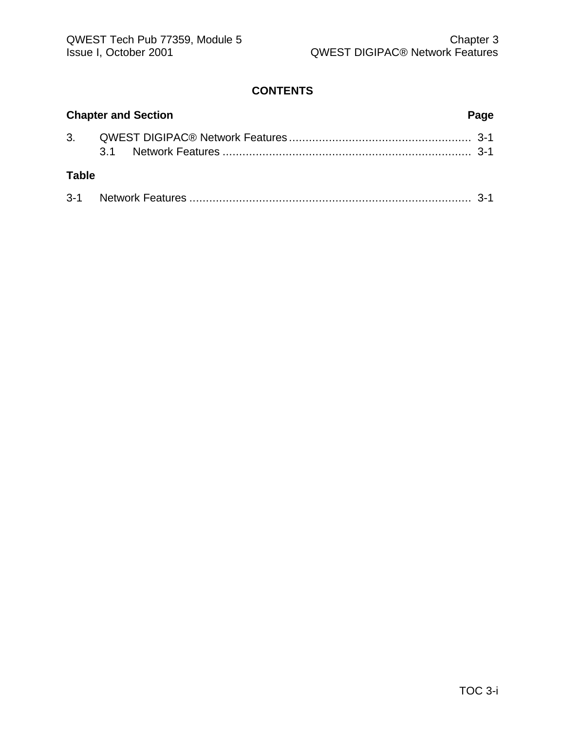# CONTENTS

| Chapter and Section | Page |
|---|---|
| 3. QWEST DIGIPAC® Network Features | 3-1 |
| 3.1 Network Features | 3-1 |

**Table**

| | Page |
|---|---|
| 3-1 Network Features | 3-1 |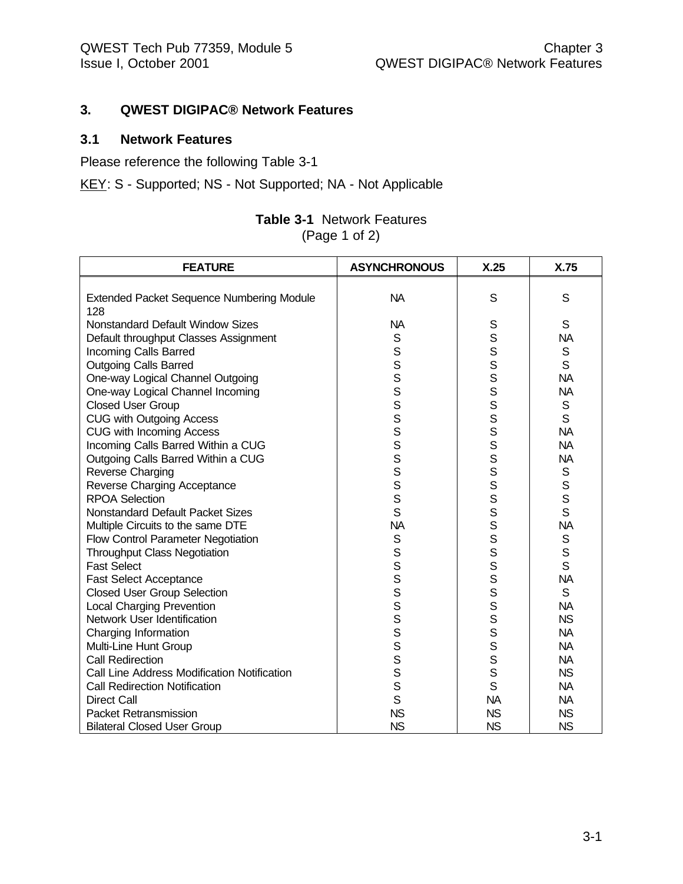# 3. QWEST DIGIPAC® Network Features

## 3.1 Network Features

Please reference the following Table 3-1

KEY: S - Supported; NS - Not Supported; NA - Not Applicable

**Table 3-1** Network Features
(Page 1 of 2)

| FEATURE | ASYNCHRONOUS | X.25 | X.75 |
|---|---|---|---|
| Extended Packet Sequence Numbering Module 128 | NA | S | S |
| Nonstandard Default Window Sizes | NA | S | S |
| Default throughput Classes Assignment | S | S | NA |
| Incoming Calls Barred | S | S | S |
| Outgoing Calls Barred | S | S | S |
| One-way Logical Channel Outgoing | S | S | NA |
| One-way Logical Channel Incoming | S | S | NA |
| Closed User Group | S | S | S |
| CUG with Outgoing Access | S | S | S |
| CUG with Incoming Access | S | S | NA |
| Incoming Calls Barred Within a CUG | S | S | NA |
| Outgoing Calls Barred Within a CUG | S | S | NA |
| Reverse Charging | S | S | S |
| Reverse Charging Acceptance | S | S | S |
| RPOA Selection | S | S | S |
| Nonstandard Default Packet Sizes | S | S | S |
| Multiple Circuits to the same DTE | NA | S | NA |
| Flow Control Parameter Negotiation | S | S | S |
| Throughput Class Negotiation | S | S | S |
| Fast Select | S | S | S |
| Fast Select Acceptance | S | S | NA |
| Closed User Group Selection | S | S | S |
| Local Charging Prevention | S | S | NA |
| Network User Identification | S | S | NS |
| Charging Information | S | S | NA |
| Multi-Line Hunt Group | S | S | NA |
| Call Redirection | S | S | NA |
| Call Line Address Modification Notification | S | S | NS |
| Call Redirection Notification | S | S | NA |
| Direct Call | S | NA | NA |
| Packet Retransmission | NS | NS | NS |
| Bilateral Closed User Group | NS | NS | NS |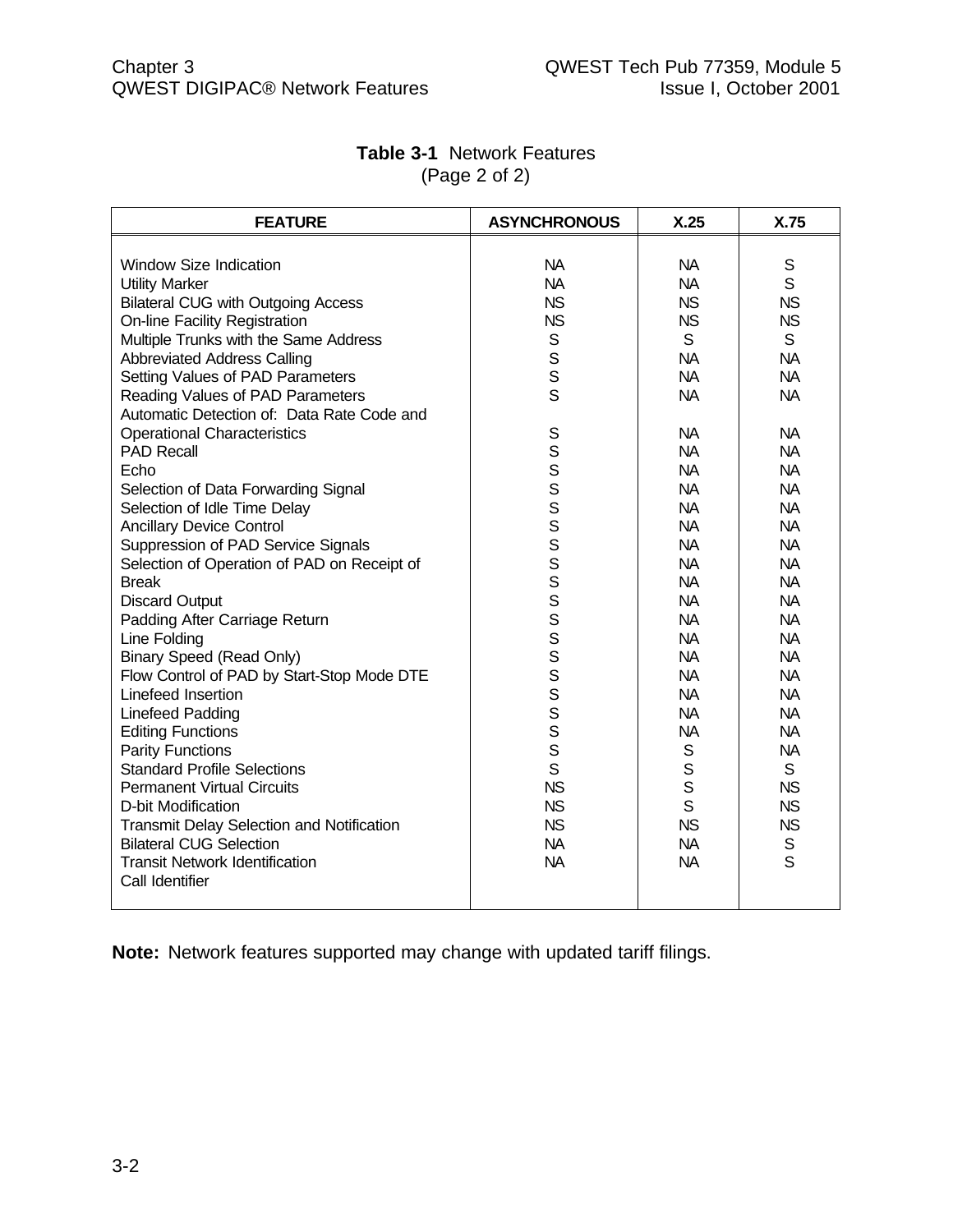**Table 3-1** Network Features
(Page 2 of 2)

| FEATURE | ASYNCHRONOUS | X.25 | X.75 |
|---|---|---|---|
| Window Size Indication | NA | NA | S |
| Utility Marker | NA | NA | S |
| Bilateral CUG with Outgoing Access | NS | NS | NS |
| On-line Facility Registration | NS | NS | NS |
| Multiple Trunks with the Same Address | S | S | S |
| Abbreviated Address Calling | S | NA | NA |
| Setting Values of PAD Parameters | S | NA | NA |
| Reading Values of PAD Parameters | S | NA | NA |
| Automatic Detection of: Data Rate Code and Operational Characteristics | S | NA | NA |
| PAD Recall | S | NA | NA |
| Echo | S | NA | NA |
| Selection of Data Forwarding Signal | S | NA | NA |
| Selection of Idle Time Delay | S | NA | NA |
| Ancillary Device Control | S | NA | NA |
| Suppression of PAD Service Signals | S | NA | NA |
| Selection of Operation of PAD on Receipt of | S | NA | NA |
| Break | S | NA | NA |
| Discard Output | S | NA | NA |
| Padding After Carriage Return | S | NA | NA |
| Line Folding | S | NA | NA |
| Binary Speed (Read Only) | S | NA | NA |
| Flow Control of PAD by Start-Stop Mode DTE | S | NA | NA |
| Linefeed Insertion | S | NA | NA |
| Linefeed Padding | S | NA | NA |
| Editing Functions | S | NA | NA |
| Parity Functions | S | S | NA |
| Standard Profile Selections | S | S | S |
| Permanent Virtual Circuits | NS | S | NS |
| D-bit Modification | NS | S | NS |
| Transmit Delay Selection and Notification | NS | NS | NS |
| Bilateral CUG Selection | NA | NA | S |
| Transit Network Identification | NA | NA | S |
| Call Identifier | | | |

**Note:** Network features supported may change with updated tariff filings.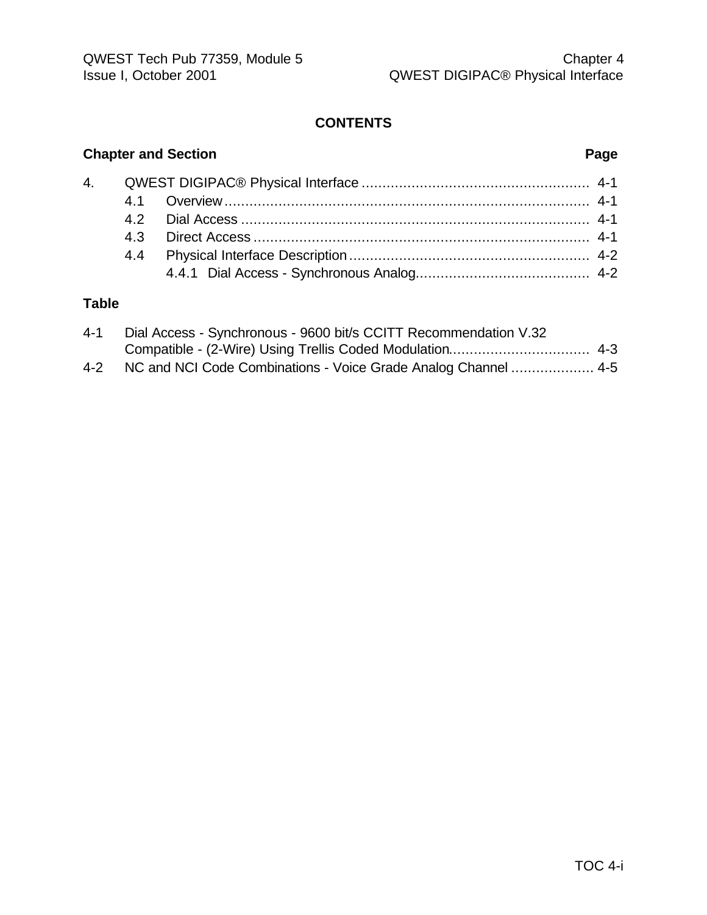# CONTENTS

**Chapter and Section** **Page**

| | | |
|---|---|---|
| 4. | QWEST DIGIPAC® Physical Interface | 4-1 |
| | 4.1 Overview | 4-1 |
| | 4.2 Dial Access | 4-1 |
| | 4.3 Direct Access | 4-1 |
| | 4.4 Physical Interface Description | 4-2 |
| | 4.4.1 Dial Access - Synchronous Analog | 4-2 |

**Table**

| | | |
|---|---|---|
| 4-1 | Dial Access - Synchronous - 9600 bit/s CCITT Recommendation V.32 Compatible - (2-Wire) Using Trellis Coded Modulation | 4-3 |
| 4-2 | NC and NCI Code Combinations - Voice Grade Analog Channel | 4-5 |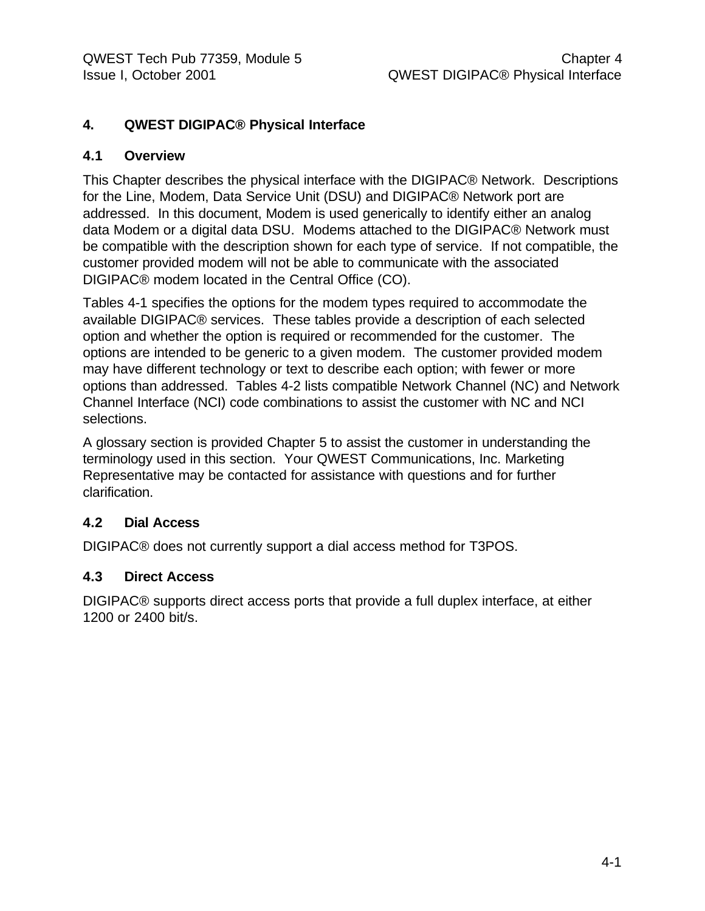# 4. QWEST DIGIPAC® Physical Interface

## 4.1 Overview

This Chapter describes the physical interface with the DIGIPAC® Network. Descriptions for the Line, Modem, Data Service Unit (DSU) and DIGIPAC® Network port are addressed. In this document, Modem is used generically to identify either an analog data Modem or a digital data DSU. Modems attached to the DIGIPAC® Network must be compatible with the description shown for each type of service. If not compatible, the customer provided modem will not be able to communicate with the associated DIGIPAC® modem located in the Central Office (CO).

Tables 4-1 specifies the options for the modem types required to accommodate the available DIGIPAC® services. These tables provide a description of each selected option and whether the option is required or recommended for the customer. The options are intended to be generic to a given modem. The customer provided modem may have different technology or text to describe each option; with fewer or more options than addressed. Tables 4-2 lists compatible Network Channel (NC) and Network Channel Interface (NCI) code combinations to assist the customer with NC and NCI selections.

A glossary section is provided Chapter 5 to assist the customer in understanding the terminology used in this section. Your QWEST Communications, Inc. Marketing Representative may be contacted for assistance with questions and for further clarification.

## 4.2 Dial Access

DIGIPAC® does not currently support a dial access method for T3POS.

## 4.3 Direct Access

DIGIPAC® supports direct access ports that provide a full duplex interface, at either 1200 or 2400 bit/s.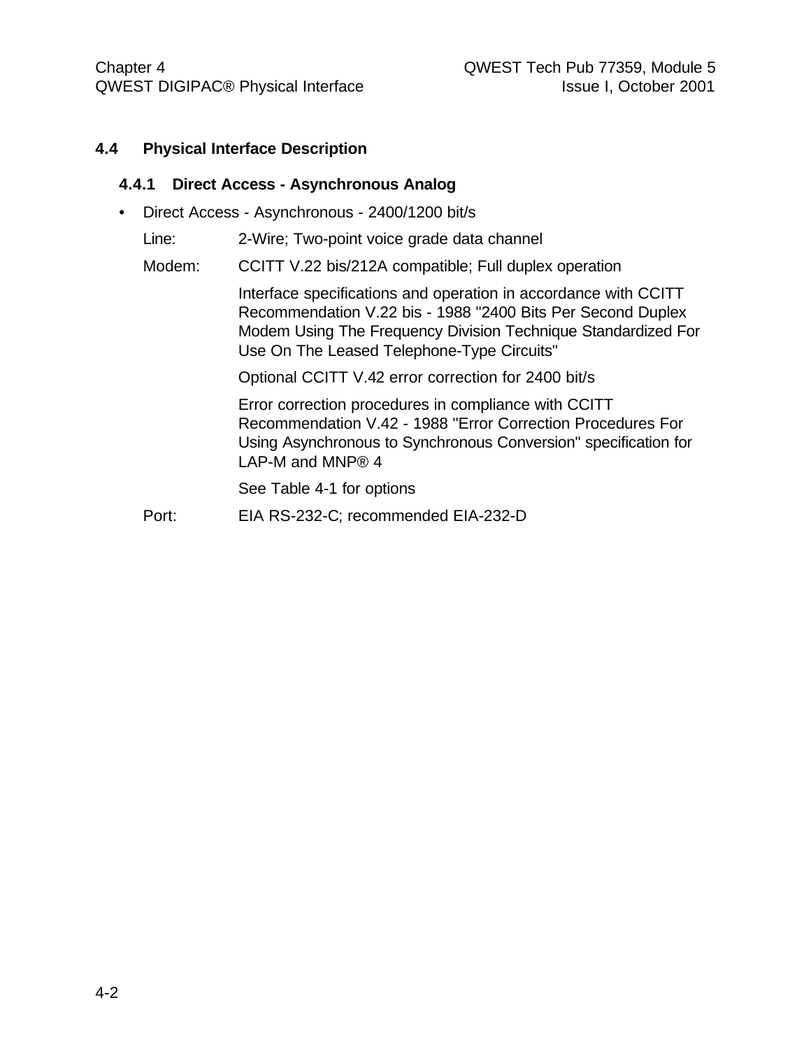## 4.4 Physical Interface Description

### 4.4.1 Direct Access - Asynchronous Analog

- Direct Access - Asynchronous - 2400/1200 bit/s

  Line: 2-Wire; Two-point voice grade data channel

  Modem: CCITT V.22 bis/212A compatible; Full duplex operation

  Interface specifications and operation in accordance with CCITT Recommendation V.22 bis - 1988 "2400 Bits Per Second Duplex Modem Using The Frequency Division Technique Standardized For Use On The Leased Telephone-Type Circuits"

  Optional CCITT V.42 error correction for 2400 bit/s

  Error correction procedures in compliance with CCITT Recommendation V.42 - 1988 "Error Correction Procedures For Using Asynchronous to Synchronous Conversion" specification for LAP-M and MNP® 4

  See Table 4-1 for options

  Port: EIA RS-232-C; recommended EIA-232-D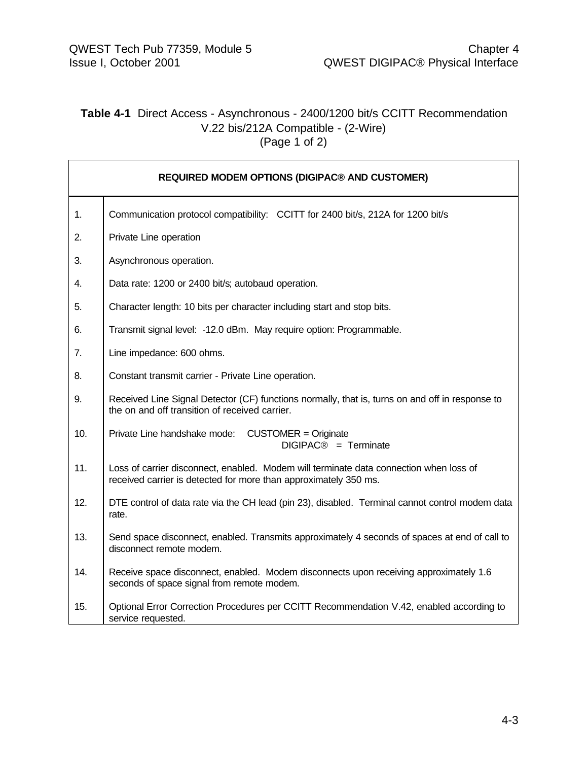**Table 4-1** Direct Access - Asynchronous - 2400/1200 bit/s CCITT Recommendation V.22 bis/212A Compatible - (2-Wire)
(Page 1 of 2)

| REQUIRED MODEM OPTIONS (DIGIPAC® AND CUSTOMER) | |
|---|---|
| 1. | Communication protocol compatibility: CCITT for 2400 bit/s, 212A for 1200 bit/s |
| 2. | Private Line operation |
| 3. | Asynchronous operation. |
| 4. | Data rate: 1200 or 2400 bit/s; autobaud operation. |
| 5. | Character length: 10 bits per character including start and stop bits. |
| 6. | Transmit signal level: -12.0 dBm. May require option: Programmable. |
| 7. | Line impedance: 600 ohms. |
| 8. | Constant transmit carrier - Private Line operation. |
| 9. | Received Line Signal Detector (CF) functions normally, that is, turns on and off in response to the on and off transition of received carrier. |
| 10. | Private Line handshake mode: CUSTOMER = Originate<br>DIGIPAC® = Terminate |
| 11. | Loss of carrier disconnect, enabled. Modem will terminate data connection when loss of received carrier is detected for more than approximately 350 ms. |
| 12. | DTE control of data rate via the CH lead (pin 23), disabled. Terminal cannot control modem data rate. |
| 13. | Send space disconnect, enabled. Transmits approximately 4 seconds of spaces at end of call to disconnect remote modem. |
| 14. | Receive space disconnect, enabled. Modem disconnects upon receiving approximately 1.6 seconds of space signal from remote modem. |
| 15. | Optional Error Correction Procedures per CCITT Recommendation V.42, enabled according to service requested. |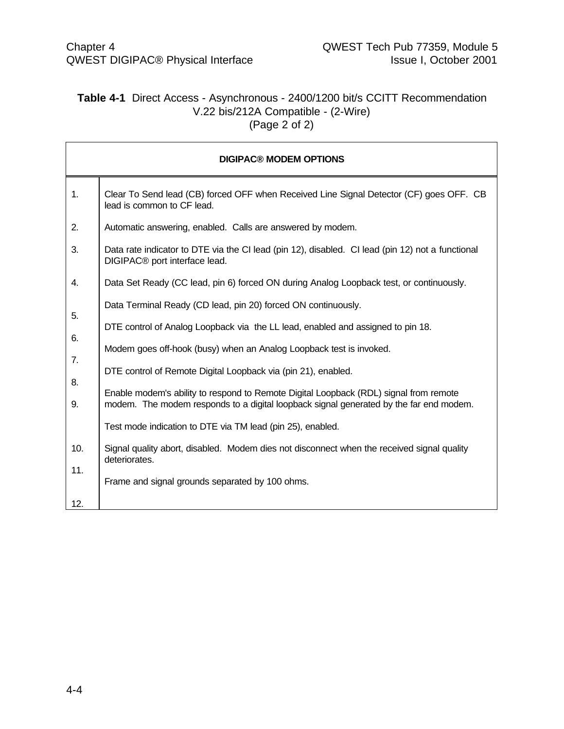**Table 4-1** Direct Access - Asynchronous - 2400/1200 bit/s CCITT Recommendation V.22 bis/212A Compatible - (2-Wire)
(Page 2 of 2)

| DIGIPAC® MODEM OPTIONS | |
|---|---|
| 1. | Clear To Send lead (CB) forced OFF when Received Line Signal Detector (CF) goes OFF. CB lead is common to CF lead. |
| 2. | Automatic answering, enabled. Calls are answered by modem. |
| 3. | Data rate indicator to DTE via the CI lead (pin 12), disabled. CI lead (pin 12) not a functional DIGIPAC® port interface lead. |
| 4. | Data Set Ready (CC lead, pin 6) forced ON during Analog Loopback test, or continuously. |
| 5. | Data Terminal Ready (CD lead, pin 20) forced ON continuously. |
| 6. | DTE control of Analog Loopback via the LL lead, enabled and assigned to pin 18. |
| 7. | Modem goes off-hook (busy) when an Analog Loopback test is invoked. |
| 8. | DTE control of Remote Digital Loopback via (pin 21), enabled. |
| 9. | Enable modem's ability to respond to Remote Digital Loopback (RDL) signal from remote modem. The modem responds to a digital loopback signal generated by the far end modem. |
| 10. | Test mode indication to DTE via TM lead (pin 25), enabled. |
| 11. | Signal quality abort, disabled. Modem dies not disconnect when the received signal quality deteriorates. |
| 12. | Frame and signal grounds separated by 100 ohms. |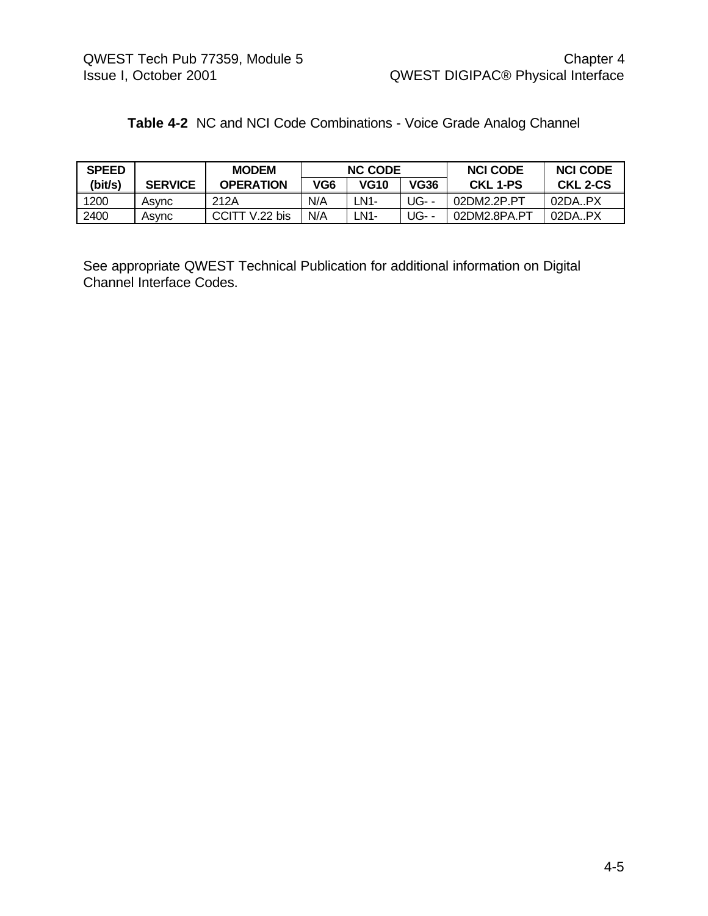**Table 4-2** NC and NCI Code Combinations - Voice Grade Analog Channel

| SPEED (bit/s) | SERVICE | MODEM OPERATION | NC CODE | | | NCI CODE CKL 1-PS | NCI CODE CKL 2-CS |
|---|---|---|---|---|---|---|---|
| | | | VG6 | VG10 | VG36 | | |
| 1200 | Async | 212A | N/A | LN1- | UG- - | 02DM2.2P.PT | 02DA..PX |
| 2400 | Async | CCITT V.22 bis | N/A | LN1- | UG- - | 02DM2.8PA.PT | 02DA..PX |

See appropriate QWEST Technical Publication for additional information on Digital Channel Interface Codes.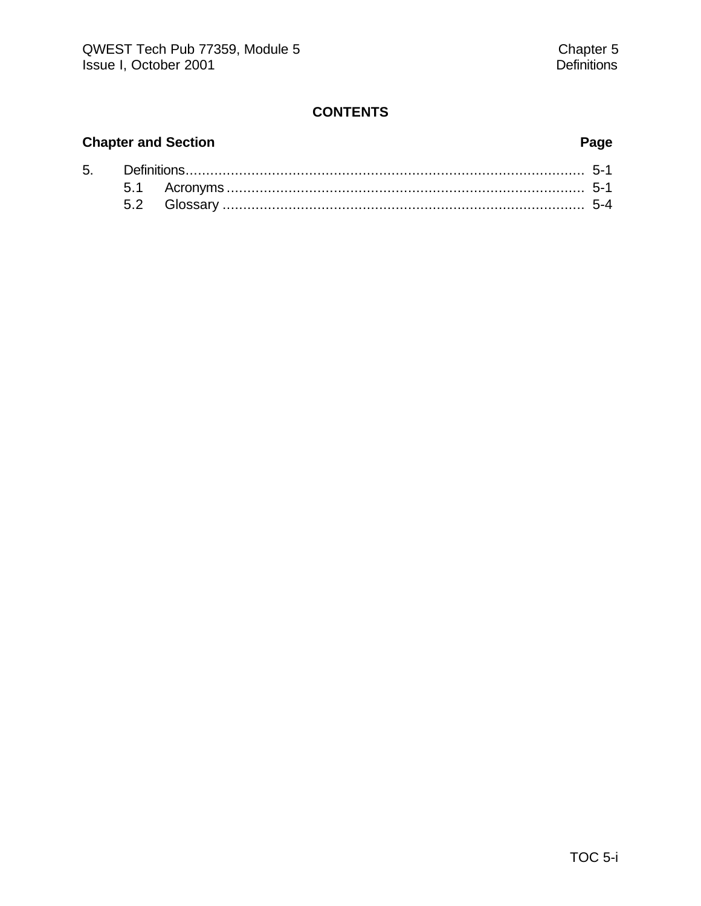# CONTENTS

| Chapter and Section | | Page |
|---|---|---|
| 5. | Definitions | 5-1 |
| 5.1 | Acronyms | 5-1 |
| 5.2 | Glossary | 5-4 |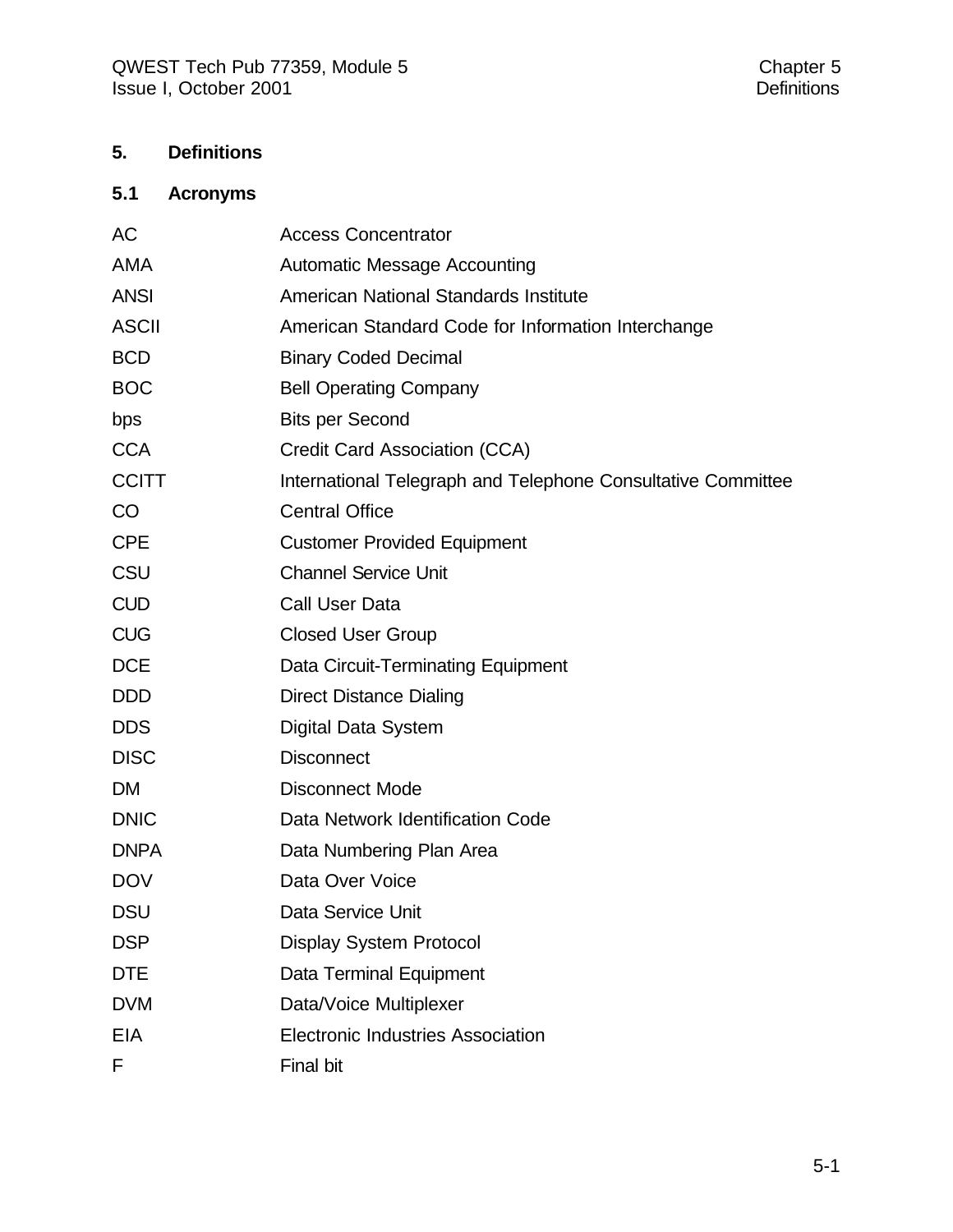# 5. Definitions

## 5.1 Acronyms

| | |
|---|---|
| AC | Access Concentrator |
| AMA | Automatic Message Accounting |
| ANSI | American National Standards Institute |
| ASCII | American Standard Code for Information Interchange |
| BCD | Binary Coded Decimal |
| BOC | Bell Operating Company |
| bps | Bits per Second |
| CCA | Credit Card Association (CCA) |
| CCITT | International Telegraph and Telephone Consultative Committee |
| CO | Central Office |
| CPE | Customer Provided Equipment |
| CSU | Channel Service Unit |
| CUD | Call User Data |
| CUG | Closed User Group |
| DCE | Data Circuit-Terminating Equipment |
| DDD | Direct Distance Dialing |
| DDS | Digital Data System |
| DISC | Disconnect |
| DM | Disconnect Mode |
| DNIC | Data Network Identification Code |
| DNPA | Data Numbering Plan Area |
| DOV | Data Over Voice |
| DSU | Data Service Unit |
| DSP | Display System Protocol |
| DTE | Data Terminal Equipment |
| DVM | Data/Voice Multiplexer |
| EIA | Electronic Industries Association |
| F | Final bit |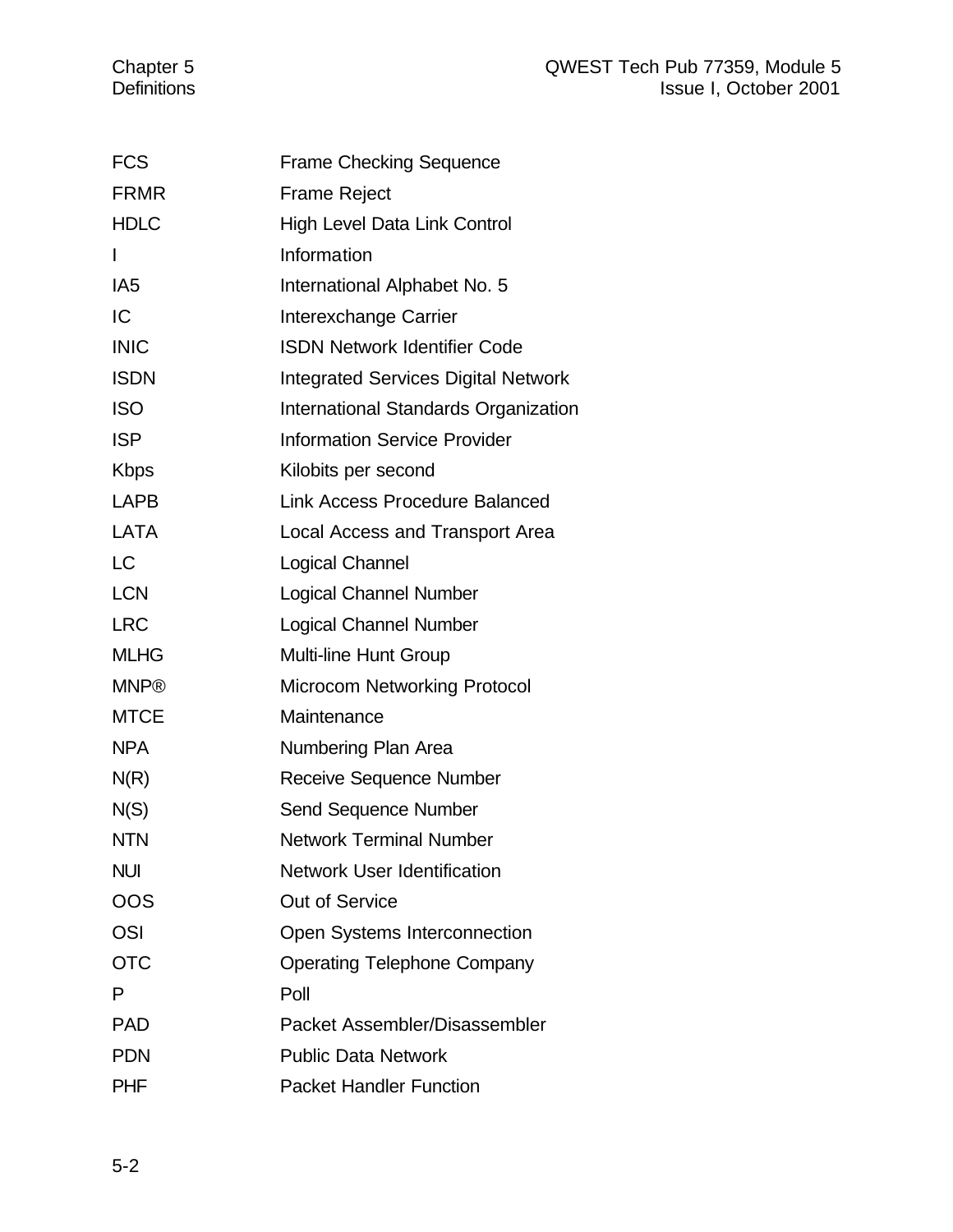| | |
|---|---|
| FCS | Frame Checking Sequence |
| FRMR | Frame Reject |
| HDLC | High Level Data Link Control |
| I | Information |
| IA5 | International Alphabet No. 5 |
| IC | Interexchange Carrier |
| INIC | ISDN Network Identifier Code |
| ISDN | Integrated Services Digital Network |
| ISO | International Standards Organization |
| ISP | Information Service Provider |
| Kbps | Kilobits per second |
| LAPB | Link Access Procedure Balanced |
| LATA | Local Access and Transport Area |
| LC | Logical Channel |
| LCN | Logical Channel Number |
| LRC | Logical Channel Number |
| MLHG | Multi-line Hunt Group |
| MNP® | Microcom Networking Protocol |
| MTCE | Maintenance |
| NPA | Numbering Plan Area |
| N(R) | Receive Sequence Number |
| N(S) | Send Sequence Number |
| NTN | Network Terminal Number |
| NUI | Network User Identification |
| OOS | Out of Service |
| OSI | Open Systems Interconnection |
| OTC | Operating Telephone Company |
| P | Poll |
| PAD | Packet Assembler/Disassembler |
| PDN | Public Data Network |
| PHF | Packet Handler Function |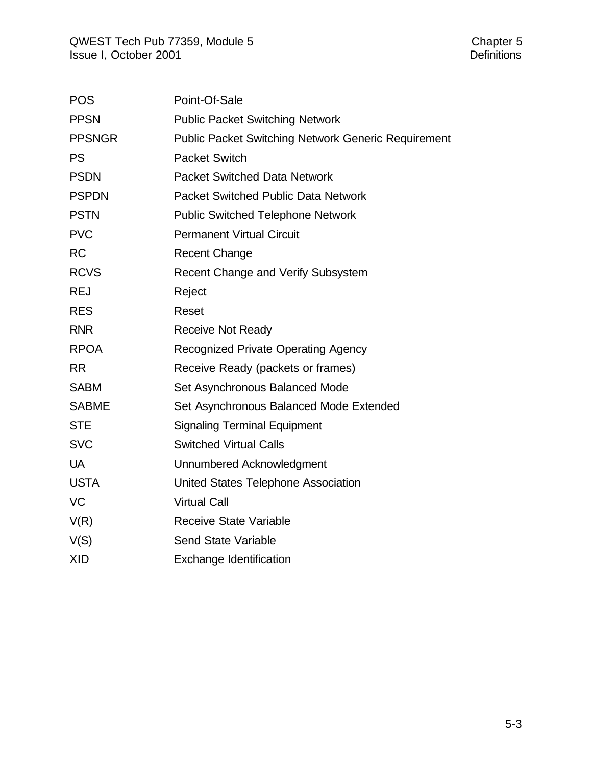| | |
|---|---|
| POS | Point-Of-Sale |
| PPSN | Public Packet Switching Network |
| PPSNGR | Public Packet Switching Network Generic Requirement |
| PS | Packet Switch |
| PSDN | Packet Switched Data Network |
| PSPDN | Packet Switched Public Data Network |
| PSTN | Public Switched Telephone Network |
| PVC | Permanent Virtual Circuit |
| RC | Recent Change |
| RCVS | Recent Change and Verify Subsystem |
| REJ | Reject |
| RES | Reset |
| RNR | Receive Not Ready |
| RPOA | Recognized Private Operating Agency |
| RR | Receive Ready (packets or frames) |
| SABM | Set Asynchronous Balanced Mode |
| SABME | Set Asynchronous Balanced Mode Extended |
| STE | Signaling Terminal Equipment |
| SVC | Switched Virtual Calls |
| UA | Unnumbered Acknowledgment |
| USTA | United States Telephone Association |
| VC | Virtual Call |
| V(R) | Receive State Variable |
| V(S) | Send State Variable |
| XID | Exchange Identification |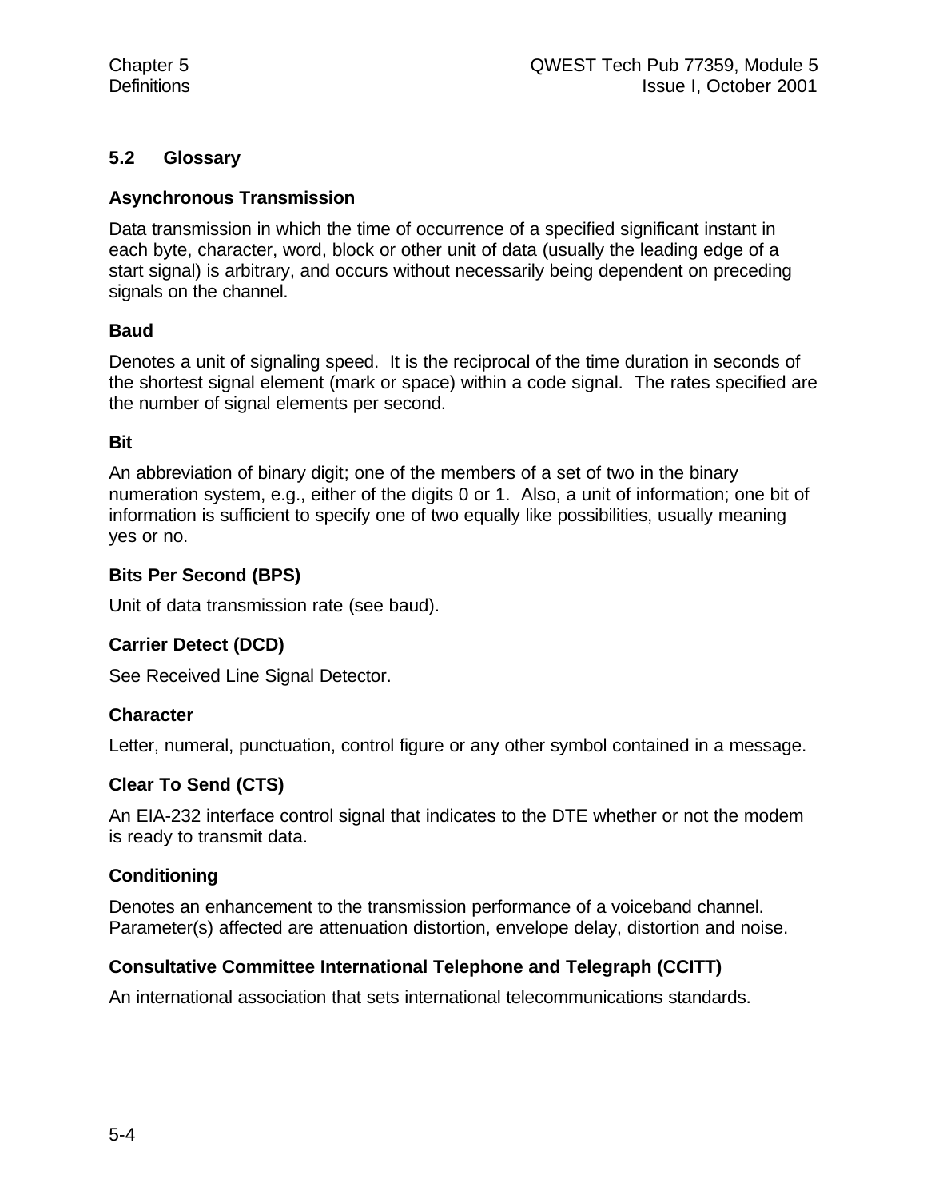## 5.2 Glossary

### Asynchronous Transmission

Data transmission in which the time of occurrence of a specified significant instant in each byte, character, word, block or other unit of data (usually the leading edge of a start signal) is arbitrary, and occurs without necessarily being dependent on preceding signals on the channel.

### Baud

Denotes a unit of signaling speed. It is the reciprocal of the time duration in seconds of the shortest signal element (mark or space) within a code signal. The rates specified are the number of signal elements per second.

### Bit

An abbreviation of binary digit; one of the members of a set of two in the binary numeration system, e.g., either of the digits 0 or 1. Also, a unit of information; one bit of information is sufficient to specify one of two equally like possibilities, usually meaning yes or no.

### Bits Per Second (BPS)

Unit of data transmission rate (see baud).

### Carrier Detect (DCD)

See Received Line Signal Detector.

### Character

Letter, numeral, punctuation, control figure or any other symbol contained in a message.

### Clear To Send (CTS)

An EIA-232 interface control signal that indicates to the DTE whether or not the modem is ready to transmit data.

### Conditioning

Denotes an enhancement to the transmission performance of a voiceband channel. Parameter(s) affected are attenuation distortion, envelope delay, distortion and noise.

### Consultative Committee International Telephone and Telegraph (CCITT)

An international association that sets international telecommunications standards.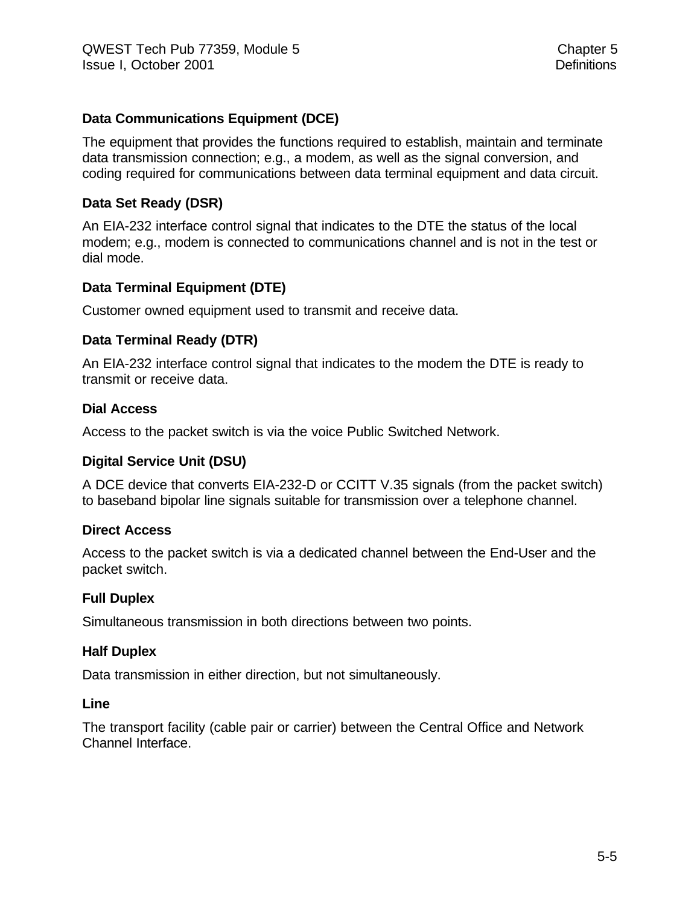### Data Communications Equipment (DCE)

The equipment that provides the functions required to establish, maintain and terminate data transmission connection; e.g., a modem, as well as the signal conversion, and coding required for communications between data terminal equipment and data circuit.

### Data Set Ready (DSR)

An EIA-232 interface control signal that indicates to the DTE the status of the local modem; e.g., modem is connected to communications channel and is not in the test or dial mode.

### Data Terminal Equipment (DTE)

Customer owned equipment used to transmit and receive data.

### Data Terminal Ready (DTR)

An EIA-232 interface control signal that indicates to the modem the DTE is ready to transmit or receive data.

### Dial Access

Access to the packet switch is via the voice Public Switched Network.

### Digital Service Unit (DSU)

A DCE device that converts EIA-232-D or CCITT V.35 signals (from the packet switch) to baseband bipolar line signals suitable for transmission over a telephone channel.

### Direct Access

Access to the packet switch is via a dedicated channel between the End-User and the packet switch.

### Full Duplex

Simultaneous transmission in both directions between two points.

### Half Duplex

Data transmission in either direction, but not simultaneously.

### Line

The transport facility (cable pair or carrier) between the Central Office and Network Channel Interface.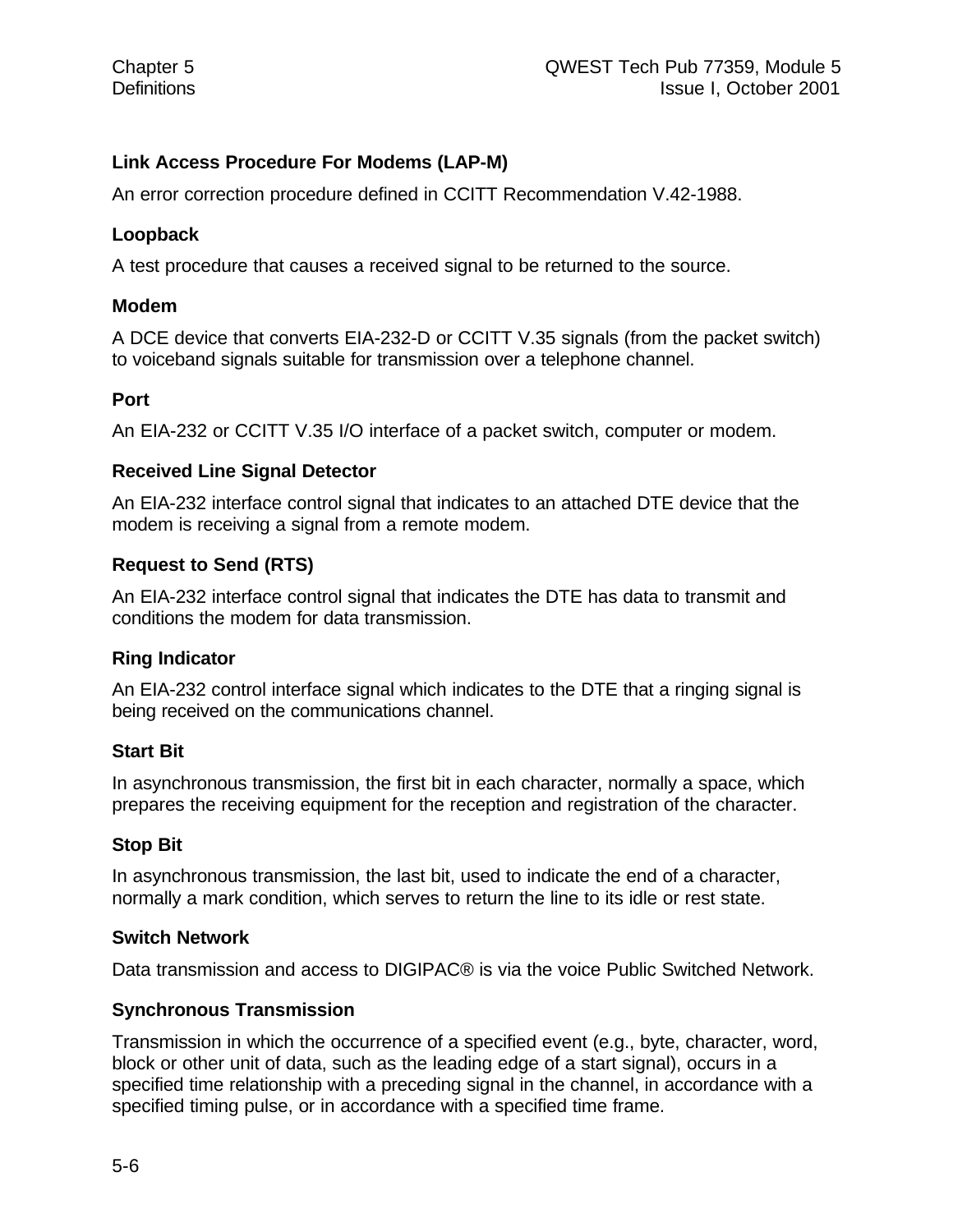**Link Access Procedure For Modems (LAP-M)**

An error correction procedure defined in CCITT Recommendation V.42-1988.

**Loopback**

A test procedure that causes a received signal to be returned to the source.

**Modem**

A DCE device that converts EIA-232-D or CCITT V.35 signals (from the packet switch) to voiceband signals suitable for transmission over a telephone channel.

**Port**

An EIA-232 or CCITT V.35 I/O interface of a packet switch, computer or modem.

**Received Line Signal Detector**

An EIA-232 interface control signal that indicates to an attached DTE device that the modem is receiving a signal from a remote modem.

**Request to Send (RTS)**

An EIA-232 interface control signal that indicates the DTE has data to transmit and conditions the modem for data transmission.

**Ring Indicator**

An EIA-232 control interface signal which indicates to the DTE that a ringing signal is being received on the communications channel.

**Start Bit**

In asynchronous transmission, the first bit in each character, normally a space, which prepares the receiving equipment for the reception and registration of the character.

**Stop Bit**

In asynchronous transmission, the last bit, used to indicate the end of a character, normally a mark condition, which serves to return the line to its idle or rest state.

**Switch Network**

Data transmission and access to DIGIPAC® is via the voice Public Switched Network.

**Synchronous Transmission**

Transmission in which the occurrence of a specified event (e.g., byte, character, word, block or other unit of data, such as the leading edge of a start signal), occurs in a specified time relationship with a preceding signal in the channel, in accordance with a specified timing pulse, or in accordance with a specified time frame.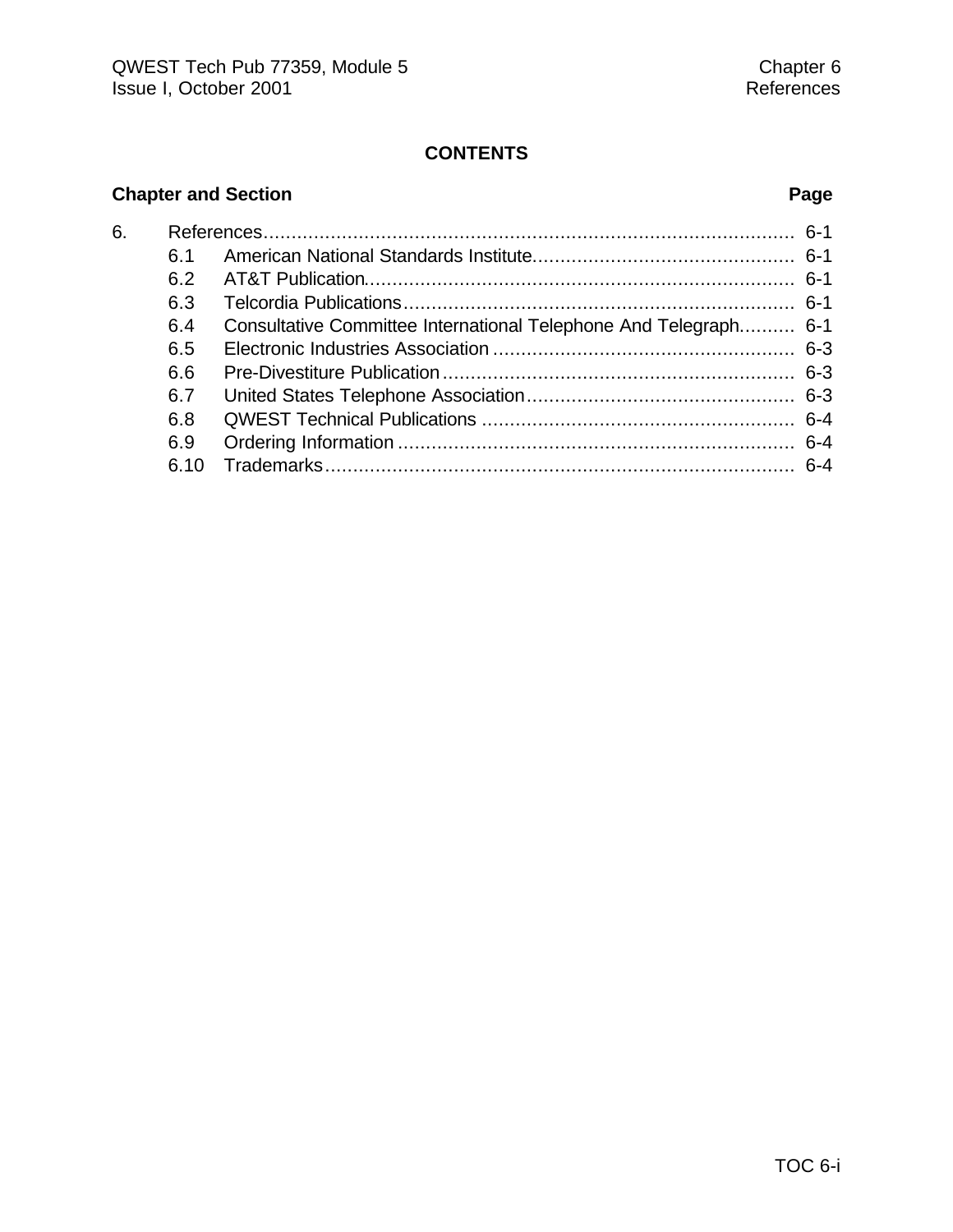# CONTENTS

| Chapter and Section | | Page |
|---|---|---|
| 6. | References | 6-1 |
| 6.1 | American National Standards Institute | 6-1 |
| 6.2 | AT&T Publication | 6-1 |
| 6.3 | Telcordia Publications | 6-1 |
| 6.4 | Consultative Committee International Telephone And Telegraph | 6-1 |
| 6.5 | Electronic Industries Association | 6-3 |
| 6.6 | Pre-Divestiture Publication | 6-3 |
| 6.7 | United States Telephone Association | 6-3 |
| 6.8 | QWEST Technical Publications | 6-4 |
| 6.9 | Ordering Information | 6-4 |
| 6.10 | Trademarks | 6-4 |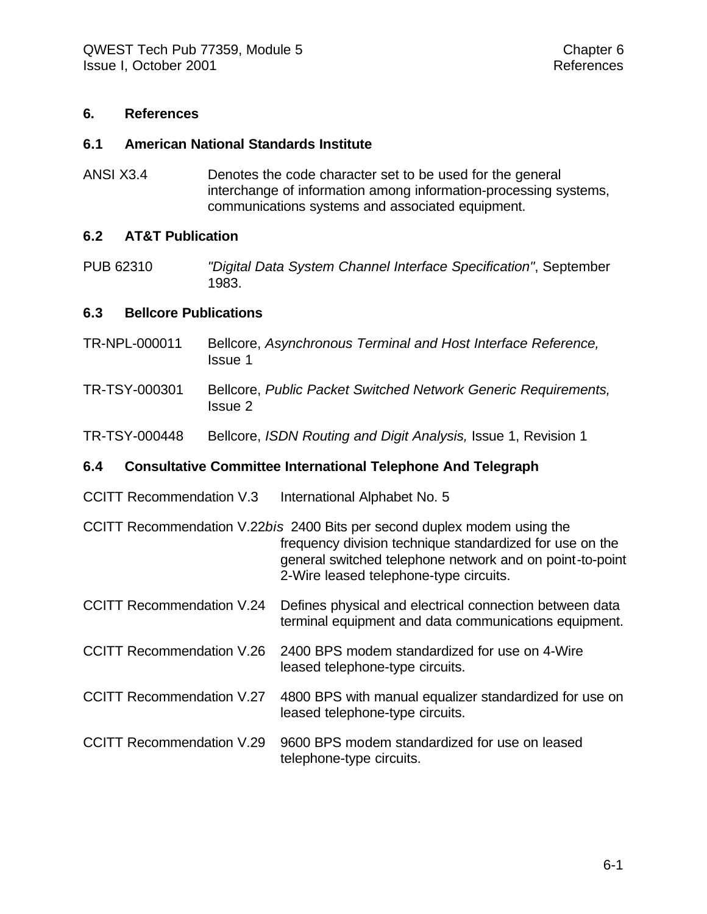# 6. References

## 6.1 American National Standards Institute

ANSI X3.4 — Denotes the code character set to be used for the general interchange of information among information-processing systems, communications systems and associated equipment.

## 6.2 AT&T Publication

PUB 62310 — *"Digital Data System Channel Interface Specification"*, September 1983.

## 6.3 Bellcore Publications

TR-NPL-000011 — Bellcore, *Asynchronous Terminal and Host Interface Reference,* Issue 1

TR-TSY-000301 — Bellcore, *Public Packet Switched Network Generic Requirements,* Issue 2

TR-TSY-000448 — Bellcore, *ISDN Routing and Digit Analysis,* Issue 1, Revision 1

## 6.4 Consultative Committee International Telephone And Telegraph

CCITT Recommendation V.3 — International Alphabet No. 5

CCITT Recommendation V.22*bis* — 2400 Bits per second duplex modem using the frequency division technique standardized for use on the general switched telephone network and on point-to-point 2-Wire leased telephone-type circuits.

CCITT Recommendation V.24 — Defines physical and electrical connection between data terminal equipment and data communications equipment.

CCITT Recommendation V.26 — 2400 BPS modem standardized for use on 4-Wire leased telephone-type circuits.

CCITT Recommendation V.27 — 4800 BPS with manual equalizer standardized for use on leased telephone-type circuits.

CCITT Recommendation V.29 — 9600 BPS modem standardized for use on leased telephone-type circuits.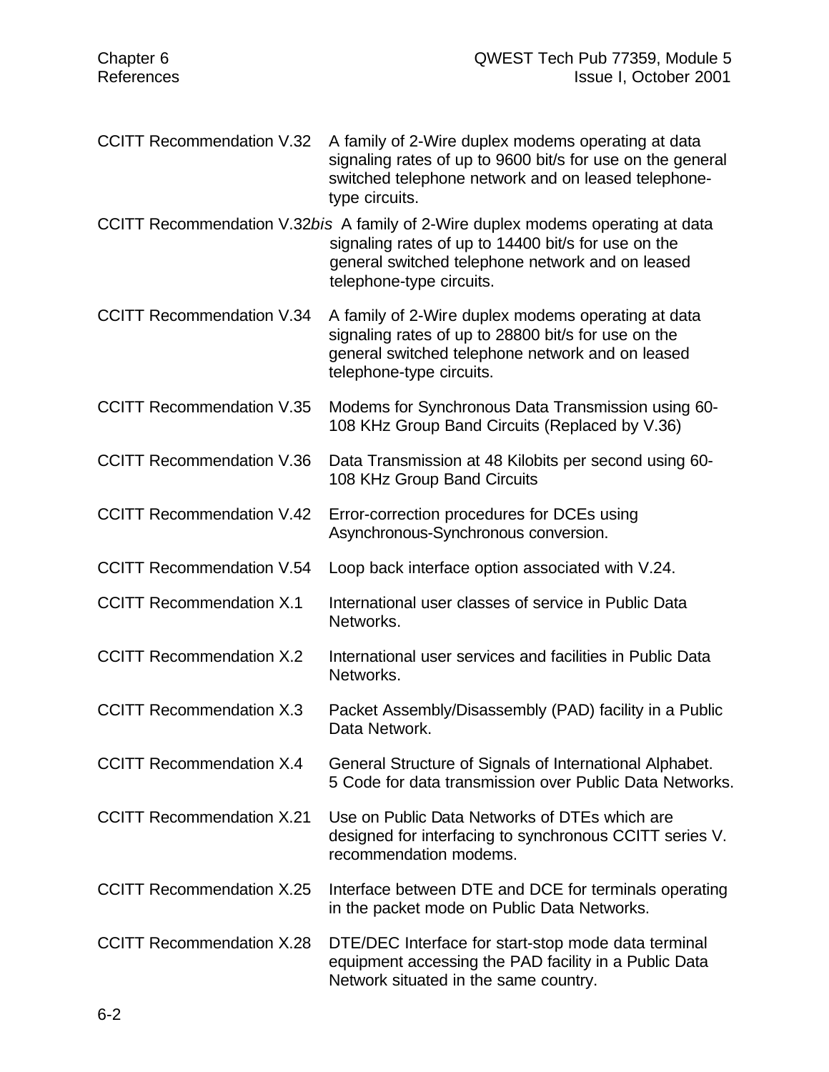| | |
|---|---|
| CCITT Recommendation V.32 | A family of 2-Wire duplex modems operating at data signaling rates of up to 9600 bit/s for use on the general switched telephone network and on leased telephone-type circuits. |
| CCITT Recommendation V.32*bis* | A family of 2-Wire duplex modems operating at data signaling rates of up to 14400 bit/s for use on the general switched telephone network and on leased telephone-type circuits. |
| CCITT Recommendation V.34 | A family of 2-Wire duplex modems operating at data signaling rates of up to 28800 bit/s for use on the general switched telephone network and on leased telephone-type circuits. |
| CCITT Recommendation V.35 | Modems for Synchronous Data Transmission using 60-108 KHz Group Band Circuits (Replaced by V.36) |
| CCITT Recommendation V.36 | Data Transmission at 48 Kilobits per second using 60-108 KHz Group Band Circuits |
| CCITT Recommendation V.42 | Error-correction procedures for DCEs using Asynchronous-Synchronous conversion. |
| CCITT Recommendation V.54 | Loop back interface option associated with V.24. |
| CCITT Recommendation X.1 | International user classes of service in Public Data Networks. |
| CCITT Recommendation X.2 | International user services and facilities in Public Data Networks. |
| CCITT Recommendation X.3 | Packet Assembly/Disassembly (PAD) facility in a Public Data Network. |
| CCITT Recommendation X.4 | General Structure of Signals of International Alphabet. 5 Code for data transmission over Public Data Networks. |
| CCITT Recommendation X.21 | Use on Public Data Networks of DTEs which are designed for interfacing to synchronous CCITT series V. recommendation modems. |
| CCITT Recommendation X.25 | Interface between DTE and DCE for terminals operating in the packet mode on Public Data Networks. |
| CCITT Recommendation X.28 | DTE/DEC Interface for start-stop mode data terminal equipment accessing the PAD facility in a Public Data Network situated in the same country. |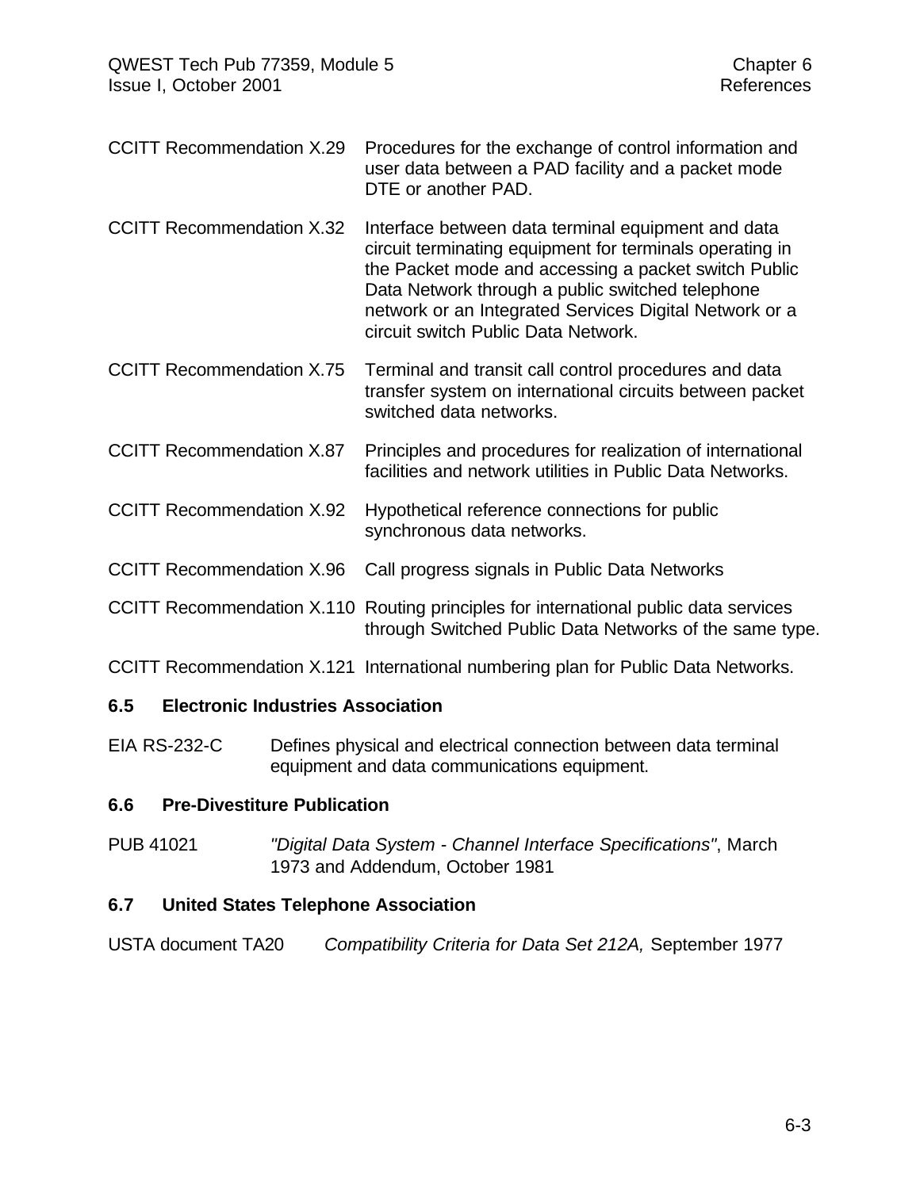| | |
|---|---|
| CCITT Recommendation X.29 | Procedures for the exchange of control information and user data between a PAD facility and a packet mode DTE or another PAD. |
| CCITT Recommendation X.32 | Interface between data terminal equipment and data circuit terminating equipment for terminals operating in the Packet mode and accessing a packet switch Public Data Network through a public switched telephone network or an Integrated Services Digital Network or a circuit switch Public Data Network. |
| CCITT Recommendation X.75 | Terminal and transit call control procedures and data transfer system on international circuits between packet switched data networks. |
| CCITT Recommendation X.87 | Principles and procedures for realization of international facilities and network utilities in Public Data Networks. |
| CCITT Recommendation X.92 | Hypothetical reference connections for public synchronous data networks. |
| CCITT Recommendation X.96 | Call progress signals in Public Data Networks |
| CCITT Recommendation X.110 | Routing principles for international public data services through Switched Public Data Networks of the same type. |
| CCITT Recommendation X.121 | International numbering plan for Public Data Networks. |

## 6.5 Electronic Industries Association

| | |
|---|---|
| EIA RS-232-C | Defines physical and electrical connection between data terminal equipment and data communications equipment. |

## 6.6 Pre-Divestiture Publication

| | |
|---|---|
| PUB 41021 | *"Digital Data System - Channel Interface Specifications"*, March 1973 and Addendum, October 1981 |

## 6.7 United States Telephone Association

| | |
|---|---|
| USTA document TA20 | *Compatibility Criteria for Data Set 212A,* September 1977 |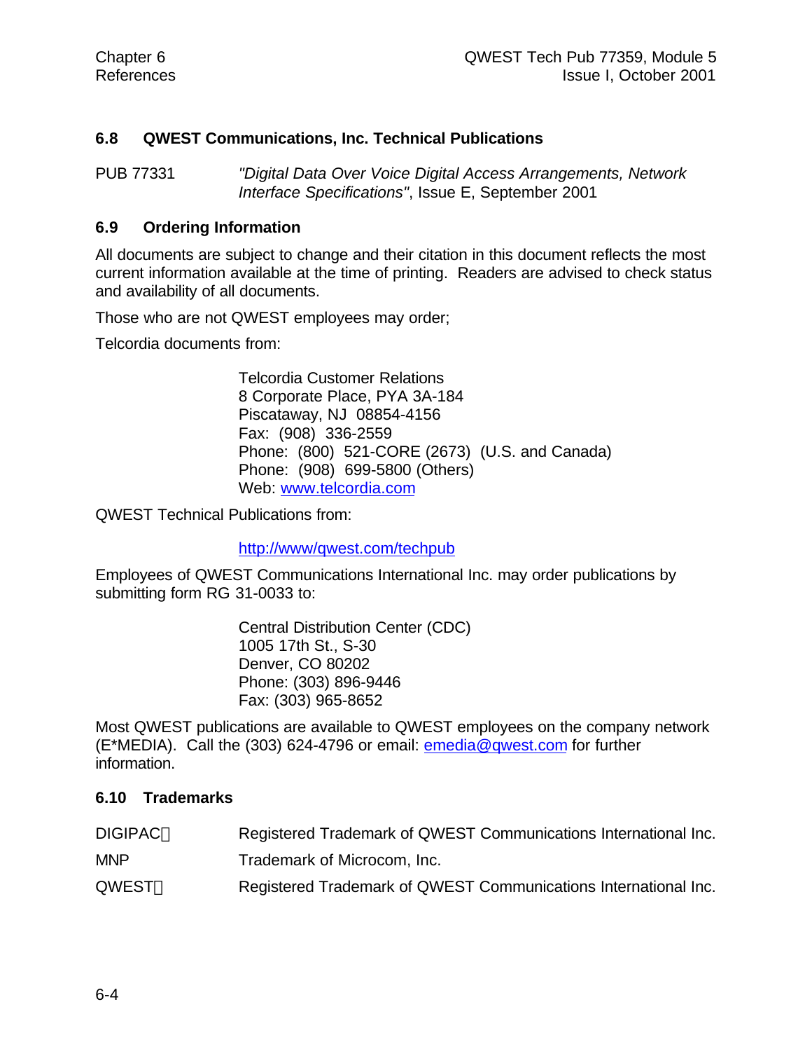## 6.8 QWEST Communications, Inc. Technical Publications

PUB 77331 *"Digital Data Over Voice Digital Access Arrangements, Network Interface Specifications"*, Issue E, September 2001

## 6.9 Ordering Information

All documents are subject to change and their citation in this document reflects the most current information available at the time of printing. Readers are advised to check status and availability of all documents.

Those who are not QWEST employees may order;

Telcordia documents from:

Telcordia Customer Relations
8 Corporate Place, PYA 3A-184
Piscataway, NJ 08854-4156
Fax: (908) 336-2559
Phone: (800) 521-CORE (2673) (U.S. and Canada)
Phone: (908) 699-5800 (Others)
Web: www.telcordia.com

QWEST Technical Publications from:

http://www/qwest.com/techpub

Employees of QWEST Communications International Inc. may order publications by submitting form RG 31-0033 to:

Central Distribution Center (CDC)
1005 17th St., S-30
Denver, CO 80202
Phone: (303) 896-9446
Fax: (303) 965-8652

Most QWEST publications are available to QWEST employees on the company network (E*MEDIA). Call the (303) 624-4796 or email: emedia@qwest.com for further information.

## 6.10 Trademarks

| | |
|---|---|
| DIGIPAC® | Registered Trademark of QWEST Communications International Inc. |
| MNP | Trademark of Microcom, Inc. |
| QWEST® | Registered Trademark of QWEST Communications International Inc. |